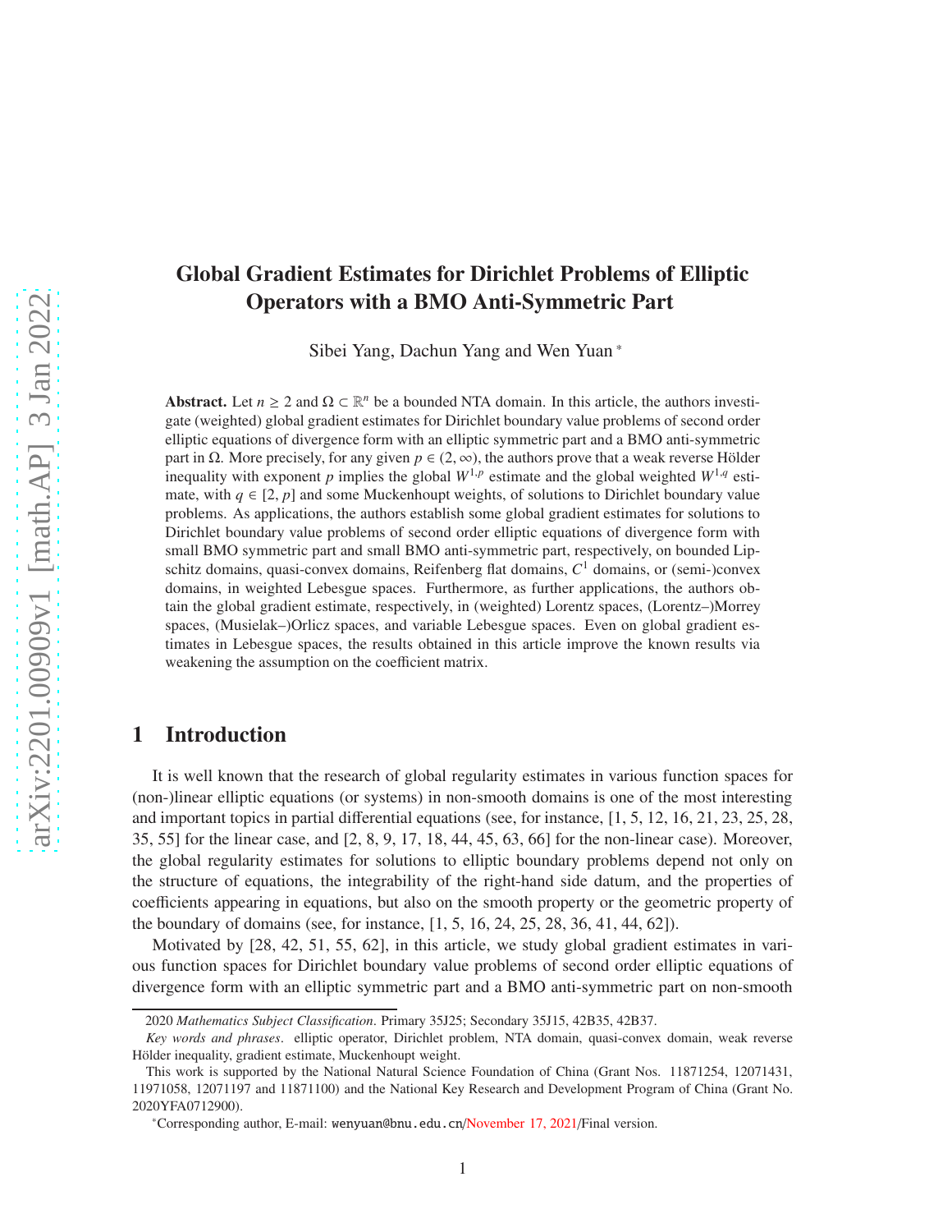# Global Gradient Estimates for Dirichlet Problems of Elliptic Operators with a BMO Anti-Symmetric Part

Sibei Yang, Dachun Yang and Wen Yuan *

**Abstract.** Let $n \geq 2$ and $\Omega \subset \mathbb{R}^n$ be a bounded NTA domain. In this article, the authors investigate (weighted) global gradient estimates for Dirichlet boundary value problems of second order elliptic equations of divergence form with an elliptic symmetric part and a BMO anti-symmetric part in $\Omega$. More precisely, for any given $p \in (2, \infty)$, the authors prove that a weak reverse Hölder inequality with exponent $p$ implies the global $W^{1,p}$ estimate and the global weighted $W^{1,q}$ estimate, with $q \in [2, p]$ and some Muckenhoupt weights, of solutions to Dirichlet boundary value problems. As applications, the authors establish some global gradient estimates for solutions to Dirichlet boundary value problems of second order elliptic equations of divergence form with small BMO symmetric part and small BMO anti-symmetric part, respectively, on bounded Lipschitz domains, quasi-convex domains, Reifenberg flat domains, $C^1$ domains, or (semi-)convex domains, in weighted Lebesgue spaces. Furthermore, as further applications, the authors obtain the global gradient estimate, respectively, in (weighted) Lorentz spaces, (Lorentz–)Morrey spaces, (Musielak–)Orlicz spaces, and variable Lebesgue spaces. Even on global gradient estimates in Lebesgue spaces, the results obtained in this article improve the known results via weakening the assumption on the coefficient matrix.

## 1 Introduction

It is well known that the research of global regularity estimates in various function spaces for (non-)linear elliptic equations (or systems) in non-smooth domains is one of the most interesting and important topics in partial differential equations (see, for instance, [1, 5, 12, 16, 21, 23, 25, 28, 35, 55] for the linear case, and [2, 8, 9, 17, 18, 44, 45, 63, 66] for the non-linear case). Moreover, the global regularity estimates for solutions to elliptic boundary problems depend not only on the structure of equations, the integrability of the right-hand side datum, and the properties of coefficients appearing in equations, but also on the smooth property or the geometric property of the boundary of domains (see, for instance, [1, 5, 16, 24, 25, 28, 36, 41, 44, 62]).

Motivated by [28, 42, 51, 55, 62], in this article, we study global gradient estimates in various function spaces for Dirichlet boundary value problems of second order elliptic equations of divergence form with an elliptic symmetric part and a BMO anti-symmetric part on non-smooth

2020 *Mathematics Subject Classification*. Primary 35J25; Secondary 35J15, 42B35, 42B37.

*Key words and phrases*. elliptic operator, Dirichlet problem, NTA domain, quasi-convex domain, weak reverse Hölder inequality, gradient estimate, Muckenhoupt weight.

This work is supported by the National Natural Science Foundation of China (Grant Nos. 11871254, 12071431, 11971058, 12071197 and 11871100) and the National Key Research and Development Program of China (Grant No. 2020YFA0712900).

*Corresponding author, E-mail: wenyuan@bnu.edu.cn/November 17, 2021/Final version.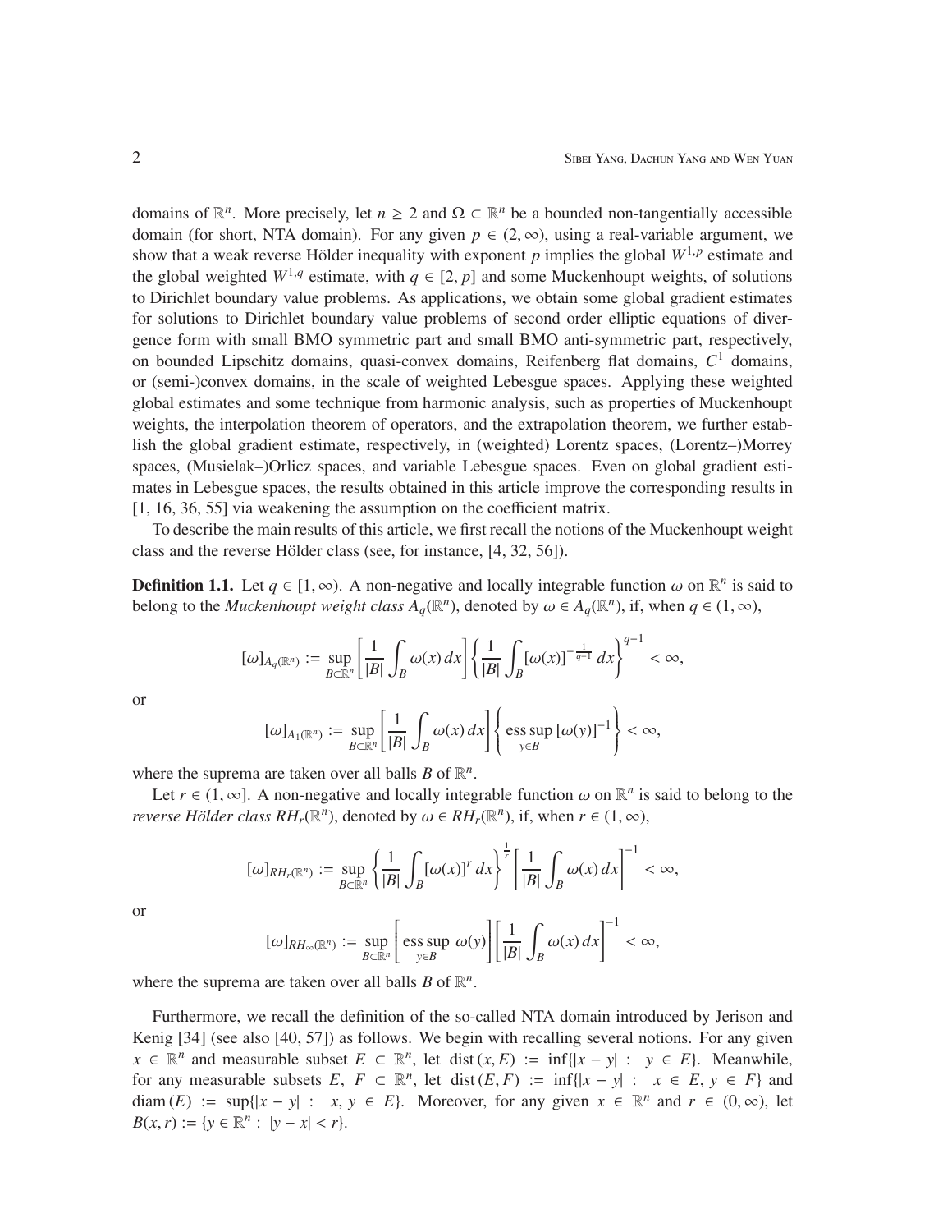domains of $\mathbb{R}^n$. More precisely, let $n \geq 2$ and $\Omega \subset \mathbb{R}^n$ be a bounded non-tangentially accessible domain (for short, NTA domain). For any given $p \in (2, \infty)$, using a real-variable argument, we show that a weak reverse Hölder inequality with exponent $p$ implies the global $W^{1,p}$ estimate and the global weighted $W^{1,q}$ estimate, with $q \in [2, p]$ and some Muckenhoupt weights, of solutions to Dirichlet boundary value problems. As applications, we obtain some global gradient estimates for solutions to Dirichlet boundary value problems of second order elliptic equations of divergence form with small BMO symmetric part and small BMO anti-symmetric part, respectively, on bounded Lipschitz domains, quasi-convex domains, Reifenberg flat domains, $C^1$ domains, or (semi-)convex domains, in the scale of weighted Lebesgue spaces. Applying these weighted global estimates and some technique from harmonic analysis, such as properties of Muckenhoupt weights, the interpolation theorem of operators, and the extrapolation theorem, we further establish the global gradient estimate, respectively, in (weighted) Lorentz spaces, (Lorentz–)Morrey spaces, (Musielak–)Orlicz spaces, and variable Lebesgue spaces. Even on global gradient estimates in Lebesgue spaces, the results obtained in this article improve the corresponding results in [1, 16, 36, 55] via weakening the assumption on the coefficient matrix.

To describe the main results of this article, we first recall the notions of the Muckenhoupt weight class and the reverse Hölder class (see, for instance, [4, 32, 56]).

**Definition 1.1.** Let $q \in [1, \infty)$. A non-negative and locally integrable function $\omega$ on $\mathbb{R}^n$ is said to belong to the *Muckenhoupt weight class* $A_q(\mathbb{R}^n)$, denoted by $\omega \in A_q(\mathbb{R}^n)$, if, when $q \in (1, \infty)$,

$$[\omega]_{A_q(\mathbb{R}^n)} := \sup_{B \subset \mathbb{R}^n} \left[\frac{1}{|B|} \int_B \omega(x)\, dx\right] \left\{\frac{1}{|B|} \int_B [\omega(x)]^{-\frac{1}{q-1}}\, dx\right\}^{q-1} < \infty,$$

or

$$[\omega]_{A_1(\mathbb{R}^n)} := \sup_{B \subset \mathbb{R}^n} \left[\frac{1}{|B|} \int_B \omega(x)\, dx\right] \left\{\operatorname*{ess\,sup}_{y \in B} [\omega(y)]^{-1}\right\} < \infty,$$

where the suprema are taken over all balls $B$ of $\mathbb{R}^n$.

Let $r \in (1, \infty]$. A non-negative and locally integrable function $\omega$ on $\mathbb{R}^n$ is said to belong to the *reverse Hölder class* $RH_r(\mathbb{R}^n)$, denoted by $\omega \in RH_r(\mathbb{R}^n)$, if, when $r \in (1, \infty)$,

$$[\omega]_{RH_r(\mathbb{R}^n)} := \sup_{B \subset \mathbb{R}^n} \left\{\frac{1}{|B|} \int_B [\omega(x)]^r\, dx\right\}^{\frac{1}{r}} \left[\frac{1}{|B|} \int_B \omega(x)\, dx\right]^{-1} < \infty,$$

or

$$[\omega]_{RH_\infty(\mathbb{R}^n)} := \sup_{B \subset \mathbb{R}^n} \left[\operatorname*{ess\,sup}_{y \in B}\ \omega(y)\right] \left[\frac{1}{|B|} \int_B \omega(x)\, dx\right]^{-1} < \infty,$$

where the suprema are taken over all balls $B$ of $\mathbb{R}^n$.

Furthermore, we recall the definition of the so-called NTA domain introduced by Jerison and Kenig [34] (see also [40, 57]) as follows. We begin with recalling several notions. For any given $x \in \mathbb{R}^n$ and measurable subset $E \subset \mathbb{R}^n$, let $\operatorname{dist}(x, E) := \inf\{|x - y| : y \in E\}$. Meanwhile, for any measurable subsets $E, F \subset \mathbb{R}^n$, let $\operatorname{dist}(E, F) := \inf\{|x - y| : x \in E, y \in F\}$ and $\operatorname{diam}(E) := \sup\{|x - y| : x, y \in E\}$. Moreover, for any $x \in \mathbb{R}^n$ and $r \in (0, \infty)$, let $B(x, r) := \{y \in \mathbb{R}^n : |y - x| < r\}$.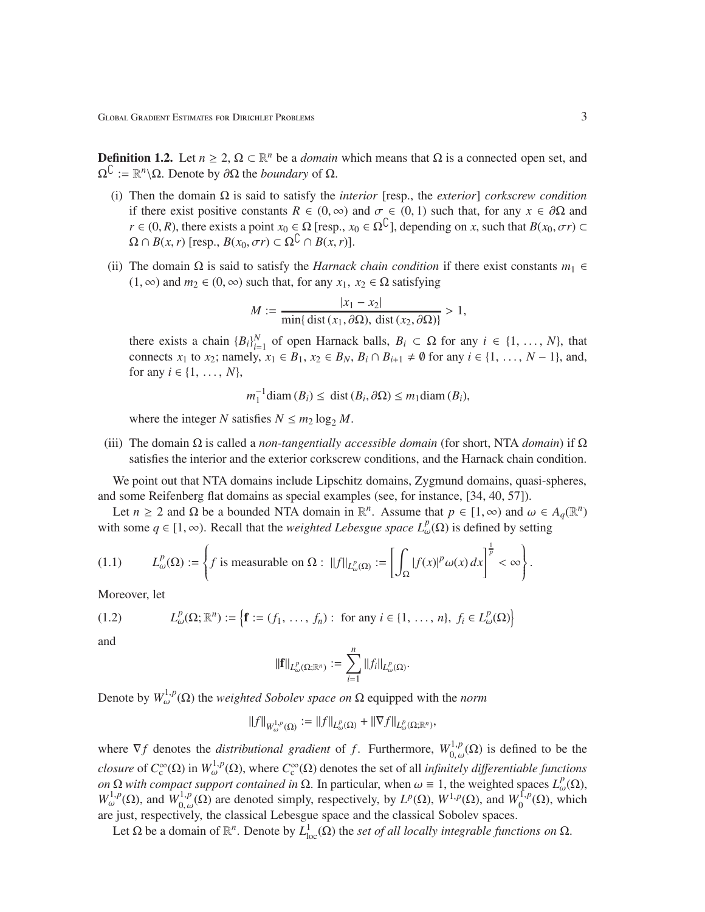**Definition 1.2.** Let $n \geq 2$, $\Omega \subset \mathbb{R}^n$ be a *domain* which means that $\Omega$ is a connected open set, and $\Omega^{\complement} := \mathbb{R}^n \backslash \Omega$. Denote by $\partial\Omega$ the *boundary* of $\Omega$.

(i) Then the domain $\Omega$ is said to satisfy the *interior* [resp., the *exterior*] *corkscrew condition* if there exist positive constants $R \in (0, \infty)$ and $\sigma \in (0, 1)$ such that, for any $x \in \partial\Omega$ and $r \in (0, R)$, there exists a point $x_0 \in \Omega$ [resp., $x_0 \in \Omega^{\complement}$], depending on $x$, such that $B(x_0, \sigma r) \subset \Omega \cap B(x, r)$ [resp., $B(x_0, \sigma r) \subset \Omega^{\complement} \cap B(x, r)$].

(ii) The domain $\Omega$ is said to satisfy the *Harnack chain condition* if there exist constants $m_1 \in (1, \infty)$ and $m_2 \in (0, \infty)$ such that, for any $x_1,\ x_2 \in \Omega$ satisfying

$$M := \frac{|x_1 - x_2|}{\min\{\operatorname{dist}(x_1, \partial\Omega),\ \operatorname{dist}(x_2, \partial\Omega)\}} > 1,$$

there exists a chain $\{B_i\}_{i=1}^N$ of open Harnack balls, $B_i \subset \Omega$ for any $i \in \{1, \ldots, N\}$, that connects $x_1$ to $x_2$; namely, $x_1 \in B_1$, $x_2 \in B_N$, $B_i \cap B_{i+1} \neq \emptyset$ for any $i \in \{1, \ldots, N-1\}$, and, for any $i \in \{1, \ldots, N\}$,

$$m_1^{-1} \operatorname{diam}(B_i) \leq \operatorname{dist}(B_i, \partial\Omega) \leq m_1 \operatorname{diam}(B_i),$$

where the integer $N$ satisfies $N \leq m_2 \log_2 M$.

(iii) The domain $\Omega$ is called a *non-tangentially accessible domain* (for short, NTA *domain*) if $\Omega$ satisfies the interior and the exterior corkscrew conditions, and the Harnack chain condition.

We point out that NTA domains include Lipschitz domains, Zygmund domains, quasi-spheres, and some Reifenberg flat domains as special examples (see, for instance, [34, 40, 57]).

Let $n \geq 2$ and $\Omega$ be a bounded NTA domain in $\mathbb{R}^n$. Assume that $p \in [1, \infty)$ and $\omega \in A_q(\mathbb{R}^n)$ with some $q \in [1, \infty)$. Recall that the *weighted Lebesgue space* $L^p_\omega(\Omega)$ is defined by setting

$$L^p_\omega(\Omega) := \left\{ f \text{ is measurable on } \Omega :\ \|f\|_{L^p_\omega(\Omega)} := \left[ \int_\Omega |f(x)|^p \omega(x)\, dx \right]^{\frac{1}{p}} < \infty \right\}. \tag{1.1}$$

Moreover, let

$$L^p_\omega(\Omega; \mathbb{R}^n) := \left\{ \mathbf{f} := (f_1, \ldots, f_n) :\ \text{for any } i \in \{1, \ldots, n\},\ f_i \in L^p_\omega(\Omega) \right\} \tag{1.2}$$

and

$$\|\mathbf{f}\|_{L^p_\omega(\Omega; \mathbb{R}^n)} := \sum_{i=1}^n \|f_i\|_{L^p_\omega(\Omega)}.$$

Denote by $W^{1,p}_\omega(\Omega)$ the *weighted Sobolev space on* $\Omega$ equipped with the *norm*

$$\|f\|_{W^{1,p}_\omega(\Omega)} := \|f\|_{L^p_\omega(\Omega)} + \|\nabla f\|_{L^p_\omega(\Omega; \mathbb{R}^n)},$$

where $\nabla f$ denotes the *distributional gradient* of $f$. Furthermore, $W^{1,p}_{0,\omega}(\Omega)$ is defined to be the *closure* of $C^\infty_{\mathrm{c}}(\Omega)$ in $W^{1,p}_\omega(\Omega)$, where $C^\infty_{\mathrm{c}}(\Omega)$ denotes the set of all *infinitely differentiable functions on* $\Omega$ *with compact support contained in* $\Omega$. In particular, when $\omega \equiv 1$, the weighted spaces $L^p_\omega(\Omega)$, $W^{1,p}_\omega(\Omega)$, and $W^{1,p}_{0,\omega}(\Omega)$ are denoted simply, respectively, by $L^p(\Omega)$, $W^{1,p}(\Omega)$, and $W^{1,p}_0(\Omega)$, which are just, respectively, the classical Lebesgue space and the classical Sobolev spaces.

Let $\Omega$ be a domain of $\mathbb{R}^n$. Denote by $L^1_{\mathrm{loc}}(\Omega)$ the *set of all locally integrable functions on* $\Omega$.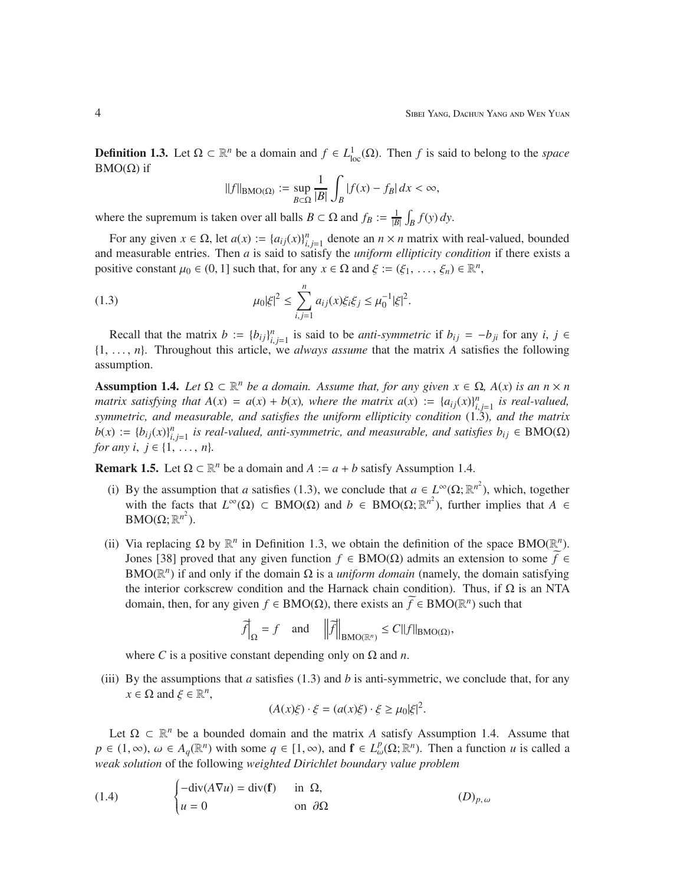**Definition 1.3.** Let $\Omega \subset \mathbb{R}^n$ be a domain and $f \in L^1_{\mathrm{loc}}(\Omega)$. Then $f$ is said to belong to the *space* $\mathrm{BMO}(\Omega)$ if

$$\|f\|_{\mathrm{BMO}(\Omega)} := \sup_{B\subset\Omega} \frac{1}{|B|}\int_B |f(x) - f_B|\,dx < \infty,$$

where the supremum is taken over all balls $B \subset \Omega$ and $f_B := \frac{1}{|B|}\int_B f(y)\,dy$.

For any given $x \in \Omega$, let $a(x) := \{a_{ij}(x)\}_{i,j=1}^n$ denote an $n \times n$ matrix with real-valued, bounded and measurable entries. Then $a$ is said to satisfy the *uniform ellipticity condition* if there exists a positive constant $\mu_0 \in (0, 1]$ such that, for any $x \in \Omega$ and $\xi := (\xi_1, \ldots, \xi_n) \in \mathbb{R}^n$,

$$\mu_0|\xi|^2 \le \sum_{i,j=1}^n a_{ij}(x)\xi_i\xi_j \le \mu_0^{-1}|\xi|^2. \tag{1.3}$$

Recall that the matrix $b := \{b_{ij}\}_{i,j=1}^n$ is said to be *anti-symmetric* if $b_{ij} = -b_{ji}$ for any $i, j \in \{1, \ldots, n\}$. Throughout this article, we *always assume* that the matrix $A$ satisfies the following assumption.

**Assumption 1.4.** *Let $\Omega \subset \mathbb{R}^n$ be a domain. Assume that, for any given $x \in \Omega$, $A(x)$ is an $n \times n$ matrix satisfying that $A(x) = a(x) + b(x)$, where the matrix $a(x) := \{a_{ij}(x)\}_{i,j=1}^n$ is real-valued, symmetric, and measurable, and satisfies the uniform ellipticity condition* (1.3)*, and the matrix $b(x) := \{b_{ij}(x)\}_{i,j=1}^n$ is real-valued, anti-symmetric, and measurable, and satisfies $b_{ij} \in \mathrm{BMO}(\Omega)$ for any $i, j \in \{1, \ldots, n\}$.*

**Remark 1.5.** Let $\Omega \subset \mathbb{R}^n$ be a domain and $A := a + b$ satisfy Assumption 1.4.

(i) By the assumption that $a$ satisfies (1.3), we conclude that $a \in L^\infty(\Omega; \mathbb{R}^{n^2})$, which, together with the facts that $L^\infty(\Omega) \subset \mathrm{BMO}(\Omega)$ and $b \in \mathrm{BMO}(\Omega; \mathbb{R}^{n^2})$, further implies that $A \in \mathrm{BMO}(\Omega; \mathbb{R}^{n^2})$.

(ii) Via replacing $\Omega$ by $\mathbb{R}^n$ in Definition 1.3, we obtain the definition of the space $\mathrm{BMO}(\mathbb{R}^n)$. Jones [38] proved that any given function $f \in \mathrm{BMO}(\Omega)$ admits an extension to some $\widetilde{f} \in \mathrm{BMO}(\mathbb{R}^n)$ if and only if the domain $\Omega$ is a *uniform domain* (namely, the domain satisfying the interior corkscrew condition and the Harnack chain condition). Thus, if $\Omega$ is an NTA domain, then, for any given $f \in \mathrm{BMO}(\Omega)$, there exists an $\widetilde{f} \in \mathrm{BMO}(\mathbb{R}^n)$ such that

$$\widetilde{f}\Big|_\Omega = f \quad \text{and} \quad \left\|\widetilde{f}\right\|_{\mathrm{BMO}(\mathbb{R}^n)} \le C\|f\|_{\mathrm{BMO}(\Omega)},$$

where $C$ is a positive constant depending only on $\Omega$ and $n$.

(iii) By the assumptions that $a$ satisfies (1.3) and $b$ is anti-symmetric, we conclude that, for any $x \in \Omega$ and $\xi \in \mathbb{R}^n$,

$$(A(x)\xi)\cdot\xi = (a(x)\xi)\cdot\xi \ge \mu_0|\xi|^2.$$

Let $\Omega \subset \mathbb{R}^n$ be a bounded domain and the matrix $A$ satisfy Assumption 1.4. Assume that $p \in (1, \infty)$, $\omega \in A_q(\mathbb{R}^n)$ with some $q \in [1, \infty)$, and $\mathbf{f} \in L^p_\omega(\Omega; \mathbb{R}^n)$. Then a function $u$ is called a *weak solution* of the following *weighted Dirichlet boundary value problem*

$$\begin{cases} -\mathrm{div}(A\nabla u) = \mathrm{div}(\mathbf{f}) & \text{in } \Omega, \\ u = 0 & \text{on } \partial\Omega \end{cases} \qquad (D)_{p,\,\omega} \tag{1.4}$$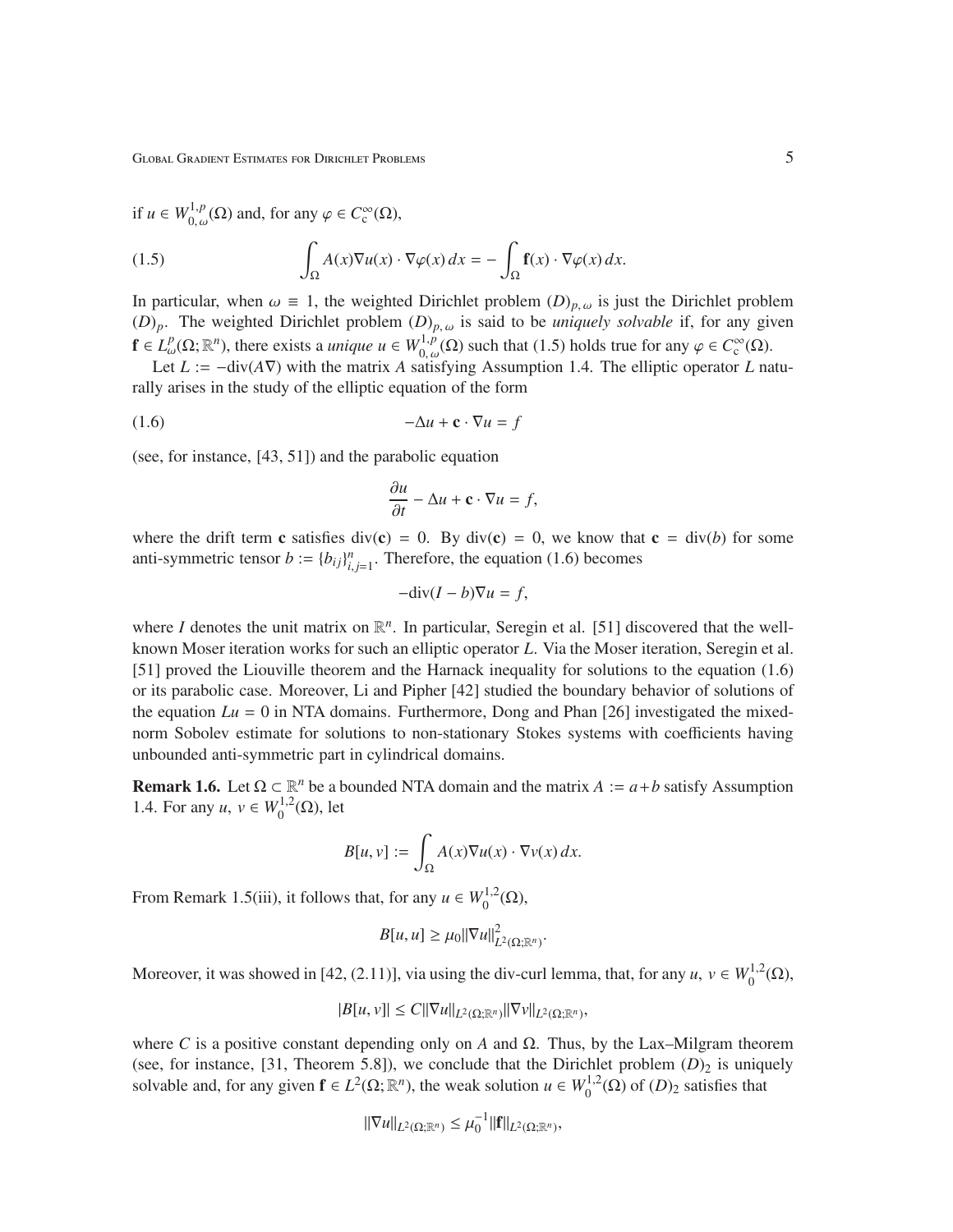if $u \in W^{1,p}_{0,\omega}(\Omega)$ and, for any $\varphi \in C^\infty_{\mathrm{c}}(\Omega)$,

$$\int_\Omega A(x)\nabla u(x) \cdot \nabla\varphi(x)\, dx = -\int_\Omega \mathbf{f}(x) \cdot \nabla\varphi(x)\, dx. \tag{1.5}$$

In particular, when $\omega \equiv 1$, the weighted Dirichlet problem $(D)_{p,\,\omega}$ is just the Dirichlet problem $(D)_p$. The weighted Dirichlet problem $(D)_{p,\,\omega}$ is said to be *uniquely solvable* if, for any given $\mathbf{f} \in L^p_\omega(\Omega; \mathbb{R}^n)$, there exists a *unique* $u \in W^{1,p}_{0,\,\omega}(\Omega)$ such that (1.5) holds true for any $\varphi \in C^\infty_{\mathrm{c}}(\Omega)$.

Let $L := -\mathrm{div}(A\nabla)$ with the matrix $A$ satisfying Assumption 1.4. The elliptic operator $L$ naturally arises in the study of the elliptic equation of the form

$$-\Delta u + \mathbf{c} \cdot \nabla u = f \tag{1.6}$$

(see, for instance, [43, 51]) and the parabolic equation

$$\frac{\partial u}{\partial t} - \Delta u + \mathbf{c} \cdot \nabla u = f,$$

where the drift term $\mathbf{c}$ satisfies $\mathrm{div}(\mathbf{c}) = 0$. By $\mathrm{div}(\mathbf{c}) = 0$, we know that $\mathbf{c} = \mathrm{div}(b)$ for some anti-symmetric tensor $b := \{b_{ij}\}_{i,j=1}^n$. Therefore, the equation (1.6) becomes

$$-\mathrm{div}(I - b)\nabla u = f,$$

where $I$ denotes the unit matrix on $\mathbb{R}^n$. In particular, Seregin et al. [51] discovered that the well-known Moser iteration works for such an elliptic operator $L$. Via the Moser iteration, Seregin et al. [51] proved the Liouville theorem and the Harnack inequality for solutions to the equation (1.6) or its parabolic case. Moreover, Li and Pipher [42] studied the boundary behavior of solutions of the equation $Lu = 0$ in NTA domains. Furthermore, Dong and Phan [26] investigated the mixed-norm Sobolev estimate for solutions to non-stationary Stokes systems with coefficients having unbounded anti-symmetric part in cylindrical domains.

**Remark 1.6.** Let $\Omega \subset \mathbb{R}^n$ be a bounded NTA domain and the matrix $A := a + b$ satisfy Assumption 1.4. For any $u,\ v \in W^{1,2}_0(\Omega)$, let

$$B[u, v] := \int_\Omega A(x)\nabla u(x) \cdot \nabla v(x)\, dx.$$

From Remark 1.5(iii), it follows that, for any $u \in W^{1,2}_0(\Omega)$,

$$B[u, u] \ge \mu_0 \|\nabla u\|^2_{L^2(\Omega;\mathbb{R}^n)}.$$

Moreover, it was showed in [42, (2.11)], via using the div-curl lemma, that, for any $u,\ v \in W^{1,2}_0(\Omega)$,

$$|B[u, v]| \le C\|\nabla u\|_{L^2(\Omega;\mathbb{R}^n)}\|\nabla v\|_{L^2(\Omega;\mathbb{R}^n)},$$

where $C$ is a positive constant depending only on $A$ and $\Omega$. Thus, by the Lax–Milgram theorem (see, for instance, [31, Theorem 5.8]), we conclude that the Dirichlet problem $(D)_2$ is uniquely solvable and, for any given $\mathbf{f} \in L^2(\Omega; \mathbb{R}^n)$, the weak solution $u \in W^{1,2}_0(\Omega)$ of $(D)_2$ satisfies that

$$\|\nabla u\|_{L^2(\Omega;\mathbb{R}^n)} \le \mu_0^{-1}\|\mathbf{f}\|_{L^2(\Omega;\mathbb{R}^n)},$$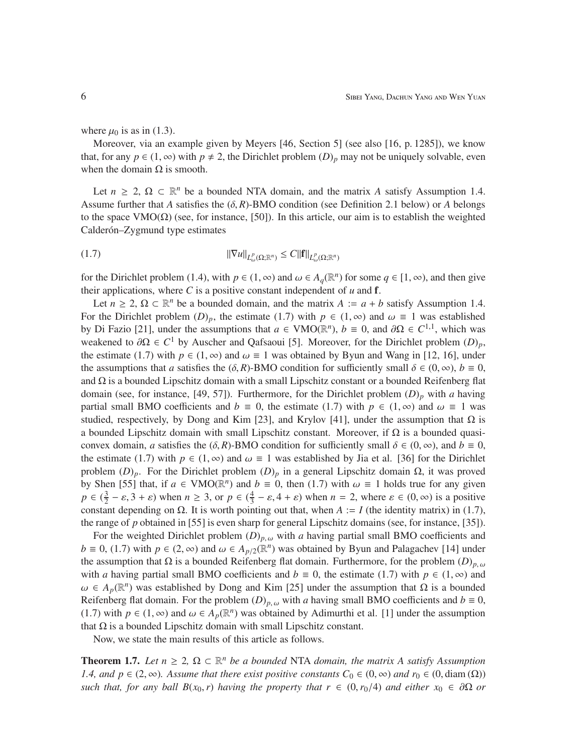where $\mu_0$ is as in (1.3).

Moreover, via an example given by Meyers [46, Section 5] (see also [16, p. 1285]), we know that, for any $p \in (1, \infty)$ with $p \neq 2$, the Dirichlet problem $(D)_p$ may not be uniquely solvable, even when the domain $\Omega$ is smooth.

Let $n \geq 2$, $\Omega \subset \mathbb{R}^n$ be a bounded NTA domain, and the matrix $A$ satisfy Assumption 1.4. Assume further that $A$ satisfies the $(\delta, R)$-BMO condition (see Definition 2.1 below) or $A$ belongs to the space $\mathrm{VMO}(\Omega)$ (see, for instance, [50]). In this article, our aim is to establish the weighted Calderón–Zygmund type estimates

$$\|\nabla u\|_{L^p_\omega(\Omega;\mathbb{R}^n)} \leq C\|\mathbf{f}\|_{L^p_\omega(\Omega;\mathbb{R}^n)} \tag{1.7}$$

for the Dirichlet problem (1.4), with $p \in (1, \infty)$ and $\omega \in A_q(\mathbb{R}^n)$ for some $q \in [1, \infty)$, and then give their applications, where $C$ is a positive constant independent of $u$ and $\mathbf{f}$.

Let $n \geq 2$, $\Omega \subset \mathbb{R}^n$ be a bounded domain, and the matrix $A := a + b$ satisfy Assumption 1.4. For the Dirichlet problem $(D)_p$, the estimate (1.7) with $p \in (1, \infty)$ and $\omega \equiv 1$ was established by Di Fazio [21], under the assumptions that $a \in \mathrm{VMO}(\mathbb{R}^n)$, $b \equiv 0$, and $\partial\Omega \in C^{1,1}$, which was weakened to $\partial\Omega \in C^1$ by Auscher and Qafsaoui [5]. Moreover, for the Dirichlet problem $(D)_p$, the estimate (1.7) with $p \in (1, \infty)$ and $\omega \equiv 1$ was obtained by Byun and Wang in [12, 16], under the assumptions that $a$ satisfies the $(\delta, R)$-BMO condition for sufficiently small $\delta \in (0, \infty)$, $b \equiv 0$, and $\Omega$ is a bounded Lipschitz domain with a small Lipschitz constant or a bounded Reifenberg flat domain (see, for instance, [49, 57]). Furthermore, for the Dirichlet problem $(D)_p$ with $a$ having partial small BMO coefficients and $b \equiv 0$, the estimate (1.7) with $p \in (1, \infty)$ and $\omega \equiv 1$ was studied, respectively, by Dong and Kim [23], and Krylov [41], under the assumption that $\Omega$ is a bounded Lipschitz domain with small Lipschitz constant. Moreover, if $\Omega$ is a bounded quasi-convex domain, $a$ satisfies the $(\delta, R)$-BMO condition for sufficiently small $\delta \in (0, \infty)$, and $b \equiv 0$, the estimate (1.7) with $p \in (1, \infty)$ and $\omega \equiv 1$ was established by Jia et al. [36] for the Dirichlet problem $(D)_p$. For the Dirichlet problem $(D)_p$ in a general Lipschitz domain $\Omega$, it was proved by Shen [55] that, if $a \in \mathrm{VMO}(\mathbb{R}^n)$ and $b \equiv 0$, then (1.7) with $\omega \equiv 1$ holds true for any given $p \in (\frac{3}{2} - \varepsilon, 3 + \varepsilon)$ when $n \geq 3$, or $p \in (\frac{4}{3} - \varepsilon, 4 + \varepsilon)$ when $n = 2$, where $\varepsilon \in (0, \infty)$ is a positive constant depending on $\Omega$. It is worth pointing out that, when $A := I$ (the identity matrix) in (1.7), the range of $p$ obtained in [55] is even sharp for general Lipschitz domains (see, for instance, [35]).

For the weighted Dirichlet problem $(D)_{p,\omega}$ with $a$ having partial small BMO coefficients and $b \equiv 0$, (1.7) with $p \in (2, \infty)$ and $\omega \in A_{p/2}(\mathbb{R}^n)$ was obtained by Byun and Palagachev [14] under the assumption that $\Omega$ is a bounded Reifenberg flat domain. Furthermore, for the problem $(D)_{p,\omega}$ with $a$ having partial small BMO coefficients and $b \equiv 0$, the estimate (1.7) with $p \in (1, \infty)$ and $\omega \in A_p(\mathbb{R}^n)$ was established by Dong and Kim [25] under the assumption that $\Omega$ is a bounded Reifenberg flat domain. For the problem $(D)_{p,\omega}$ with $a$ having small BMO coefficients and $b \equiv 0$, (1.7) with $p \in (1, \infty)$ and $\omega \in A_p(\mathbb{R}^n)$ was obtained by Adimurthi et al. [1] under the assumption that $\Omega$ is a bounded Lipschitz domain with small Lipschitz constant.

Now, we state the main results of this article as follows.

**Theorem 1.7.** *Let $n \geq 2$, $\Omega \subset \mathbb{R}^n$ be a bounded* NTA *domain, the matrix $A$ satisfy Assumption 1.4, and $p \in (2, \infty)$. Assume that there exist positive constants $C_0 \in (0, \infty)$ and $r_0 \in (0, \operatorname{diam}(\Omega))$ such that, for any ball $B(x_0, r)$ having the property that $r \in (0, r_0/4)$ and either $x_0 \in \partial\Omega$ or*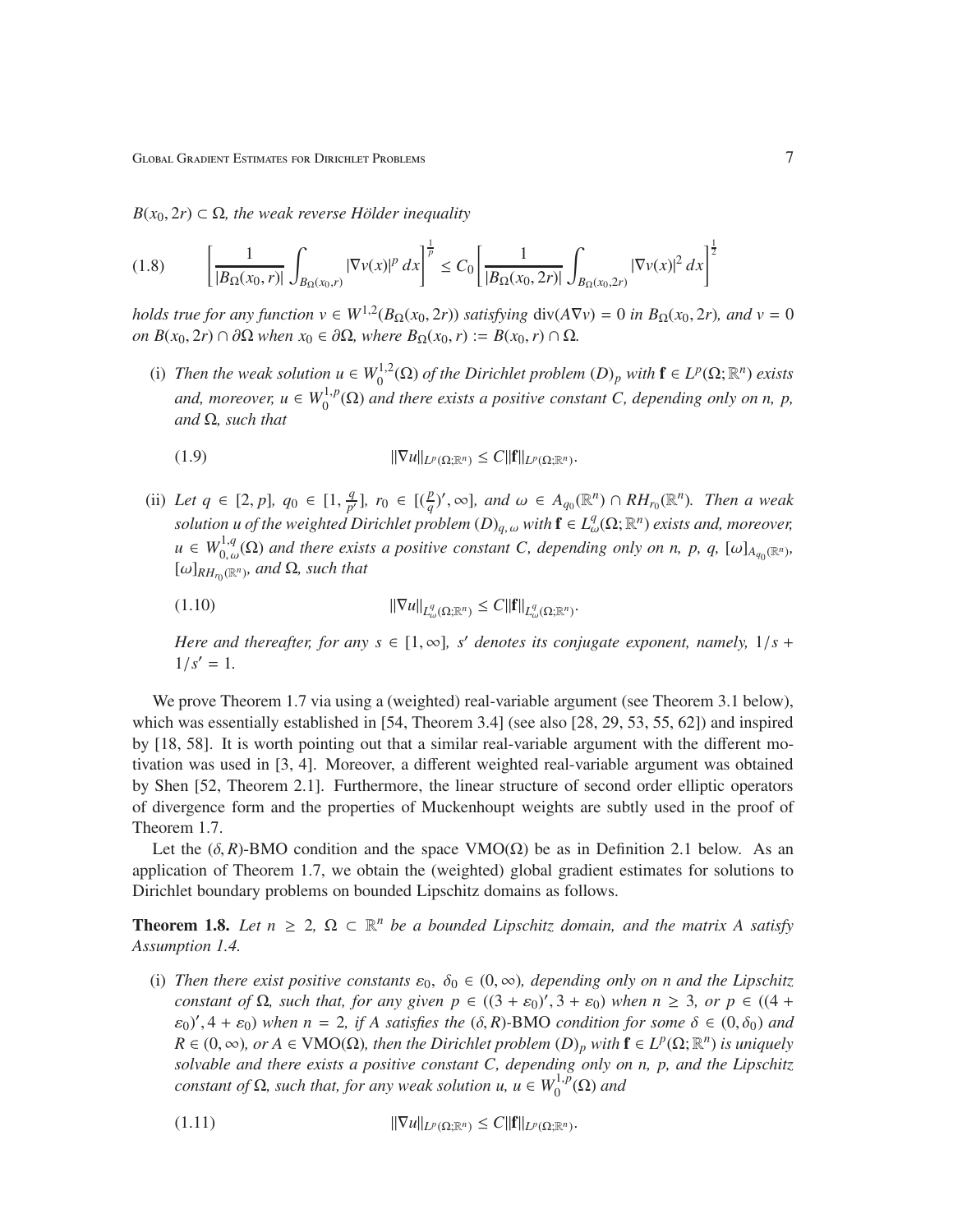*$B(x_0, 2r) \subset \Omega$, the weak reverse Hölder inequality*

$$\left[\frac{1}{|B_\Omega(x_0,r)|}\int_{B_\Omega(x_0,r)} |\nabla v(x)|^p\,dx\right]^{\frac{1}{p}} \le C_0\left[\frac{1}{|B_\Omega(x_0,2r)|}\int_{B_\Omega(x_0,2r)} |\nabla v(x)|^2\,dx\right]^{\frac{1}{2}} \tag{1.8}$$

*holds true for any function $v \in W^{1,2}(B_\Omega(x_0, 2r))$ satisfying $\operatorname{div}(A\nabla v) = 0$ in $B_\Omega(x_0, 2r)$, and $v = 0$ on $B(x_0, 2r) \cap \partial\Omega$ when $x_0 \in \partial\Omega$, where $B_\Omega(x_0, r) := B(x_0, r) \cap \Omega$.*

- (i) *Then the weak solution $u \in W_0^{1,2}(\Omega)$ of the Dirichlet problem $(D)_p$ with $\mathbf{f} \in L^p(\Omega; \mathbb{R}^n)$ exists and, moreover, $u \in W_0^{1,p}(\Omega)$ and there exists a positive constant $C$, depending only on $n$, $p$, and $\Omega$, such that*

$$\|\nabla u\|_{L^p(\Omega;\mathbb{R}^n)} \le C\|\mathbf{f}\|_{L^p(\Omega;\mathbb{R}^n)}. \tag{1.9}$$

- (ii) *Let $q \in [2, p]$, $q_0 \in [1, \frac{q}{p'}]$, $r_0 \in [(\frac{p}{q})', \infty]$, and $\omega \in A_{q_0}(\mathbb{R}^n) \cap RH_{r_0}(\mathbb{R}^n)$. Then a weak solution $u$ of the weighted Dirichlet problem $(D)_{q,\,\omega}$ with $\mathbf{f} \in L^q_\omega(\Omega; \mathbb{R}^n)$ exists and, moreover, $u \in W^{1,q}_{0,\,\omega}(\Omega)$ and there exists a positive constant $C$, depending only on $n$, $p$, $q$, $[\omega]_{A_{q_0}(\mathbb{R}^n)}$, $[\omega]_{RH_{r_0}(\mathbb{R}^n)}$, and $\Omega$, such that*

$$\|\nabla u\|_{L^q_\omega(\Omega;\mathbb{R}^n)} \le C\|\mathbf{f}\|_{L^q_\omega(\Omega;\mathbb{R}^n)}. \tag{1.10}$$

  *Here and thereafter, for any $s \in [1, \infty]$, $s'$ denotes its conjugate exponent, namely, $1/s + 1/s' = 1$.*

We prove Theorem 1.7 via using a (weighted) real-variable argument (see Theorem 3.1 below), which was essentially established in [54, Theorem 3.4] (see also [28, 29, 53, 55, 62]) and inspired by [18, 58]. It is worth pointing out that a similar real-variable argument with the different motivation was used in [3, 4]. Moreover, a different weighted real-variable argument was obtained by Shen [52, Theorem 2.1]. Furthermore, the linear structure of second order elliptic operators of divergence form and the properties of Muckenhoupt weights are subtly used in the proof of Theorem 1.7.

Let the $(\delta, R)$-BMO condition and the space $\mathrm{VMO}(\Omega)$ be as in Definition 2.1 below. As an application of Theorem 1.7, we obtain the (weighted) global gradient estimates for solutions to Dirichlet boundary problems on bounded Lipschitz domains as follows.

**Theorem 1.8.** *Let $n \ge 2$, $\Omega \subset \mathbb{R}^n$ be a bounded Lipschitz domain, and the matrix $A$ satisfy Assumption 1.4.*

- (i) *Then there exist positive constants $\varepsilon_0$, $\delta_0 \in (0, \infty)$, depending only on $n$ and the Lipschitz constant of $\Omega$, such that, for any given $p \in ((3 + \varepsilon_0)', 3 + \varepsilon_0)$ when $n \ge 3$, or $p \in ((4 + \varepsilon_0)', 4 + \varepsilon_0)$ when $n = 2$, if $A$ satisfies the $(\delta, R)$-BMO condition for some $\delta \in (0, \delta_0)$ and $R \in (0, \infty)$, or $A \in \mathrm{VMO}(\Omega)$, then the Dirichlet problem $(D)_p$ with $\mathbf{f} \in L^p(\Omega; \mathbb{R}^n)$ is uniquely solvable and there exists a positive constant $C$, depending only on $n$, $p$, and the Lipschitz constant of $\Omega$, such that, for any weak solution $u$, $u \in W_0^{1,p}(\Omega)$ and*

$$\|\nabla u\|_{L^p(\Omega;\mathbb{R}^n)} \le C\|\mathbf{f}\|_{L^p(\Omega;\mathbb{R}^n)}. \tag{1.11}$$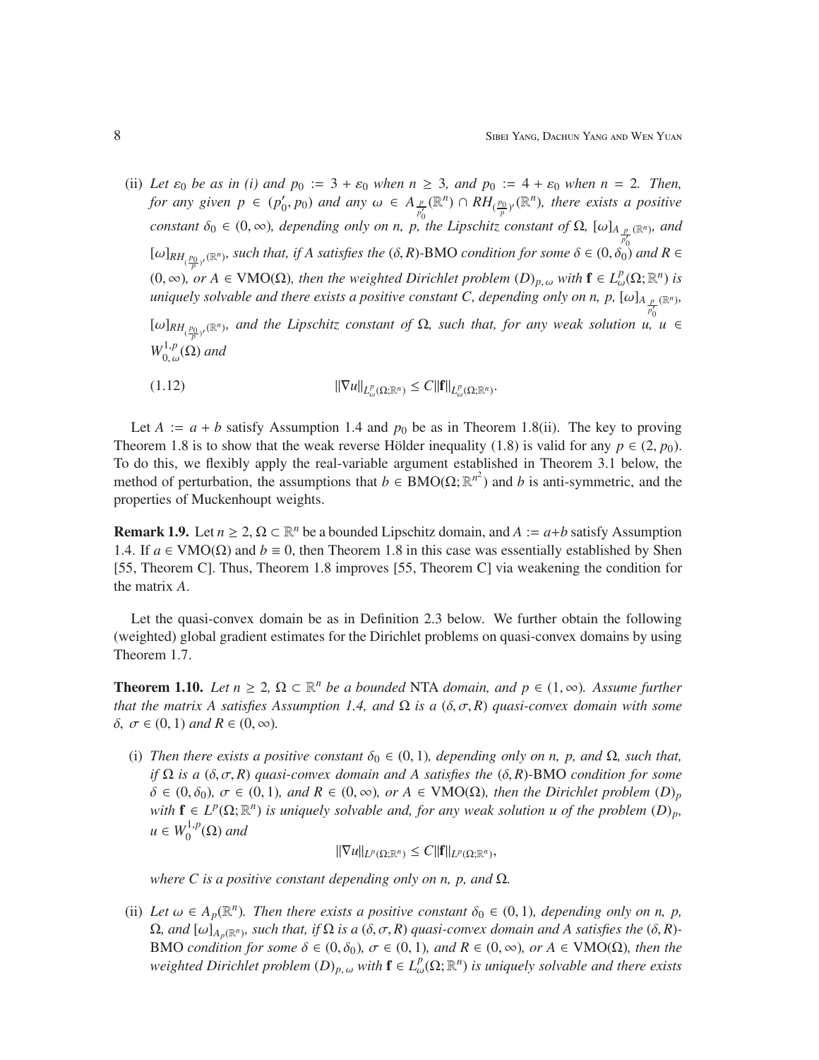(ii) *Let $\varepsilon_0$ be as in (i) and $p_0 := 3 + \varepsilon_0$ when $n \geq 3$, and $p_0 := 4 + \varepsilon_0$ when $n = 2$. Then, for any given $p \in (p_0', p_0)$ and any $\omega \in A_{\frac{p}{p_0'}}(\mathbb{R}^n) \cap RH_{(\frac{p_0}{p})'}(\mathbb{R}^n)$, there exists a positive constant $\delta_0 \in (0, \infty)$, depending only on n, p, the Lipschitz constant of $\Omega$, $[\omega]_{A_{\frac{p}{p_0'}}(\mathbb{R}^n)}$, and $[\omega]_{RH_{(\frac{p_0}{p})'}(\mathbb{R}^n)}$, such that, if A satisfies the $(\delta, R)$-BMO condition for some $\delta \in (0, \delta_0)$ and $R \in (0, \infty)$, or $A \in \mathrm{VMO}(\Omega)$, then the weighted Dirichlet problem $(D)_{p,\,\omega}$ with $\mathbf{f} \in L^p_\omega(\Omega; \mathbb{R}^n)$ is uniquely solvable and there exists a positive constant C, depending only on n, p, $[\omega]_{A_{\frac{p}{p_0'}}(\mathbb{R}^n)}$, $[\omega]_{RH_{(\frac{p_0}{p})'}(\mathbb{R}^n)}$, and the Lipschitz constant of $\Omega$, such that, for any weak solution u, $u \in W^{1,p}_{0,\,\omega}(\Omega)$ and*

$$\|\nabla u\|_{L^p_\omega(\Omega;\mathbb{R}^n)} \leq C\|\mathbf{f}\|_{L^p_\omega(\Omega;\mathbb{R}^n)}. \tag{1.12}$$

Let $A := a + b$ satisfy Assumption 1.4 and $p_0$ be as in Theorem 1.8(ii). The key to proving Theorem 1.8 is to show that the weak reverse Hölder inequality (1.8) is valid for any $p \in (2, p_0)$. To do this, we flexibly apply the real-variable argument established in Theorem 3.1 below, the method of perturbation, the assumptions that $b \in \mathrm{BMO}(\Omega; \mathbb{R}^{n^2})$ and $b$ is anti-symmetric, and the properties of Muckenhoupt weights.

**Remark 1.9.** Let $n \geq 2$, $\Omega \subset \mathbb{R}^n$ be a bounded Lipschitz domain, and $A := a+b$ satisfy Assumption 1.4. If $a \in \mathrm{VMO}(\Omega)$ and $b \equiv 0$, then Theorem 1.8 in this case was essentially established by Shen [55, Theorem C]. Thus, Theorem 1.8 improves [55, Theorem C] via weakening the condition for the matrix $A$.

Let the quasi-convex domain be as in Definition 2.3 below. We further obtain the following (weighted) global gradient estimates for the Dirichlet problems on quasi-convex domains by using Theorem 1.7.

**Theorem 1.10.** *Let $n \geq 2$, $\Omega \subset \mathbb{R}^n$ be a bounded* NTA *domain, and $p \in (1, \infty)$. Assume further that the matrix A satisfies Assumption 1.4, and $\Omega$ is a $(\delta, \sigma, R)$ quasi-convex domain with some $\delta$, $\sigma \in (0, 1)$ and $R \in (0, \infty)$.*

(i) *Then there exists a positive constant $\delta_0 \in (0, 1)$, depending only on n, p, and $\Omega$, such that, if $\Omega$ is a $(\delta, \sigma, R)$ quasi-convex domain and A satisfies the $(\delta, R)$-BMO condition for some $\delta \in (0, \delta_0)$, $\sigma \in (0, 1)$, and $R \in (0, \infty)$, or $A \in \mathrm{VMO}(\Omega)$, then the Dirichlet problem $(D)_p$ with $\mathbf{f} \in L^p(\Omega; \mathbb{R}^n)$ is uniquely solvable and, for any weak solution u of the problem $(D)_p$, $u \in W^{1,p}_0(\Omega)$ and*

$$\|\nabla u\|_{L^p(\Omega;\mathbb{R}^n)} \leq C\|\mathbf{f}\|_{L^p(\Omega;\mathbb{R}^n)},$$

*where C is a positive constant depending only on n, p, and $\Omega$.*

(ii) *Let $\omega \in A_p(\mathbb{R}^n)$. Then there exists a positive constant $\delta_0 \in (0, 1)$, depending only on n, p, $\Omega$, and $[\omega]_{A_p(\mathbb{R}^n)}$, such that, if $\Omega$ is a $(\delta, \sigma, R)$ quasi-convex domain and A satisfies the $(\delta, R)$-*BMO *condition for some $\delta \in (0, \delta_0)$, $\sigma \in (0, 1)$, and $R \in (0, \infty)$, or $A \in \mathrm{VMO}(\Omega)$, then the weighted Dirichlet problem $(D)_{p,\,\omega}$ with $\mathbf{f} \in L^p_\omega(\Omega; \mathbb{R}^n)$ is uniquely solvable and there exists*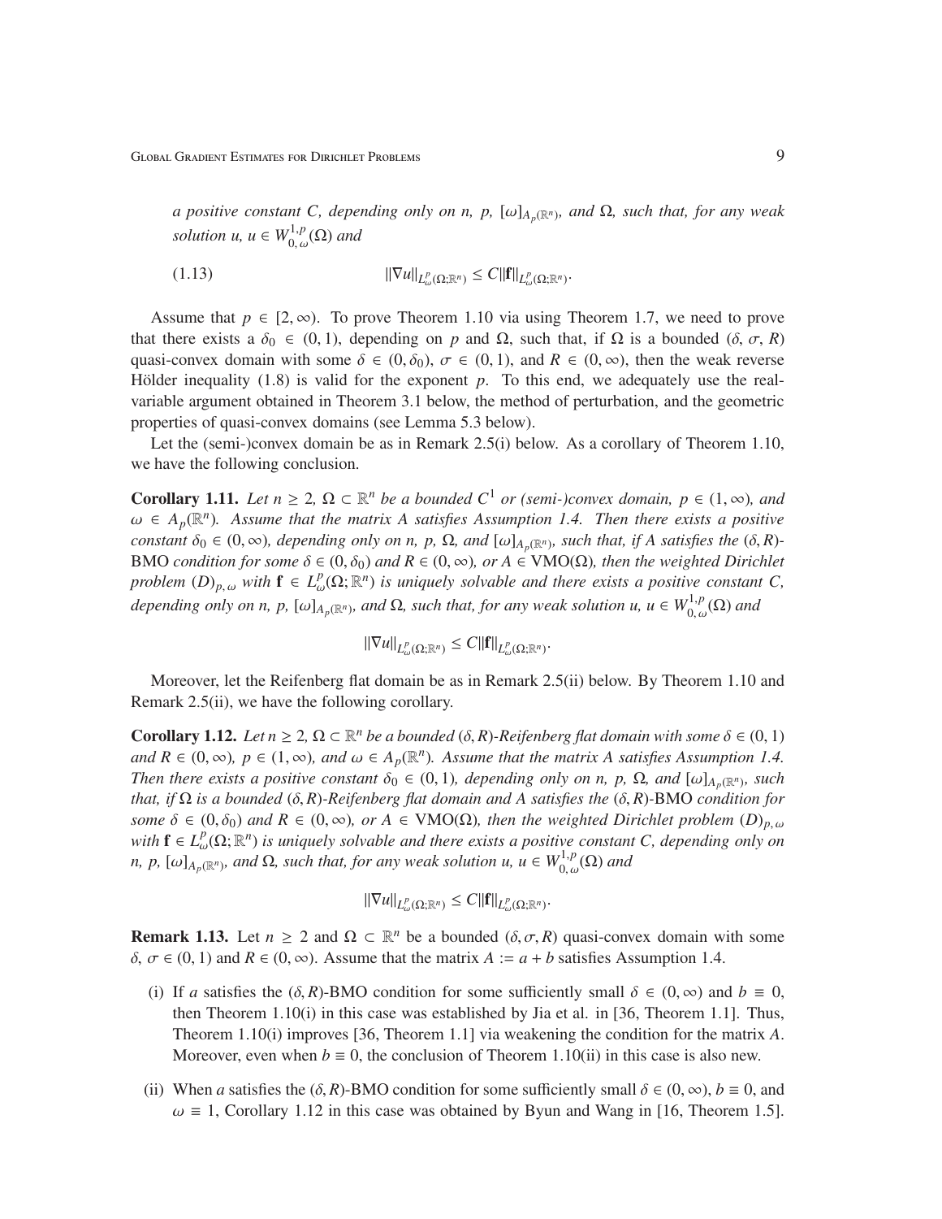*a positive constant $C$, depending only on $n$, $p$, $[\omega]_{A_p(\mathbb{R}^n)}$, and $\Omega$, such that, for any weak solution $u$, $u \in W^{1,p}_{0,\omega}(\Omega)$ and*

$$\|\nabla u\|_{L^p_\omega(\Omega;\mathbb{R}^n)} \leq C\|\mathbf{f}\|_{L^p_\omega(\Omega;\mathbb{R}^n)}. \tag{1.13}$$

Assume that $p \in [2, \infty)$. To prove Theorem 1.10 via using Theorem 1.7, we need to prove that there exists a $\delta_0 \in (0, 1)$, depending on $p$ and $\Omega$, such that, if $\Omega$ is a bounded $(\delta, \sigma, R)$ quasi-convex domain with some $\delta \in (0, \delta_0)$, $\sigma \in (0, 1)$, and $R \in (0, \infty)$, then the weak reverse Hölder inequality (1.8) is valid for the exponent $p$. To this end, we adequately use the real-variable argument obtained in Theorem 3.1 below, the method of perturbation, and the geometric properties of quasi-convex domains (see Lemma 5.3 below).

Let the (semi-)convex domain be as in Remark 2.5(i) below. As a corollary of Theorem 1.10, we have the following conclusion.

**Corollary 1.11.** *Let $n \geq 2$, $\Omega \subset \mathbb{R}^n$ be a bounded $C^1$ or (semi-)convex domain, $p \in (1, \infty)$, and $\omega \in A_p(\mathbb{R}^n)$. Assume that the matrix $A$ satisfies Assumption 1.4. Then there exists a positive constant $\delta_0 \in (0, \infty)$, depending only on $n$, $p$, $\Omega$, and $[\omega]_{A_p(\mathbb{R}^n)}$, such that, if $A$ satisfies the $(\delta, R)$-BMO condition for some $\delta \in (0, \delta_0)$ and $R \in (0, \infty)$, or $A \in \mathrm{VMO}(\Omega)$, then the weighted Dirichlet problem $(D)_{p,\omega}$ with $\mathbf{f} \in L^p_\omega(\Omega; \mathbb{R}^n)$ is uniquely solvable and there exists a positive constant $C$, depending only on $n$, $p$, $[\omega]_{A_p(\mathbb{R}^n)}$, and $\Omega$, such that, for any weak solution $u$, $u \in W^{1,p}_{0,\omega}(\Omega)$ and*

$$\|\nabla u\|_{L^p_\omega(\Omega;\mathbb{R}^n)} \leq C\|\mathbf{f}\|_{L^p_\omega(\Omega;\mathbb{R}^n)}.$$

Moreover, let the Reifenberg flat domain be as in Remark 2.5(ii) below. By Theorem 1.10 and Remark 2.5(ii), we have the following corollary.

**Corollary 1.12.** *Let $n \geq 2$, $\Omega \subset \mathbb{R}^n$ be a bounded $(\delta, R)$-Reifenberg flat domain with some $\delta \in (0, 1)$ and $R \in (0, \infty)$, $p \in (1, \infty)$, and $\omega \in A_p(\mathbb{R}^n)$. Assume that the matrix $A$ satisfies Assumption 1.4. Then there exists a positive constant $\delta_0 \in (0, 1)$, depending only on $n$, $p$, $\Omega$, and $[\omega]_{A_p(\mathbb{R}^n)}$, such that, if $\Omega$ is a bounded $(\delta, R)$-Reifenberg flat domain and $A$ satisfies the $(\delta, R)$-BMO condition for some $\delta \in (0, \delta_0)$ and $R \in (0, \infty)$, or $A \in \mathrm{VMO}(\Omega)$, then the weighted Dirichlet problem $(D)_{p,\omega}$ with $\mathbf{f} \in L^p_\omega(\Omega; \mathbb{R}^n)$ is uniquely solvable and there exists a positive constant $C$, depending only on $n$, $p$, $[\omega]_{A_p(\mathbb{R}^n)}$, and $\Omega$, such that, for any weak solution $u$, $u \in W^{1,p}_{0,\omega}(\Omega)$ and*

$$\|\nabla u\|_{L^p_\omega(\Omega;\mathbb{R}^n)} \leq C\|\mathbf{f}\|_{L^p_\omega(\Omega;\mathbb{R}^n)}.$$

**Remark 1.13.** Let $n \geq 2$ and $\Omega \subset \mathbb{R}^n$ be a bounded $(\delta, \sigma, R)$ quasi-convex domain with some $\delta$, $\sigma \in (0, 1)$ and $R \in (0, \infty)$. Assume that the matrix $A := a + b$ satisfies Assumption 1.4.

(i) If $a$ satisfies the $(\delta, R)$-BMO condition for some sufficiently small $\delta \in (0, \infty)$ and $b \equiv 0$, then Theorem 1.10(i) in this case was established by Jia et al. in [36, Theorem 1.1]. Thus, Theorem 1.10(i) improves [36, Theorem 1.1] via weakening the condition for the matrix $A$. Moreover, even when $b \equiv 0$, the conclusion of Theorem 1.10(ii) in this case is also new.

(ii) When $a$ satisfies the $(\delta, R)$-BMO condition for some sufficiently small $\delta \in (0, \infty)$, $b \equiv 0$, and $\omega \equiv 1$, Corollary 1.12 in this case was obtained by Byun and Wang in [16, Theorem 1.5].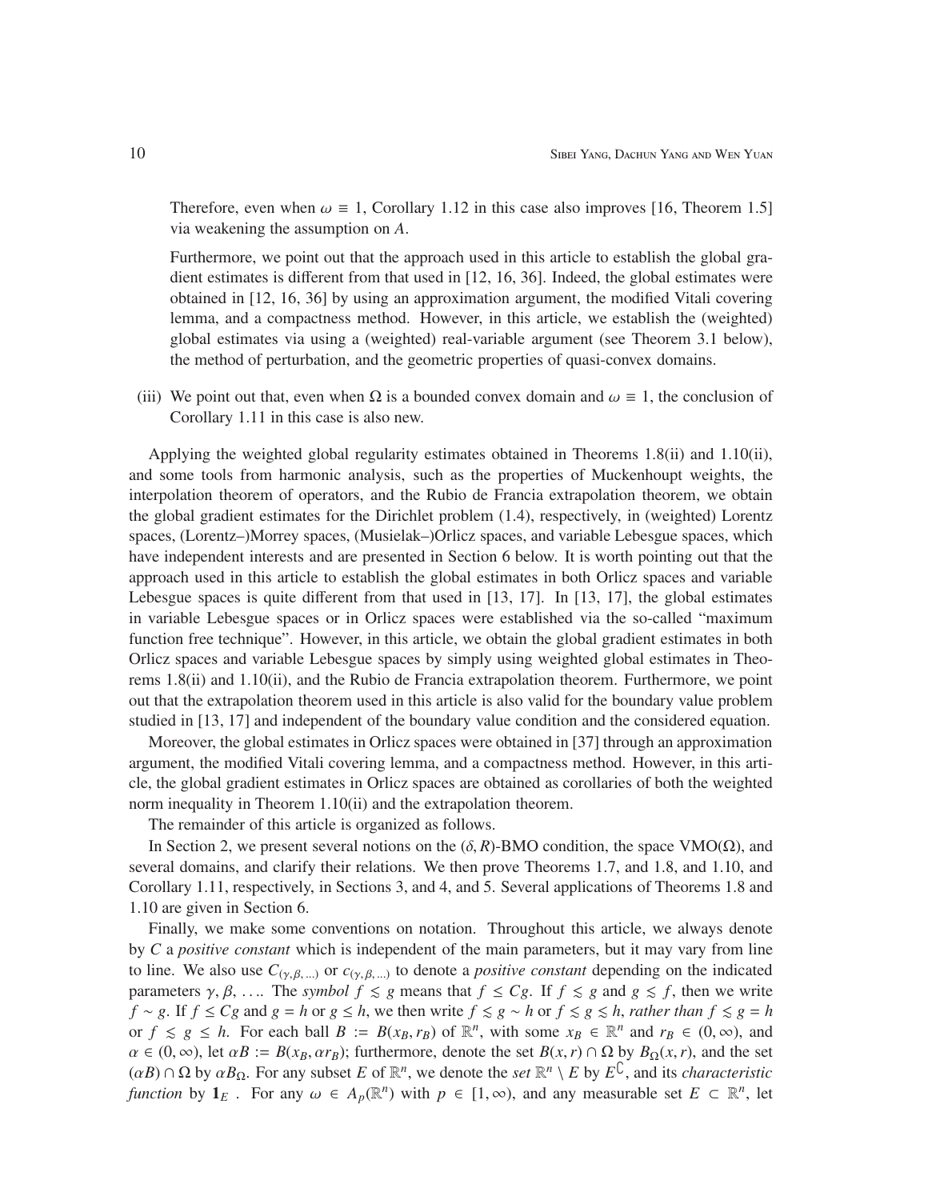Therefore, even when $\omega \equiv 1$, Corollary 1.12 in this case also improves [16, Theorem 1.5] via weakening the assumption on $A$.

Furthermore, we point out that the approach used in this article to establish the global gradient estimates is different from that used in [12, 16, 36]. Indeed, the global estimates were obtained in [12, 16, 36] by using an approximation argument, the modified Vitali covering lemma, and a compactness method. However, in this article, we establish the (weighted) global estimates via using a (weighted) real-variable argument (see Theorem 3.1 below), the method of perturbation, and the geometric properties of quasi-convex domains.

(iii) We point out that, even when $\Omega$ is a bounded convex domain and $\omega \equiv 1$, the conclusion of Corollary 1.11 in this case is also new.

Applying the weighted global regularity estimates obtained in Theorems 1.8(ii) and 1.10(ii), and some tools from harmonic analysis, such as the properties of Muckenhoupt weights, the interpolation theorem of operators, and the Rubio de Francia extrapolation theorem, we obtain the global gradient estimates for the Dirichlet problem (1.4), respectively, in (weighted) Lorentz spaces, (Lorentz–)Morrey spaces, (Musielak–)Orlicz spaces, and variable Lebesgue spaces, which have independent interests and are presented in Section 6 below. It is worth pointing out that the approach used in this article to establish the global estimates in both Orlicz spaces and variable Lebesgue spaces is quite different from that used in [13, 17]. In [13, 17], the global estimates in variable Lebesgue spaces or in Orlicz spaces were established via the so-called "maximum function free technique". However, in this article, we obtain the global gradient estimates in both Orlicz spaces and variable Lebesgue spaces by simply using weighted global estimates in Theorems 1.8(ii) and 1.10(ii), and the Rubio de Francia extrapolation theorem. Furthermore, we point out that the extrapolation theorem used in this article is also valid for the boundary value problem studied in [13, 17] and independent of the boundary value condition and the considered equation.

Moreover, the global estimates in Orlicz spaces were obtained in [37] through an approximation argument, the modified Vitali covering lemma, and a compactness method. However, in this article, the global gradient estimates in Orlicz spaces are obtained as corollaries of both the weighted norm inequality in Theorem 1.10(ii) and the extrapolation theorem.

The remainder of this article is organized as follows.

In Section 2, we present several notions on the $(\delta, R)$-BMO condition, the space $\mathrm{VMO}(\Omega)$, and several domains, and clarify their relations. We then prove Theorems 1.7, and 1.8, and 1.10, and Corollary 1.11, respectively, in Sections 3, and 4, and 5. Several applications of Theorems 1.8 and 1.10 are given in Section 6.

Finally, we make some conventions on notation. Throughout this article, we always denote by $C$ a *positive constant* which is independent of the main parameters, but it may vary from line to line. We also use $C_{(\gamma,\beta,\ldots)}$ or $c_{(\gamma,\beta,\ldots)}$ to denote a *positive constant* depending on the indicated parameters $\gamma, \beta, \ldots$. The *symbol* $f \lesssim g$ means that $f \leq Cg$. If $f \lesssim g$ and $g \lesssim f$, then we write $f \sim g$. If $f \leq Cg$ and $g = h$ or $g \leq h$, we then write $f \lesssim g \sim h$ or $f \lesssim g \lesssim h$, *rather than* $f \lesssim g = h$ or $f \lesssim g \leq h$. For each ball $B := B(x_B, r_B)$ of $\mathbb{R}^n$, with some $x_B \in \mathbb{R}^n$ and $r_B \in (0, \infty)$, and $\alpha \in (0, \infty)$, let $\alpha B := B(x_B, \alpha r_B)$; furthermore, denote the set $B(x, r) \cap \Omega$ by $B_\Omega(x, r)$, and the set $(\alpha B) \cap \Omega$ by $\alpha B_\Omega$. For any subset $E$ of $\mathbb{R}^n$, we denote the *set* $\mathbb{R}^n \setminus E$ by $E^\complement$, and its *characteristic function* by $\mathbf{1}_E$ . For any $\omega \in A_p(\mathbb{R}^n)$ with $p \in [1, \infty)$, and any measurable set $E \subset \mathbb{R}^n$, let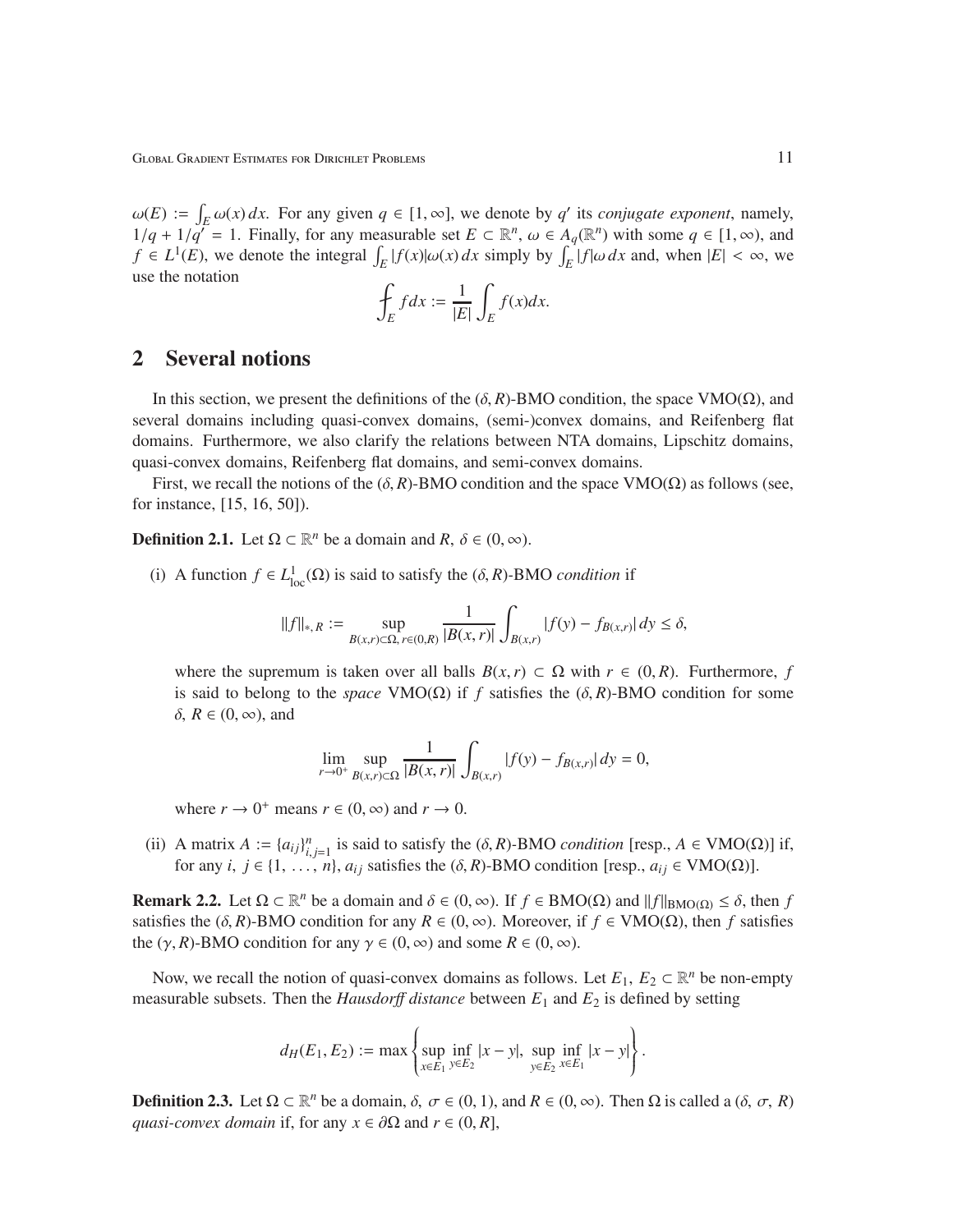$\omega(E) := \int_E \omega(x)\,dx$. For any given $q \in [1, \infty]$, we denote by $q'$ its *conjugate exponent*, namely, $1/q + 1/q' = 1$. Finally, for any measurable set $E \subset \mathbb{R}^n$, $\omega \in A_q(\mathbb{R}^n)$ with some $q \in [1, \infty)$, and $f \in L^1(E)$, we denote the integral $\int_E |f(x)|\omega(x)\,dx$ simply by $\int_E |f|\omega\,dx$ and, when $|E| < \infty$, we use the notation

$$\fint_E f\,dx := \frac{1}{|E|}\int_E f(x)dx.$$

## 2 Several notions

In this section, we present the definitions of the $(\delta, R)$-BMO condition, the space $\mathrm{VMO}(\Omega)$, and several domains including quasi-convex domains, (semi-)convex domains, and Reifenberg flat domains. Furthermore, we also clarify the relations between NTA domains, Lipschitz domains, quasi-convex domains, Reifenberg flat domains, and semi-convex domains.

First, we recall the notions of the $(\delta, R)$-BMO condition and the space $\mathrm{VMO}(\Omega)$ as follows (see, for instance, [15, 16, 50]).

**Definition 2.1.** Let $\Omega \subset \mathbb{R}^n$ be a domain and $R$, $\delta \in (0, \infty)$.

(i) A function $f \in L^1_{\mathrm{loc}}(\Omega)$ is said to satisfy the $(\delta, R)$-BMO *condition* if

$$\|f\|_{*,\,R} := \sup_{B(x,r)\subset\Omega,\, r\in(0,R)} \frac{1}{|B(x,r)|}\int_{B(x,r)} |f(y) - f_{B(x,r)}|\,dy \le \delta,$$

where the supremum is taken over all balls $B(x, r) \subset \Omega$ with $r \in (0, R)$. Furthermore, $f$ is said to belong to the *space* $\mathrm{VMO}(\Omega)$ if $f$ satisfies the $(\delta, R)$-BMO condition for some $\delta$, $R \in (0, \infty)$, and

$$\lim_{r\to 0^+} \sup_{B(x,r)\subset\Omega} \frac{1}{|B(x,r)|}\int_{B(x,r)} |f(y) - f_{B(x,r)}|\,dy = 0,$$

where $r \to 0^+$ means $r \in (0, \infty)$ and $r \to 0$.

(ii) A matrix $A := \{a_{ij}\}_{i,j=1}^n$ is said to satisfy the $(\delta, R)$-BMO *condition* [resp., $A \in \mathrm{VMO}(\Omega)$] if, for any $i$, $j \in \{1, \ldots, n\}$, $a_{ij}$ satisfies the $(\delta, R)$-BMO condition [resp., $a_{ij} \in \mathrm{VMO}(\Omega)$].

**Remark 2.2.** Let $\Omega \subset \mathbb{R}^n$ be a domain and $\delta \in (0, \infty)$. If $f \in \mathrm{BMO}(\Omega)$ and $\|f\|_{\mathrm{BMO}(\Omega)} \le \delta$, then $f$ satisfies the $(\delta, R)$-BMO condition for any $R \in (0, \infty)$. Moreover, if $f \in \mathrm{VMO}(\Omega)$, then $f$ satisfies the $(\gamma, R)$-BMO condition for any $\gamma \in (0, \infty)$ and some $R \in (0, \infty)$.

Now, we recall the notion of quasi-convex domains as follows. Let $E_1$, $E_2 \subset \mathbb{R}^n$ be non-empty measurable subsets. Then the *Hausdorff distance* between $E_1$ and $E_2$ is defined by setting

$$d_H(E_1, E_2) := \max\left\{\sup_{x\in E_1}\inf_{y\in E_2}|x - y|,\ \sup_{y\in E_2}\inf_{x\in E_1}|x - y|\right\}.$$

**Definition 2.3.** Let $\Omega \subset \mathbb{R}^n$ be a domain, $\delta$, $\sigma \in (0, 1)$, and $R \in (0, \infty)$. Then $\Omega$ is called a $(\delta, \sigma, R)$ *quasi-convex domain* if, for any $x \in \partial\Omega$ and $r \in (0, R]$,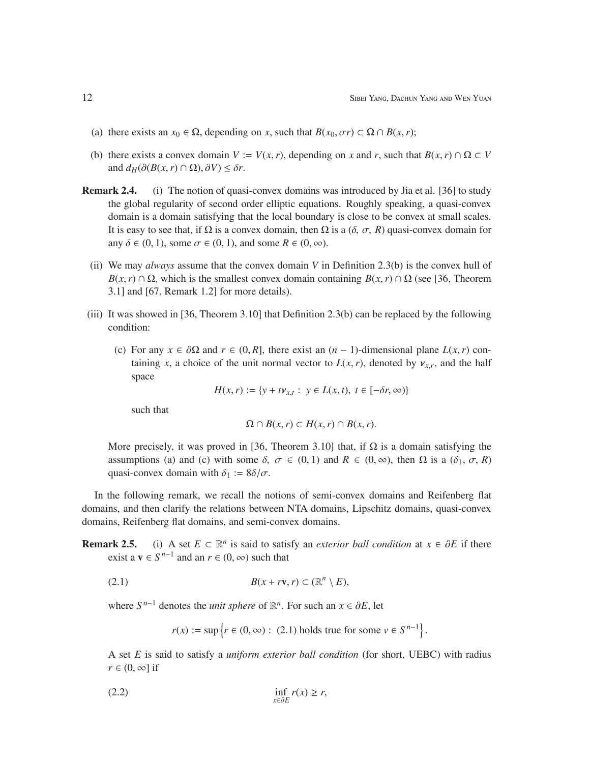(a) there exists an $x_0 \in \Omega$, depending on $x$, such that $B(x_0, \sigma r) \subset \Omega \cap B(x, r)$;

(b) there exists a convex domain $V := V(x, r)$, depending on $x$ and $r$, such that $B(x, r) \cap \Omega \subset V$ and $d_H(\partial(B(x, r) \cap \Omega), \partial V) \leq \delta r$.

**Remark 2.4.** (i) The notion of quasi-convex domains was introduced by Jia et al. [36] to study the global regularity of second order elliptic equations. Roughly speaking, a quasi-convex domain is a domain satisfying that the local boundary is close to be convex at small scales. It is easy to see that, if $\Omega$ is a convex domain, then $\Omega$ is a $(\delta,\ \sigma,\ R)$ quasi-convex domain for any $\delta \in (0, 1)$, some $\sigma \in (0, 1)$, and some $R \in (0, \infty)$.

(ii) We may *always* assume that the convex domain $V$ in Definition 2.3(b) is the convex hull of $B(x, r) \cap \Omega$, which is the smallest convex domain containing $B(x, r) \cap \Omega$ (see [36, Theorem 3.1] and [67, Remark 1.2] for more details).

(iii) It was showed in [36, Theorem 3.10] that Definition 2.3(b) can be replaced by the following condition:

(c) For any $x \in \partial\Omega$ and $r \in (0, R]$, there exist an $(n-1)$-dimensional plane $L(x, r)$ containing $x$, a choice of the unit normal vector to $L(x, r)$, denoted by $\boldsymbol{\nu}_{x,r}$, and the half space

$$H(x, r) := \{y + t\boldsymbol{\nu}_{x,t} : \ y \in L(x, t),\ t \in [-\delta r, \infty)\}$$

such that

$$\Omega \cap B(x, r) \subset H(x, r) \cap B(x, r).$$

More precisely, it was proved in [36, Theorem 3.10] that, if $\Omega$ is a domain satisfying the assumptions (a) and (c) with some $\delta,\ \sigma \in (0, 1)$ and $R \in (0, \infty)$, then $\Omega$ is a $(\delta_1,\ \sigma,\ R)$ quasi-convex domain with $\delta_1 := 8\delta/\sigma$.

In the following remark, we recall the notions of semi-convex domains and Reifenberg flat domains, and then clarify the relations between NTA domains, Lipschitz domains, quasi-convex domains, Reifenberg flat domains, and semi-convex domains.

**Remark 2.5.** (i) A set $E \subset \mathbb{R}^n$ is said to satisfy an *exterior ball condition* at $x \in \partial E$ if there exist a $\mathbf{v} \in S^{n-1}$ and an $r \in (0, \infty)$ such that

$$B(x + r\mathbf{v}, r) \subset (\mathbb{R}^n \setminus E), \tag{2.1}$$

where $S^{n-1}$ denotes the *unit sphere* of $\mathbb{R}^n$. For such an $x \in \partial E$, let

$$r(x) := \sup\left\{r \in (0, \infty) : \ (2.1) \text{ holds true for some } v \in S^{n-1}\right\}.$$

A set $E$ is said to satisfy a *uniform exterior ball condition* (for short, UEBC) with radius $r \in (0, \infty]$ if

$$\inf_{x \in \partial E} r(x) \geq r, \tag{2.2}$$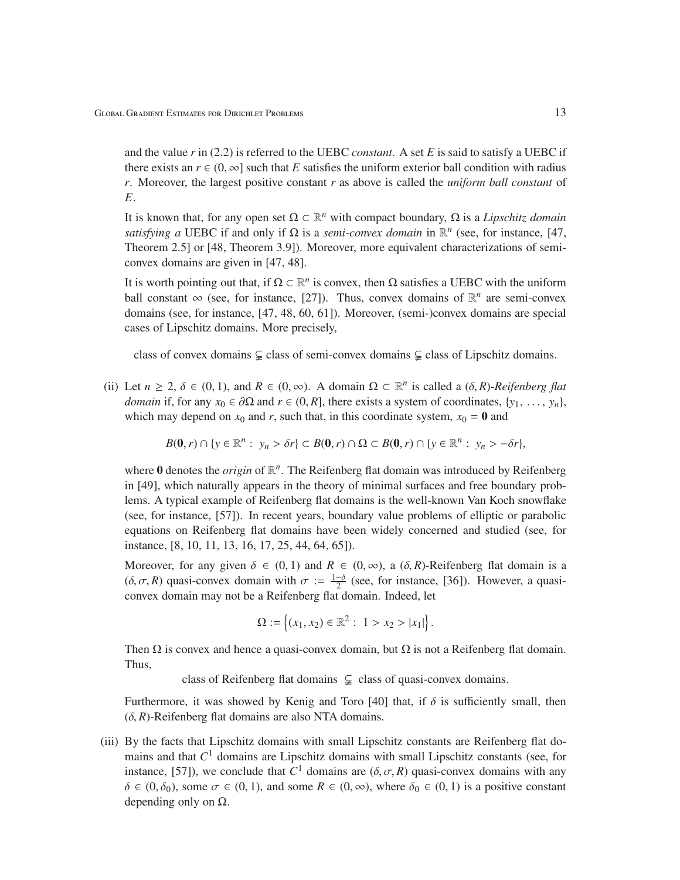and the value $r$ in (2.2) is referred to the UEBC *constant*. A set $E$ is said to satisfy a UEBC if there exists an $r \in (0, \infty]$ such that $E$ satisfies the uniform exterior ball condition with radius $r$. Moreover, the largest positive constant $r$ as above is called the *uniform ball constant* of $E$.

It is known that, for any open set $\Omega \subset \mathbb{R}^n$ with compact boundary, $\Omega$ is a *Lipschitz domain satisfying a* UEBC if and only if $\Omega$ is a *semi-convex domain* in $\mathbb{R}^n$ (see, for instance, [47, Theorem 2.5] or [48, Theorem 3.9]). Moreover, more equivalent characterizations of semi-convex domains are given in [47, 48].

It is worth pointing out that, if $\Omega \subset \mathbb{R}^n$ is convex, then $\Omega$ satisfies a UEBC with the uniform ball constant $\infty$ (see, for instance, [27]). Thus, convex domains of $\mathbb{R}^n$ are semi-convex domains (see, for instance, [47, 48, 60, 61]). Moreover, (semi-)convex domains are special cases of Lipschitz domains. More precisely,

$$\text{class of convex domains} \subsetneqq \text{class of semi-convex domains} \subsetneqq \text{class of Lipschitz domains.}$$

(ii) Let $n \geq 2$, $\delta \in (0, 1)$, and $R \in (0, \infty)$. A domain $\Omega \subset \mathbb{R}^n$ is called a $(\delta, R)$-*Reifenberg flat domain* if, for any $x_0 \in \partial\Omega$ and $r \in (0, R]$, there exists a system of coordinates, $\{y_1, \dots, y_n\}$, which may depend on $x_0$ and $r$, such that, in this coordinate system, $x_0 = \mathbf{0}$ and

$$B(\mathbf{0}, r) \cap \{y \in \mathbb{R}^n : \ y_n > \delta r\} \subset B(\mathbf{0}, r) \cap \Omega \subset B(\mathbf{0}, r) \cap \{y \in \mathbb{R}^n : \ y_n > -\delta r\},$$

where $\mathbf{0}$ denotes the *origin* of $\mathbb{R}^n$. The Reifenberg flat domain was introduced by Reifenberg in [49], which naturally appears in the theory of minimal surfaces and free boundary problems. A typical example of Reifenberg flat domains is the well-known Van Koch snowflake (see, for instance, [57]). In recent years, boundary value problems of elliptic or parabolic equations on Reifenberg flat domains have been widely concerned and studied (see, for instance, [8, 10, 11, 13, 16, 17, 25, 44, 64, 65]).

Moreover, for any given $\delta \in (0, 1)$ and $R \in (0, \infty)$, a $(\delta, R)$-Reifenberg flat domain is a $(\delta, \sigma, R)$ quasi-convex domain with $\sigma := \frac{1-\delta}{2}$ (see, for instance, [36]). However, a quasi-convex domain may not be a Reifenberg flat domain. Indeed, let

$$\Omega := \left\{(x_1, x_2) \in \mathbb{R}^2 : \ 1 > x_2 > |x_1|\right\}.$$

Then $\Omega$ is convex and hence a quasi-convex domain, but $\Omega$ is not a Reifenberg flat domain. Thus,

$$\text{class of Reifenberg flat domains} \ \subsetneqq \ \text{class of quasi-convex domains.}$$

Furthermore, it was showed by Kenig and Toro [40] that, if $\delta$ is sufficiently small, then $(\delta, R)$-Reifenberg flat domains are also NTA domains.

(iii) By the facts that Lipschitz domains with small Lipschitz constants are Reifenberg flat domains and that $C^1$ domains are Lipschitz domains with small Lipschitz constants (see, for instance, [57]), we conclude that $C^1$ domains are $(\delta, \sigma, R)$ quasi-convex domains with any $\delta \in (0, \delta_0)$, some $\sigma \in (0, 1)$, and some $R \in (0, \infty)$, where $\delta_0 \in (0, 1)$ is a positive constant depending only on $\Omega$.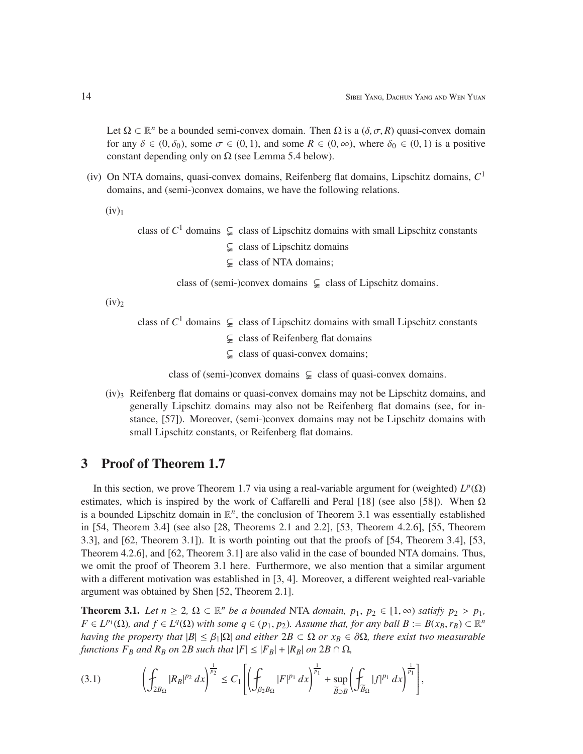Let $\Omega \subset \mathbb{R}^n$ be a bounded semi-convex domain. Then $\Omega$ is a $(\delta, \sigma, R)$ quasi-convex domain for any $\delta \in (0, \delta_0)$, some $\sigma \in (0, 1)$, and some $R \in (0, \infty)$, where $\delta_0 \in (0, 1)$ is a positive constant depending only on $\Omega$ (see Lemma 5.4 below).

(iv) On NTA domains, quasi-convex domains, Reifenberg flat domains, Lipschitz domains, $C^1$ domains, and (semi-)convex domains, we have the following relations.

$(\mathrm{iv})_1$

$$
\begin{aligned}
\text{class of } C^1 \text{ domains } &\subsetneqq \text{ class of Lipschitz domains with small Lipschitz constants} \\
&\subsetneqq \text{ class of Lipschitz domains} \\
&\subsetneqq \text{ class of NTA domains;}
\end{aligned}
$$

$$
\text{class of (semi-)convex domains } \subsetneqq \text{ class of Lipschitz domains.}
$$

$(\mathrm{iv})_2$

$$
\begin{aligned}
\text{class of } C^1 \text{ domains } &\subsetneqq \text{ class of Lipschitz domains with small Lipschitz constants} \\
&\subsetneqq \text{ class of Reifenberg flat domains} \\
&\subsetneqq \text{ class of quasi-convex domains;}
\end{aligned}
$$

$$
\text{class of (semi-)convex domains } \subsetneqq \text{ class of quasi-convex domains.}
$$

$(\mathrm{iv})_3$ Reifenberg flat domains or quasi-convex domains may not be Lipschitz domains, and generally Lipschitz domains may also not be Reifenberg flat domains (see, for instance, [57]). Moreover, (semi-)convex domains may not be Lipschitz domains with small Lipschitz constants, or Reifenberg flat domains.

# 3 Proof of Theorem 1.7

In this section, we prove Theorem 1.7 via using a real-variable argument for (weighted) $L^p(\Omega)$ estimates, which is inspired by the work of Caffarelli and Peral [18] (see also [58]). When $\Omega$ is a bounded Lipschitz domain in $\mathbb{R}^n$, the conclusion of Theorem 3.1 was essentially established in [54, Theorem 3.4] (see also [28, Theorems 2.1 and 2.2], [53, Theorem 4.2.6], [55, Theorem 3.3], and [62, Theorem 3.1]). It is worth pointing out that the proofs of [54, Theorem 3.4], [53, Theorem 4.2.6], and [62, Theorem 3.1] are also valid in the case of bounded NTA domains. Thus, we omit the proof of Theorem 3.1 here. Furthermore, we also mention that a similar argument with a different motivation was established in [3, 4]. Moreover, a different weighted real-variable argument was obtained by Shen [52, Theorem 2.1].

**Theorem 3.1.** *Let $n \geq 2$, $\Omega \subset \mathbb{R}^n$ be a bounded* NTA *domain, $p_1$, $p_2 \in [1, \infty)$ satisfy $p_2 > p_1$, $F \in L^{p_1}(\Omega)$, and $f \in L^q(\Omega)$ with some $q \in (p_1, p_2)$. Assume that, for any ball $B := B(x_B, r_B) \subset \mathbb{R}^n$ having the property that $|B| \leq \beta_1 |\Omega|$ and either $2B \subset \Omega$ or $x_B \in \partial\Omega$, there exist two measurable functions $F_B$ and $R_B$ on $2B$ such that $|F| \leq |F_B| + |R_B|$ on $2B \cap \Omega$,*

$$
\left( \fint_{2B_\Omega} |R_B|^{p_2} \, dx \right)^{\frac{1}{p_2}} \leq C_1 \left[ \left( \fint_{\beta_2 B_\Omega} |F|^{p_1} \, dx \right)^{\frac{1}{p_1}} + \sup_{\widetilde{B} \supset B} \left( \fint_{\widetilde{B}_\Omega} |f|^{p_1} \, dx \right)^{\frac{1}{p_1}} \right], \tag{3.1}
$$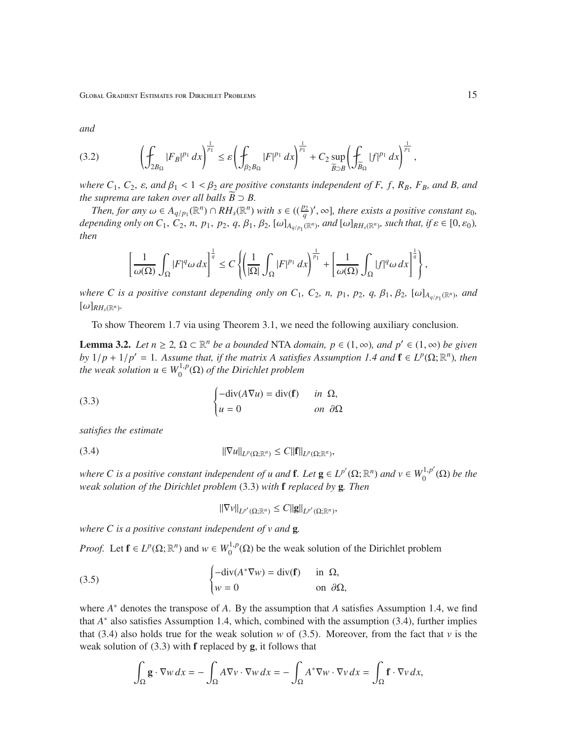*and*

$$\left(\fint_{2B_\Omega} |F_B|^{p_1}\,dx\right)^{\frac{1}{p_1}} \leq \varepsilon \left(\fint_{\beta_2 B_\Omega} |F|^{p_1}\,dx\right)^{\frac{1}{p_1}} + C_2 \sup_{\widetilde{B}\supset B} \left(\fint_{\widetilde{B}_\Omega} |f|^{p_1}\,dx\right)^{\frac{1}{p_1}}, \tag{3.2}$$

*where $C_1$, $C_2$, $\varepsilon$, and $\beta_1 < 1 < \beta_2$ are positive constants independent of $F$, $f$, $R_B$, $F_B$, and $B$, and the suprema are taken over all balls $\widetilde{B} \supset B$.*

*Then, for any $\omega \in A_{q/p_1}(\mathbb{R}^n) \cap RH_s(\mathbb{R}^n)$ with $s \in ((\frac{p_2}{q})', \infty]$, there exists a positive constant $\varepsilon_0$, depending only on $C_1$, $C_2$, $n$, $p_1$, $p_2$, $q$, $\beta_1$, $\beta_2$, $[\omega]_{A_{q/p_1}(\mathbb{R}^n)}$, and $[\omega]_{RH_s(\mathbb{R}^n)}$, such that, if $\varepsilon \in [0, \varepsilon_0)$, then*

$$\left[\frac{1}{\omega(\Omega)}\int_\Omega |F|^q \omega\,dx\right]^{\frac{1}{q}} \leq C\left\{\left(\frac{1}{|\Omega|}\int_\Omega |F|^{p_1}\,dx\right)^{\frac{1}{p_1}} + \left[\frac{1}{\omega(\Omega)}\int_\Omega |f|^q \omega\,dx\right]^{\frac{1}{q}}\right\},$$

*where $C$ is a positive constant depending only on $C_1$, $C_2$, $n$, $p_1$, $p_2$, $q$, $\beta_1$, $\beta_2$, $[\omega]_{A_{q/p_1}(\mathbb{R}^n)}$, and $[\omega]_{RH_s(\mathbb{R}^n)}$.*

To show Theorem 1.7 via using Theorem 3.1, we need the following auxiliary conclusion.

**Lemma 3.2.** *Let $n \geq 2$, $\Omega \subset \mathbb{R}^n$ be a bounded* NTA *domain, $p \in (1, \infty)$, and $p' \in (1, \infty)$ be given by $1/p + 1/p' = 1$. Assume that, if the matrix $A$ satisfies Assumption 1.4 and $\mathbf{f} \in L^p(\Omega; \mathbb{R}^n)$, then the weak solution $u \in W_0^{1,p}(\Omega)$ of the Dirichlet problem*

$$\begin{cases} -\mathrm{div}(A\nabla u) = \mathrm{div}(\mathbf{f}) & \text{in } \Omega, \\ u = 0 & \text{on } \partial\Omega \end{cases} \tag{3.3}$$

*satisfies the estimate*

$$\|\nabla u\|_{L^p(\Omega;\mathbb{R}^n)} \leq C\|\mathbf{f}\|_{L^p(\Omega;\mathbb{R}^n)}, \tag{3.4}$$

*where $C$ is a positive constant independent of $u$ and $\mathbf{f}$. Let $\mathbf{g} \in L^{p'}(\Omega; \mathbb{R}^n)$ and $v \in W_0^{1,p'}(\Omega)$ be the weak solution of the Dirichlet problem* (3.3) *with* $\mathbf{f}$ *replaced by* $\mathbf{g}$*. Then*

$$\|\nabla v\|_{L^{p'}(\Omega;\mathbb{R}^n)} \leq C\|\mathbf{g}\|_{L^{p'}(\Omega;\mathbb{R}^n)},$$

*where $C$ is a positive constant independent of $v$ and* $\mathbf{g}$*.*

*Proof.* Let $\mathbf{f} \in L^p(\Omega; \mathbb{R}^n)$ and $w \in W_0^{1,p}(\Omega)$ be the weak solution of the Dirichlet problem

$$\begin{cases} -\mathrm{div}(A^*\nabla w) = \mathrm{div}(\mathbf{f}) & \text{in } \Omega, \\ w = 0 & \text{on } \partial\Omega, \end{cases} \tag{3.5}$$

where $A^*$ denotes the transpose of $A$. By the assumption that $A$ satisfies Assumption 1.4, we find that $A^*$ also satisfies Assumption 1.4, which, combined with the assumption (3.4), further implies that (3.4) also holds true for the weak solution $w$ of (3.5). Moreover, from the fact that $v$ is the weak solution of (3.3) with $\mathbf{f}$ replaced by $\mathbf{g}$, it follows that

$$\int_\Omega \mathbf{g} \cdot \nabla w\,dx = -\int_\Omega A\nabla v \cdot \nabla w\,dx = -\int_\Omega A^*\nabla w \cdot \nabla v\,dx = \int_\Omega \mathbf{f} \cdot \nabla v\,dx,$$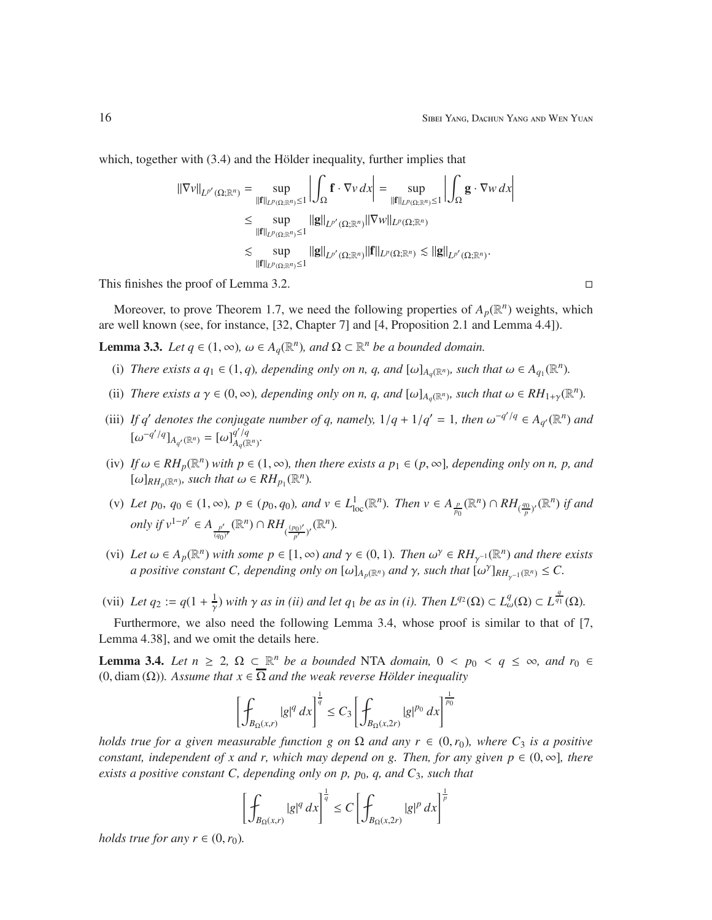which, together with (3.4) and the Hölder inequality, further implies that

$$\begin{aligned}
\|\nabla v\|_{L^{p'}(\Omega;\mathbb{R}^n)} &= \sup_{\|\mathbf{f}\|_{L^p(\Omega;\mathbb{R}^n)}\le 1}\left|\int_\Omega \mathbf{f}\cdot\nabla v\,dx\right| = \sup_{\|\mathbf{f}\|_{L^p(\Omega;\mathbb{R}^n)}\le 1}\left|\int_\Omega \mathbf{g}\cdot\nabla w\,dx\right| \\
&\le \sup_{\|\mathbf{f}\|_{L^p(\Omega;\mathbb{R}^n)}\le 1}\|\mathbf{g}\|_{L^{p'}(\Omega;\mathbb{R}^n)}\|\nabla w\|_{L^p(\Omega;\mathbb{R}^n)} \\
&\lesssim \sup_{\|\mathbf{f}\|_{L^p(\Omega;\mathbb{R}^n)}\le 1}\|\mathbf{g}\|_{L^{p'}(\Omega;\mathbb{R}^n)}\|\mathbf{f}\|_{L^p(\Omega;\mathbb{R}^n)} \lesssim \|\mathbf{g}\|_{L^{p'}(\Omega;\mathbb{R}^n)}.
\end{aligned}$$

This finishes the proof of Lemma 3.2. □

Moreover, to prove Theorem 1.7, we need the following properties of $A_p(\mathbb{R}^n)$ weights, which are well known (see, for instance, [32, Chapter 7] and [4, Proposition 2.1 and Lemma 4.4]).

**Lemma 3.3.** *Let $q\in(1,\infty)$, $\omega\in A_q(\mathbb{R}^n)$, and $\Omega\subset\mathbb{R}^n$ be a bounded domain.*

(i) *There exists a $q_1\in(1,q)$, depending only on $n$, $q$, and $[\omega]_{A_q(\mathbb{R}^n)}$, such that $\omega\in A_{q_1}(\mathbb{R}^n)$.*

(ii) *There exists a $\gamma\in(0,\infty)$, depending only on $n$, $q$, and $[\omega]_{A_q(\mathbb{R}^n)}$, such that $\omega\in RH_{1+\gamma}(\mathbb{R}^n)$.*

(iii) *If $q'$ denotes the conjugate number of $q$, namely, $1/q+1/q'=1$, then $\omega^{-q'/q}\in A_{q'}(\mathbb{R}^n)$ and $[\omega^{-q'/q}]_{A_{q'}(\mathbb{R}^n)}=[\omega]_{A_q(\mathbb{R}^n)}^{q'/q}$.*

(iv) *If $\omega\in RH_p(\mathbb{R}^n)$ with $p\in(1,\infty)$, then there exists a $p_1\in(p,\infty]$, depending only on $n$, $p$, and $[\omega]_{RH_p(\mathbb{R}^n)}$, such that $\omega\in RH_{p_1}(\mathbb{R}^n)$.*

(v) *Let $p_0,\,q_0\in(1,\infty)$, $p\in(p_0,q_0)$, and $v\in L^1_{\mathrm{loc}}(\mathbb{R}^n)$. Then $v\in A_{\frac{p}{p_0}}(\mathbb{R}^n)\cap RH_{(\frac{q_0}{p})'}(\mathbb{R}^n)$ if and only if $v^{1-p'}\in A_{\frac{p'}{(q_0)'}}(\mathbb{R}^n)\cap RH_{(\frac{(p_0)'}{p'})'}(\mathbb{R}^n)$.*

(vi) *Let $\omega\in A_p(\mathbb{R}^n)$ with some $p\in[1,\infty)$ and $\gamma\in(0,1)$. Then $\omega^\gamma\in RH_{\gamma^{-1}}(\mathbb{R}^n)$ and there exists a positive constant $C$, depending only on $[\omega]_{A_p(\mathbb{R}^n)}$ and $\gamma$, such that $[\omega^\gamma]_{RH_{\gamma^{-1}}(\mathbb{R}^n)}\le C$.*

(vii) *Let $q_2:=q(1+\frac{1}{\gamma})$ with $\gamma$ as in (ii) and let $q_1$ be as in (i). Then $L^{q_2}(\Omega)\subset L^q_\omega(\Omega)\subset L^{\frac{q}{q_1}}(\Omega)$.*

Furthermore, we also need the following Lemma 3.4, whose proof is similar to that of [7, Lemma 4.38], and we omit the details here.

**Lemma 3.4.** *Let $n\ge2$, $\Omega\subset\mathbb{R}^n$ be a bounded* NTA *domain, $0<p_0<q\le\infty$, and $r_0\in(0,\mathrm{diam}\,(\Omega))$. Assume that $x\in\overline{\Omega}$ and the weak reverse Hölder inequality*

$$\left[\fint_{B_\Omega(x,r)}|g|^q\,dx\right]^{\frac1q}\le C_3\left[\fint_{B_\Omega(x,2r)}|g|^{p_0}\,dx\right]^{\frac{1}{p_0}}$$

*holds true for a given measurable function $g$ on $\Omega$ and any $r\in(0,r_0)$, where $C_3$ is a positive constant, independent of $x$ and $r$, which may depend on $g$. Then, for any given $p\in(0,\infty]$, there exists a positive constant $C$, depending only on $p$, $p_0$, $q$, and $C_3$, such that*

$$\left[\fint_{B_\Omega(x,r)}|g|^q\,dx\right]^{\frac1q}\le C\left[\fint_{B_\Omega(x,2r)}|g|^{p}\,dx\right]^{\frac{1}{p}}$$

*holds true for any $r\in(0,r_0)$.*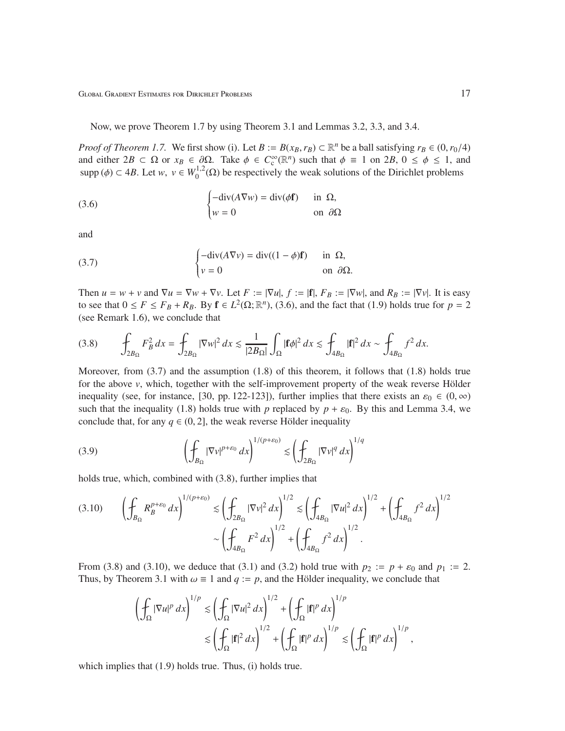Now, we prove Theorem 1.7 by using Theorem 3.1 and Lemmas 3.2, 3.3, and 3.4.

*Proof of Theorem 1.7.* We first show (i). Let $B := B(x_B, r_B) \subset \mathbb{R}^n$ be a ball satisfying $r_B \in (0, r_0/4)$ and either $2B \subset \Omega$ or $x_B \in \partial\Omega$. Take $\phi \in C_c^\infty(\mathbb{R}^n)$ such that $\phi \equiv 1$ on $2B$, $0 \le \phi \le 1$, and $\mathrm{supp}\,(\phi) \subset 4B$. Let $w,\ v \in W_0^{1,2}(\Omega)$ be respectively the weak solutions of the Dirichlet problems

$$
\begin{cases} -\mathrm{div}(A\nabla w) = \mathrm{div}(\phi \mathbf{f}) & \text{in } \Omega, \\ w = 0 & \text{on } \partial\Omega \end{cases} \tag{3.6}
$$

and

$$
\begin{cases} -\mathrm{div}(A\nabla v) = \mathrm{div}((1-\phi)\mathbf{f}) & \text{in } \Omega, \\ v = 0 & \text{on } \partial\Omega. \end{cases} \tag{3.7}
$$

Then $u = w + v$ and $\nabla u = \nabla w + \nabla v$. Let $F := |\nabla u|$, $f := |\mathbf{f}|$, $F_B := |\nabla w|$, and $R_B := |\nabla v|$. It is easy to see that $0 \le F \le F_B + R_B$. By $\mathbf{f} \in L^2(\Omega; \mathbb{R}^n)$, (3.6), and the fact that (1.9) holds true for $p = 2$ (see Remark 1.6), we conclude that

$$
\fint_{2B_\Omega} F_B^2\,dx = \fint_{2B_\Omega} |\nabla w|^2\,dx \lesssim \frac{1}{|2B_\Omega|}\int_\Omega |\mathbf{f}\phi|^2\,dx \lesssim \fint_{4B_\Omega} |\mathbf{f}|^2\,dx \sim \fint_{4B_\Omega} f^2\,dx. \tag{3.8}
$$

Moreover, from (3.7) and the assumption (1.8) of this theorem, it follows that (1.8) holds true for the above $v$, which, together with the self-improvement property of the weak reverse Hölder inequality (see, for instance, [30, pp. 122-123]), further implies that there exists an $\varepsilon_0 \in (0, \infty)$ such that the inequality (1.8) holds true with $p$ replaced by $p + \varepsilon_0$. By this and Lemma 3.4, we conclude that, for any $q \in (0, 2]$, the weak reverse Hölder inequality

$$
\left(\fint_{B_\Omega} |\nabla v|^{p+\varepsilon_0}\,dx\right)^{1/(p+\varepsilon_0)} \lesssim \left(\fint_{2B_\Omega} |\nabla v|^q\,dx\right)^{1/q} \tag{3.9}
$$

holds true, which, combined with (3.8), further implies that

$$
\begin{aligned}
\left(\fint_{B_\Omega} R_B^{p+\varepsilon_0}\,dx\right)^{1/(p+\varepsilon_0)} &\lesssim \left(\fint_{2B_\Omega} |\nabla v|^2\,dx\right)^{1/2} \lesssim \left(\fint_{4B_\Omega} |\nabla u|^2\,dx\right)^{1/2} + \left(\fint_{4B_\Omega} f^2\,dx\right)^{1/2} \\
&\sim \left(\fint_{4B_\Omega} F^2\,dx\right)^{1/2} + \left(\fint_{4B_\Omega} f^2\,dx\right)^{1/2}.
\end{aligned} \tag{3.10}
$$

From (3.8) and (3.10), we deduce that (3.1) and (3.2) hold true with $p_2 := p + \varepsilon_0$ and $p_1 := 2$. Thus, by Theorem 3.1 with $\omega \equiv 1$ and $q := p$, and the Hölder inequality, we conclude that

$$
\begin{aligned}
\left(\fint_\Omega |\nabla u|^p\,dx\right)^{1/p} &\lesssim \left(\fint_\Omega |\nabla u|^2\,dx\right)^{1/2} + \left(\fint_\Omega |\mathbf{f}|^p\,dx\right)^{1/p} \\
&\lesssim \left(\fint_\Omega |\mathbf{f}|^2\,dx\right)^{1/2} + \left(\fint_\Omega |\mathbf{f}|^p\,dx\right)^{1/p} \lesssim \left(\fint_\Omega |\mathbf{f}|^p\,dx\right)^{1/p},
\end{aligned}
$$

which implies that (1.9) holds true. Thus, (i) holds true.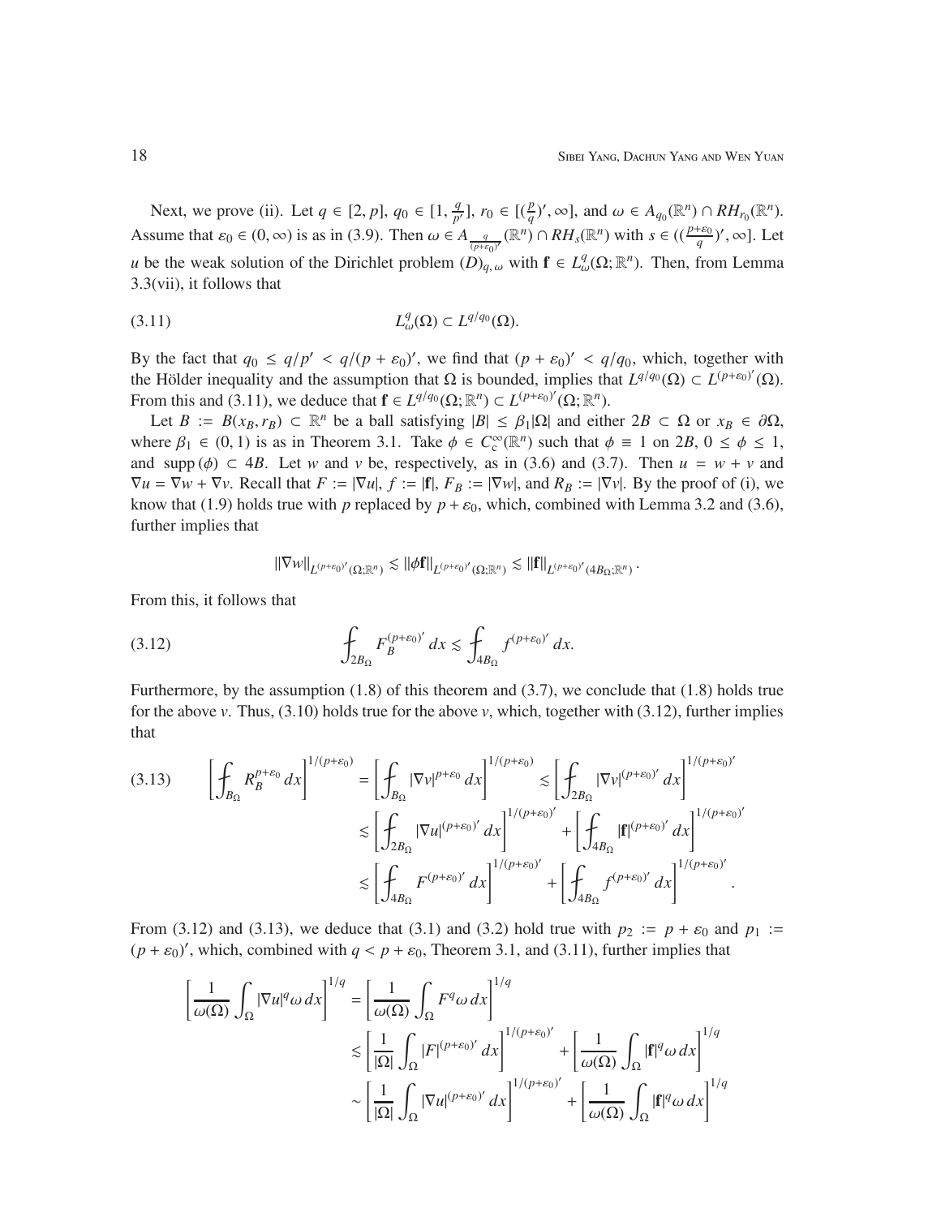Next, we prove (ii). Let $q \in [2, p]$, $q_0 \in [1, \frac{q}{p'}]$, $r_0 \in [(\frac{p}{q})', \infty]$, and $\omega \in A_{q_0}(\mathbb{R}^n) \cap RH_{r_0}(\mathbb{R}^n)$. Assume that $\varepsilon_0 \in (0, \infty)$ is as in (3.9). Then $\omega \in A_{\frac{q}{(p+\varepsilon_0)'}}(\mathbb{R}^n) \cap RH_s(\mathbb{R}^n)$ with $s \in ((\frac{p+\varepsilon_0}{q})', \infty]$. Let $u$ be the weak solution of the Dirichlet problem $(D)_{q,\omega}$ with $\mathbf{f} \in L^q_\omega(\Omega; \mathbb{R}^n)$. Then, from Lemma 3.3(vii), it follows that

$$L^q_\omega(\Omega) \subset L^{q/q_0}(\Omega). \tag{3.11}$$

By the fact that $q_0 \le q/p' < q/(p+\varepsilon_0)'$, we find that $(p+\varepsilon_0)' < q/q_0$, which, together with the Hölder inequality and the assumption that $\Omega$ is bounded, implies that $L^{q/q_0}(\Omega) \subset L^{(p+\varepsilon_0)'}(\Omega)$. From this and (3.11), we deduce that $\mathbf{f} \in L^{q/q_0}(\Omega; \mathbb{R}^n) \subset L^{(p+\varepsilon_0)'}(\Omega; \mathbb{R}^n)$.

Let $B := B(x_B, r_B) \subset \mathbb{R}^n$ be a ball satisfying $|B| \le \beta_1 |\Omega|$ and either $2B \subset \Omega$ or $x_B \in \partial\Omega$, where $\beta_1 \in (0, 1)$ is as in Theorem 3.1. Take $\phi \in C_c^\infty(\mathbb{R}^n)$ such that $\phi \equiv 1$ on $2B$, $0 \le \phi \le 1$, and $\operatorname{supp}(\phi) \subset 4B$. Let $w$ and $v$ be, respectively, as in (3.6) and (3.7). Then $u = w + v$ and $\nabla u = \nabla w + \nabla v$. Recall that $F := |\nabla u|$, $f := |\mathbf{f}|$, $F_B := |\nabla w|$, and $R_B := |\nabla v|$. By the proof of (i), we know that (1.9) holds true with $p$ replaced by $p + \varepsilon_0$, which, combined with Lemma 3.2 and (3.6), further implies that

$$\|\nabla w\|_{L^{(p+\varepsilon_0)'}(\Omega;\mathbb{R}^n)} \lesssim \|\phi \mathbf{f}\|_{L^{(p+\varepsilon_0)'}(\Omega;\mathbb{R}^n)} \lesssim \|\mathbf{f}\|_{L^{(p+\varepsilon_0)'}(4B_\Omega;\mathbb{R}^n)}.$$

From this, it follows that

$$\fint_{2B_\Omega} F_B^{(p+\varepsilon_0)'}\,dx \lesssim \fint_{4B_\Omega} f^{(p+\varepsilon_0)'}\,dx. \tag{3.12}$$

Furthermore, by the assumption (1.8) of this theorem and (3.7), we conclude that (1.8) holds true for the above $v$. Thus, (3.10) holds true for the above $v$, which, together with (3.12), further implies that

$$\begin{aligned}
\left[\fint_{B_\Omega} R_B^{p+\varepsilon_0}\,dx\right]^{1/(p+\varepsilon_0)} &= \left[\fint_{B_\Omega} |\nabla v|^{p+\varepsilon_0}\,dx\right]^{1/(p+\varepsilon_0)} \lesssim \left[\fint_{2B_\Omega} |\nabla v|^{(p+\varepsilon_0)'}\,dx\right]^{1/(p+\varepsilon_0)'} \\
&\lesssim \left[\fint_{2B_\Omega} |\nabla u|^{(p+\varepsilon_0)'}\,dx\right]^{1/(p+\varepsilon_0)'} + \left[\fint_{4B_\Omega} |\mathbf{f}|^{(p+\varepsilon_0)'}\,dx\right]^{1/(p+\varepsilon_0)'} \\
&\lesssim \left[\fint_{4B_\Omega} F^{(p+\varepsilon_0)'}\,dx\right]^{1/(p+\varepsilon_0)'} + \left[\fint_{4B_\Omega} f^{(p+\varepsilon_0)'}\,dx\right]^{1/(p+\varepsilon_0)'}.
\end{aligned} \tag{3.13}$$

From (3.12) and (3.13), we deduce that (3.1) and (3.2) hold true with $p_2 := p + \varepsilon_0$ and $p_1 := (p+\varepsilon_0)'$, which, combined with $q < p + \varepsilon_0$, Theorem 3.1, and (3.11), further implies that

$$\begin{aligned}
\left[\frac{1}{\omega(\Omega)} \int_\Omega |\nabla u|^q \omega\,dx\right]^{1/q} &= \left[\frac{1}{\omega(\Omega)} \int_\Omega F^q \omega\,dx\right]^{1/q} \\
&\lesssim \left[\frac{1}{|\Omega|} \int_\Omega |F|^{(p+\varepsilon_0)'}\,dx\right]^{1/(p+\varepsilon_0)'} + \left[\frac{1}{\omega(\Omega)} \int_\Omega |\mathbf{f}|^q \omega\,dx\right]^{1/q} \\
&\sim \left[\frac{1}{|\Omega|} \int_\Omega |\nabla u|^{(p+\varepsilon_0)'}\,dx\right]^{1/(p+\varepsilon_0)'} + \left[\frac{1}{\omega(\Omega)} \int_\Omega |\mathbf{f}|^q \omega\,dx\right]^{1/q}
\end{aligned}$$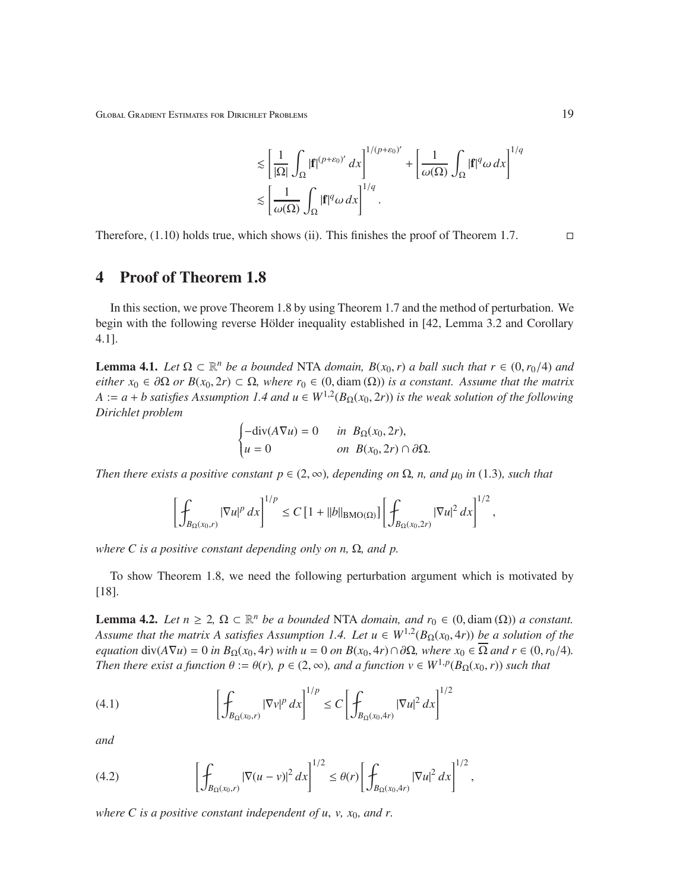$$
\begin{aligned}
&\lesssim \left[\frac{1}{|\Omega|}\int_\Omega |\mathbf{f}|^{(p+\varepsilon_0)'}\,dx\right]^{1/(p+\varepsilon_0)'} + \left[\frac{1}{\omega(\Omega)}\int_\Omega |\mathbf{f}|^q \omega\,dx\right]^{1/q}\\
&\lesssim \left[\frac{1}{\omega(\Omega)}\int_\Omega |\mathbf{f}|^q \omega\,dx\right]^{1/q}.
\end{aligned}
$$

Therefore, (1.10) holds true, which shows (ii). This finishes the proof of Theorem 1.7. □

## 4 Proof of Theorem 1.8

In this section, we prove Theorem 1.8 by using Theorem 1.7 and the method of perturbation. We begin with the following reverse Hölder inequality established in [42, Lemma 3.2 and Corollary 4.1].

**Lemma 4.1.** *Let $\Omega \subset \mathbb{R}^n$ be a bounded* NTA *domain, $B(x_0, r)$ a ball such that $r \in (0, r_0/4)$ and either $x_0 \in \partial\Omega$ or $B(x_0, 2r) \subset \Omega$, where $r_0 \in (0, \operatorname{diam}(\Omega))$ is a constant. Assume that the matrix $A := a + b$ satisfies Assumption 1.4 and $u \in W^{1,2}(B_\Omega(x_0, 2r))$ is the weak solution of the following Dirichlet problem*

$$
\begin{cases}
-\operatorname{div}(A\nabla u) = 0 & \text{in } B_\Omega(x_0, 2r),\\
u = 0 & \text{on } B(x_0, 2r) \cap \partial\Omega.
\end{cases}
$$

*Then there exists a positive constant $p \in (2, \infty)$, depending on $\Omega$, $n$, and $\mu_0$ in (1.3), such that*

$$
\left[\fint_{B_\Omega(x_0,r)} |\nabla u|^p\,dx\right]^{1/p} \le C\left[1 + \|b\|_{\mathrm{BMO}(\Omega)}\right]\left[\fint_{B_\Omega(x_0,2r)} |\nabla u|^2\,dx\right]^{1/2},
$$

*where $C$ is a positive constant depending only on $n$, $\Omega$, and $p$.*

To show Theorem 1.8, we need the following perturbation argument which is motivated by [18].

**Lemma 4.2.** *Let $n \ge 2$, $\Omega \subset \mathbb{R}^n$ be a bounded* NTA *domain, and $r_0 \in (0, \operatorname{diam}(\Omega))$ a constant. Assume that the matrix $A$ satisfies Assumption 1.4. Let $u \in W^{1,2}(B_\Omega(x_0, 4r))$ be a solution of the equation $\operatorname{div}(A\nabla u) = 0$ in $B_\Omega(x_0, 4r)$ with $u = 0$ on $B(x_0, 4r) \cap \partial\Omega$, where $x_0 \in \overline{\Omega}$ and $r \in (0, r_0/4)$. Then there exist a function $\theta := \theta(r)$, $p \in (2, \infty)$, and a function $v \in W^{1,p}(B_\Omega(x_0, r))$ such that*

$$
\left[\fint_{B_\Omega(x_0,r)} |\nabla v|^p\,dx\right]^{1/p} \le C\left[\fint_{B_\Omega(x_0,4r)} |\nabla u|^2\,dx\right]^{1/2} \tag{4.1}
$$

*and*

$$
\left[\fint_{B_\Omega(x_0,r)} |\nabla(u - v)|^2\,dx\right]^{1/2} \le \theta(r)\left[\fint_{B_\Omega(x_0,4r)} |\nabla u|^2\,dx\right]^{1/2}, \tag{4.2}
$$

*where $C$ is a positive constant independent of $u$, $v$, $x_0$, and $r$.*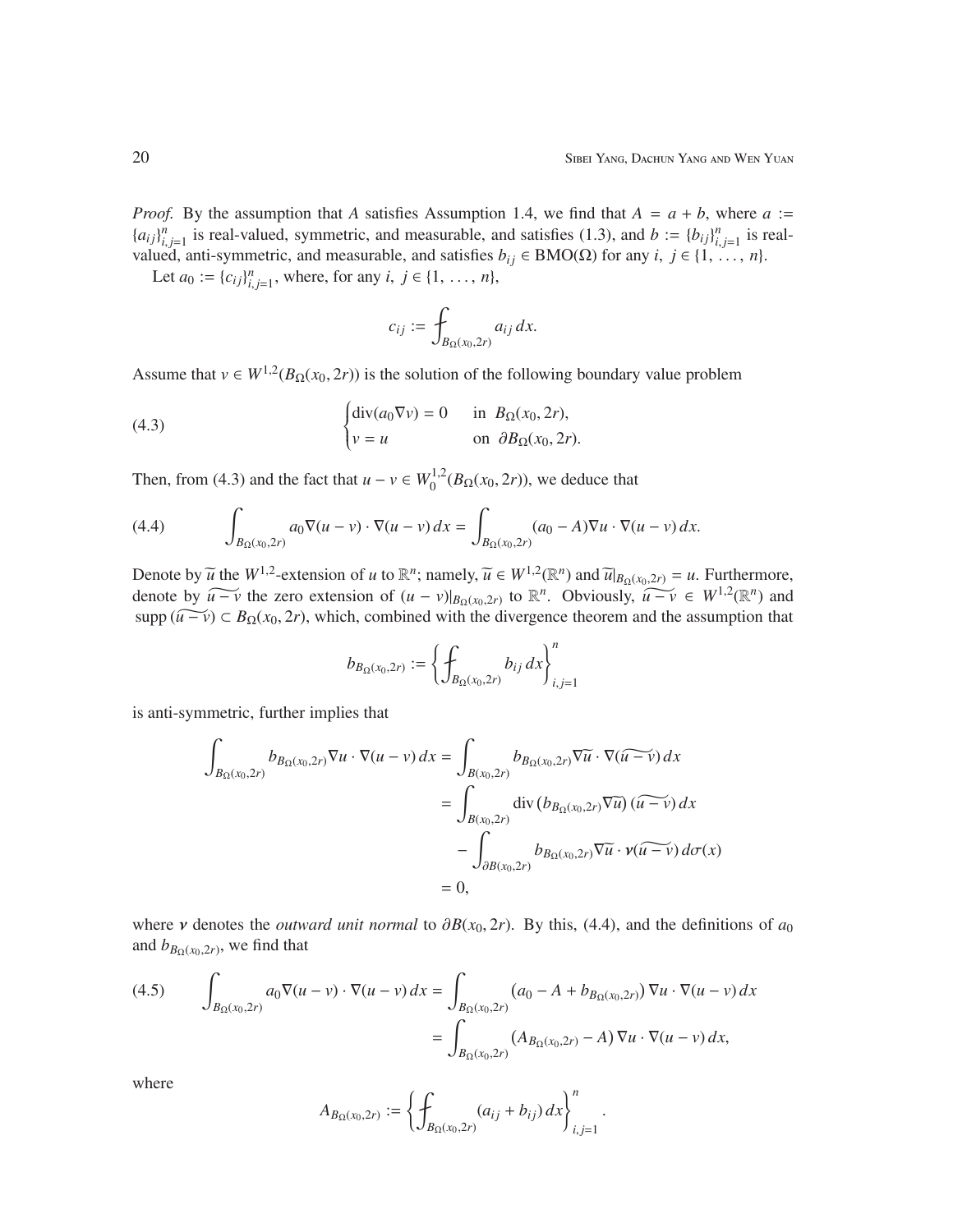*Proof.* By the assumption that $A$ satisfies Assumption 1.4, we find that $A = a + b$, where $a := \{a_{ij}\}_{i,j=1}^n$ is real-valued, symmetric, and measurable, and satisfies (1.3), and $b := \{b_{ij}\}_{i,j=1}^n$ is real-valued, anti-symmetric, and measurable, and satisfies $b_{ij} \in \mathrm{BMO}(\Omega)$ for any $i, j \in \{1, \ldots, n\}$.

Let $a_0 := \{c_{ij}\}_{i,j=1}^n$, where, for any $i, j \in \{1, \ldots, n\}$,

$$c_{ij} := \fint_{B_\Omega(x_0,2r)} a_{ij}\, dx.$$

Assume that $v \in W^{1,2}(B_\Omega(x_0, 2r))$ is the solution of the following boundary value problem

$$\begin{cases} \operatorname{div}(a_0 \nabla v) = 0 & \text{in } B_\Omega(x_0, 2r), \\ v = u & \text{on } \partial B_\Omega(x_0, 2r). \end{cases} \tag{4.3}$$

Then, from (4.3) and the fact that $u - v \in W_0^{1,2}(B_\Omega(x_0, 2r))$, we deduce that

$$\int_{B_\Omega(x_0,2r)} a_0 \nabla(u - v) \cdot \nabla(u - v)\, dx = \int_{B_\Omega(x_0,2r)} (a_0 - A)\nabla u \cdot \nabla(u - v)\, dx. \tag{4.4}$$

Denote by $\widetilde{u}$ the $W^{1,2}$-extension of $u$ to $\mathbb{R}^n$; namely, $\widetilde{u} \in W^{1,2}(\mathbb{R}^n)$ and $\widetilde{u}|_{B_\Omega(x_0,2r)} = u$. Furthermore, denote by $\widetilde{u - v}$ the zero extension of $(u - v)|_{B_\Omega(x_0,2r)}$ to $\mathbb{R}^n$. Obviously, $\widetilde{u - v} \in W^{1,2}(\mathbb{R}^n)$ and $\operatorname{supp}(\widetilde{u - v}) \subset B_\Omega(x_0, 2r)$, which, combined with the divergence theorem and the assumption that

$$b_{B_\Omega(x_0,2r)} := \left\{ \fint_{B_\Omega(x_0,2r)} b_{ij}\, dx \right\}_{i,j=1}^n$$

is anti-symmetric, further implies that

$$\begin{aligned}
\int_{B_\Omega(x_0,2r)} b_{B_\Omega(x_0,2r)} \nabla u \cdot \nabla(u - v)\, dx &= \int_{B(x_0,2r)} b_{B_\Omega(x_0,2r)} \nabla\widetilde{u} \cdot \nabla(\widetilde{u - v})\, dx \\
&= \int_{B(x_0,2r)} \operatorname{div}\left(b_{B_\Omega(x_0,2r)} \nabla\widetilde{u}\right) (\widetilde{u - v})\, dx \\
&\quad - \int_{\partial B(x_0,2r)} b_{B_\Omega(x_0,2r)} \nabla\widetilde{u} \cdot \boldsymbol{\nu} (\widetilde{u - v})\, d\sigma(x) \\
&= 0,
\end{aligned}$$

where $\boldsymbol{\nu}$ denotes the *outward unit normal* to $\partial B(x_0, 2r)$. By this, (4.4), and the definitions of $a_0$ and $b_{B_\Omega(x_0,2r)}$, we find that

$$\begin{aligned}
\int_{B_\Omega(x_0,2r)} a_0 \nabla(u - v) \cdot \nabla(u - v)\, dx &= \int_{B_\Omega(x_0,2r)} \left(a_0 - A + b_{B_\Omega(x_0,2r)}\right) \nabla u \cdot \nabla(u - v)\, dx \\
&= \int_{B_\Omega(x_0,2r)} \left(A_{B_\Omega(x_0,2r)} - A\right) \nabla u \cdot \nabla(u - v)\, dx,
\end{aligned} \tag{4.5}$$

where

$$A_{B_\Omega(x_0,2r)} := \left\{ \fint_{B_\Omega(x_0,2r)} (a_{ij} + b_{ij})\, dx \right\}_{i,j=1}^n.$$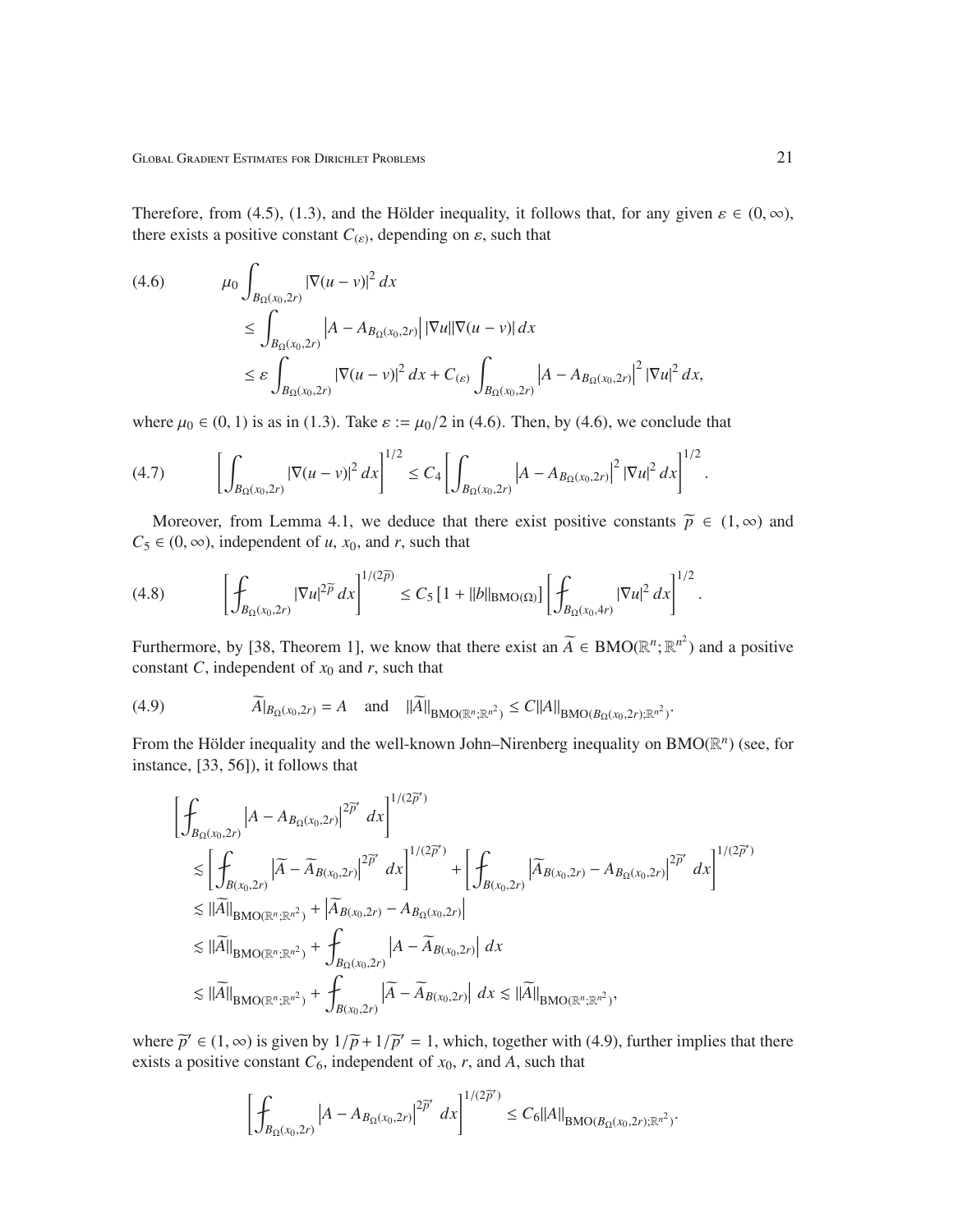Therefore, from (4.5), (1.3), and the Hölder inequality, it follows that, for any given $\varepsilon \in (0, \infty)$, there exists a positive constant $C_{(\varepsilon)}$, depending on $\varepsilon$, such that

$$
\begin{aligned}
(4.6) \qquad & \mu_0 \int_{B_\Omega(x_0,2r)} |\nabla(u-v)|^2 \, dx \\
&\leq \int_{B_\Omega(x_0,2r)} \left| A - A_{B_\Omega(x_0,2r)} \right| |\nabla u| |\nabla(u-v)| \, dx \\
&\leq \varepsilon \int_{B_\Omega(x_0,2r)} |\nabla(u-v)|^2 \, dx + C_{(\varepsilon)} \int_{B_\Omega(x_0,2r)} \left| A - A_{B_\Omega(x_0,2r)} \right|^2 |\nabla u|^2 \, dx,
\end{aligned}
$$

where $\mu_0 \in (0, 1)$ is as in (1.3). Take $\varepsilon := \mu_0/2$ in (4.6). Then, by (4.6), we conclude that

$$
(4.7) \qquad \left[ \int_{B_\Omega(x_0,2r)} |\nabla(u-v)|^2 \, dx \right]^{1/2} \leq C_4 \left[ \int_{B_\Omega(x_0,2r)} \left| A - A_{B_\Omega(x_0,2r)} \right|^2 |\nabla u|^2 \, dx \right]^{1/2}.
$$

Moreover, from Lemma 4.1, we deduce that there exist positive constants $\widetilde{p} \in (1, \infty)$ and $C_5 \in (0, \infty)$, independent of $u$, $x_0$, and $r$, such that

$$
(4.8) \qquad \left[ \fint_{B_\Omega(x_0,2r)} |\nabla u|^{2\widetilde{p}} \, dx \right]^{1/(2\widetilde{p})} \leq C_5 \left[ 1 + \|b\|_{\mathrm{BMO}(\Omega)} \right] \left[ \fint_{B_\Omega(x_0,4r)} |\nabla u|^2 \, dx \right]^{1/2}.
$$

Furthermore, by [38, Theorem 1], we know that there exist an $\widetilde{A} \in \mathrm{BMO}(\mathbb{R}^n; \mathbb{R}^{n^2})$ and a positive constant $C$, independent of $x_0$ and $r$, such that

$$
(4.9) \qquad \widetilde{A}|_{B_\Omega(x_0,2r)} = A \quad \text{and} \quad \|\widetilde{A}\|_{\mathrm{BMO}(\mathbb{R}^n;\mathbb{R}^{n^2})} \leq C \|A\|_{\mathrm{BMO}(B_\Omega(x_0,2r);\mathbb{R}^{n^2})}.
$$

From the Hölder inequality and the well-known John–Nirenberg inequality on $\mathrm{BMO}(\mathbb{R}^n)$ (see, for instance, [33, 56]), it follows that

$$
\begin{aligned}
&\left[ \fint_{B_\Omega(x_0,2r)} \left| A - A_{B_\Omega(x_0,2r)} \right|^{2\widetilde{p}'} \, dx \right]^{1/(2\widetilde{p}')} \\
&\lesssim \left[ \fint_{B(x_0,2r)} \left| \widetilde{A} - \widetilde{A}_{B(x_0,2r)} \right|^{2\widetilde{p}'} \, dx \right]^{1/(2\widetilde{p}')} + \left[ \fint_{B(x_0,2r)} \left| \widetilde{A}_{B(x_0,2r)} - A_{B_\Omega(x_0,2r)} \right|^{2\widetilde{p}'} \, dx \right]^{1/(2\widetilde{p}')} \\
&\lesssim \|\widetilde{A}\|_{\mathrm{BMO}(\mathbb{R}^n;\mathbb{R}^{n^2})} + \left| \widetilde{A}_{B(x_0,2r)} - A_{B_\Omega(x_0,2r)} \right| \\
&\lesssim \|\widetilde{A}\|_{\mathrm{BMO}(\mathbb{R}^n;\mathbb{R}^{n^2})} + \fint_{B_\Omega(x_0,2r)} \left| A - \widetilde{A}_{B(x_0,2r)} \right| \, dx \\
&\lesssim \|\widetilde{A}\|_{\mathrm{BMO}(\mathbb{R}^n;\mathbb{R}^{n^2})} + \fint_{B(x_0,2r)} \left| \widetilde{A} - \widetilde{A}_{B(x_0,2r)} \right| \, dx \lesssim \|\widetilde{A}\|_{\mathrm{BMO}(\mathbb{R}^n;\mathbb{R}^{n^2})},
\end{aligned}
$$

where $\widetilde{p}' \in (1, \infty)$ is given by $1/\widetilde{p} + 1/\widetilde{p}' = 1$, which, together with (4.9), further implies that there exists a positive constant $C_6$, independent of $x_0$, $r$, and $A$, such that

$$
\left[ \fint_{B_\Omega(x_0,2r)} \left| A - A_{B_\Omega(x_0,2r)} \right|^{2\widetilde{p}'} \, dx \right]^{1/(2\widetilde{p}')} \leq C_6 \|A\|_{\mathrm{BMO}(B_\Omega(x_0,2r);\mathbb{R}^{n^2})}.
$$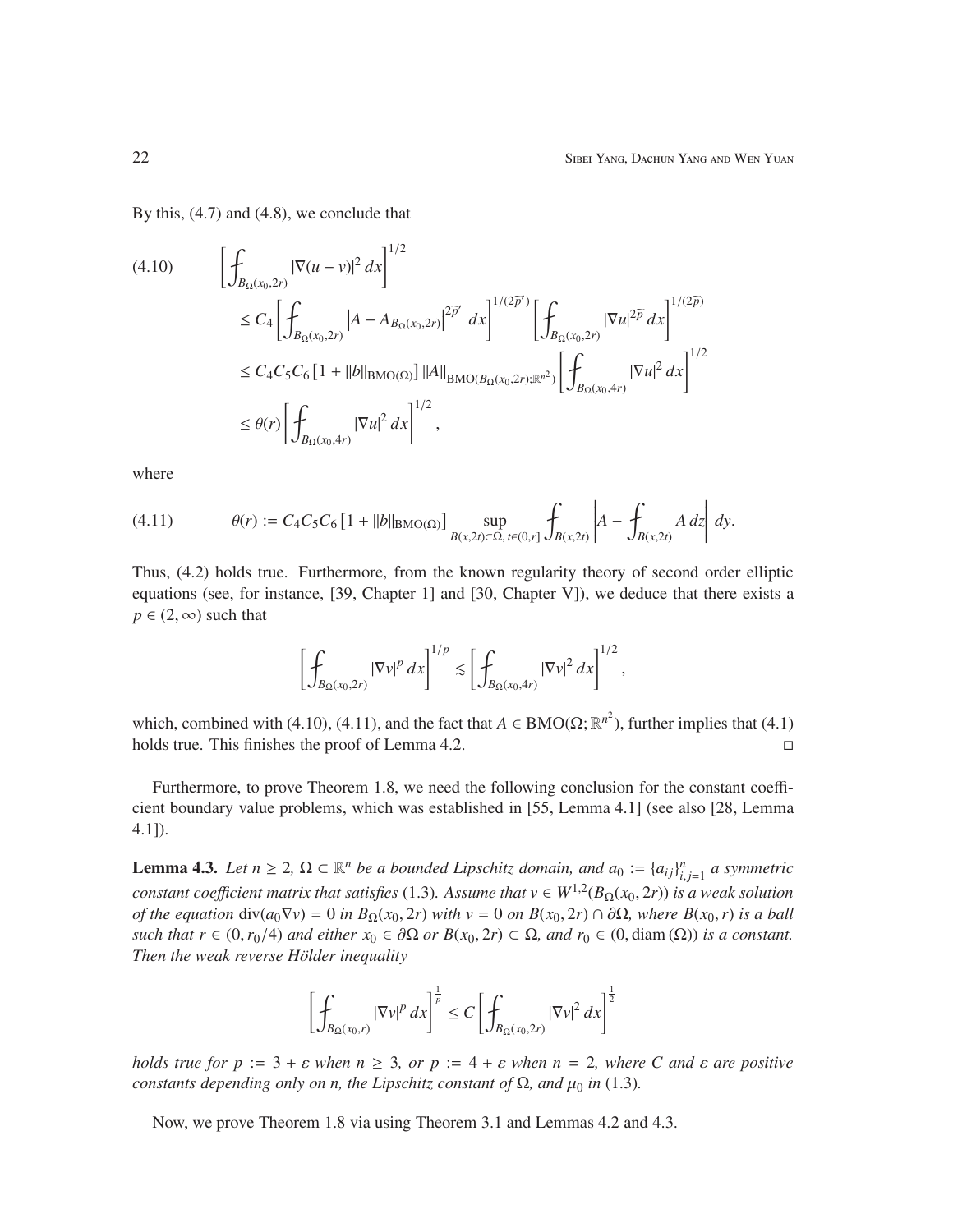By this, (4.7) and (4.8), we conclude that

$$
\begin{aligned}
(4.10)\qquad \left[\fint_{B_\Omega(x_0,2r)} |\nabla(u-v)|^2\,dx\right]^{1/2}
&\le C_4 \left[\fint_{B_\Omega(x_0,2r)} \left|A - A_{B_\Omega(x_0,2r)}\right|^{2\widetilde{p}'}\,dx\right]^{1/(2\widetilde{p}')} \left[\fint_{B_\Omega(x_0,2r)} |\nabla u|^{2\widetilde{p}}\,dx\right]^{1/(2\widetilde{p})} \\
&\le C_4C_5C_6\left[1+\|b\|_{\mathrm{BMO}(\Omega)}\right]\|A\|_{\mathrm{BMO}(B_\Omega(x_0,2r);\mathbb{R}^{n^2})} \left[\fint_{B_\Omega(x_0,4r)} |\nabla u|^2\,dx\right]^{1/2} \\
&\le \theta(r)\left[\fint_{B_\Omega(x_0,4r)} |\nabla u|^2\,dx\right]^{1/2},
\end{aligned}
$$

where

$$
(4.11)\qquad \theta(r) := C_4C_5C_6\left[1+\|b\|_{\mathrm{BMO}(\Omega)}\right] \sup_{B(x,2t)\subset\Omega,\, t\in(0,r]} \fint_{B(x,2t)} \left|A - \fint_{B(x,2t)} A\,dz\right| dy.
$$

Thus, (4.2) holds true. Furthermore, from the known regularity theory of second order elliptic equations (see, for instance, [39, Chapter 1] and [30, Chapter V]), we deduce that there exists a $p\in(2,\infty)$ such that

$$
\left[\fint_{B_\Omega(x_0,2r)} |\nabla v|^p\,dx\right]^{1/p} \lesssim \left[\fint_{B_\Omega(x_0,4r)} |\nabla v|^2\,dx\right]^{1/2},
$$

which, combined with (4.10), (4.11), and the fact that $A\in\mathrm{BMO}(\Omega;\mathbb{R}^{n^2})$, further implies that (4.1) holds true. This finishes the proof of Lemma 4.2. □

Furthermore, to prove Theorem 1.8, we need the following conclusion for the constant coefficient boundary value problems, which was established in [55, Lemma 4.1] (see also [28, Lemma 4.1]).

**Lemma 4.3.** *Let $n\ge 2$, $\Omega\subset\mathbb{R}^n$ be a bounded Lipschitz domain, and $a_0 := \{a_{ij}\}_{i,j=1}^n$ a symmetric constant coefficient matrix that satisfies* (1.3)*. Assume that $v\in W^{1,2}(B_\Omega(x_0,2r))$ is a weak solution of the equation $\operatorname{div}(a_0\nabla v)=0$ in $B_\Omega(x_0,2r)$ with $v=0$ on $B(x_0,2r)\cap\partial\Omega$, where $B(x_0,r)$ is a ball such that $r\in(0,r_0/4)$ and either $x_0\in\partial\Omega$ or $B(x_0,2r)\subset\Omega$, and $r_0\in(0,\operatorname{diam}(\Omega))$ is a constant. Then the weak reverse Hölder inequality*

$$
\left[\fint_{B_\Omega(x_0,r)} |\nabla v|^p\,dx\right]^{\frac{1}{p}} \le C\left[\fint_{B_\Omega(x_0,2r)} |\nabla v|^2\,dx\right]^{\frac{1}{2}}
$$

*holds true for $p := 3+\varepsilon$ when $n\ge 3$, or $p := 4+\varepsilon$ when $n=2$, where $C$ and $\varepsilon$ are positive constants depending only on $n$, the Lipschitz constant of $\Omega$, and $\mu_0$ in* (1.3)*.*

Now, we prove Theorem 1.8 via using Theorem 3.1 and Lemmas 4.2 and 4.3.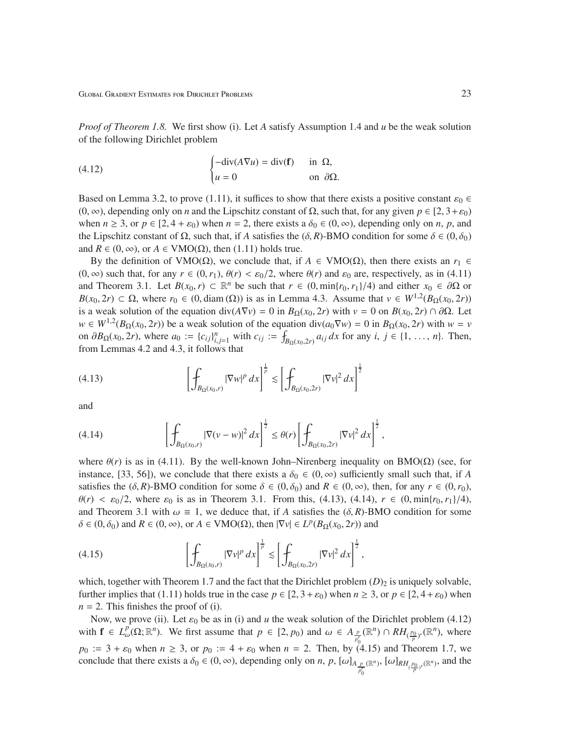*Proof of Theorem 1.8.* We first show (i). Let $A$ satisfy Assumption 1.4 and $u$ be the weak solution of the following Dirichlet problem

$$
\begin{cases} -\mathrm{div}(A\nabla u) = \mathrm{div}(\mathbf{f}) & \text{in } \Omega, \\ u = 0 & \text{on } \partial\Omega. \end{cases} \tag{4.12}
$$

Based on Lemma 3.2, to prove (1.11), it suffices to show that there exists a positive constant $\varepsilon_0 \in (0,\infty)$, depending only on $n$ and the Lipschitz constant of $\Omega$, such that, for any given $p \in [2, 3+\varepsilon_0)$ when $n \geq 3$, or $p \in [2, 4+\varepsilon_0)$ when $n = 2$, there exists a $\delta_0 \in (0,\infty)$, depending only on $n$, $p$, and the Lipschitz constant of $\Omega$, such that, if $A$ satisfies the $(\delta, R)$-BMO condition for some $\delta \in (0, \delta_0)$ and $R \in (0,\infty)$, or $A \in \mathrm{VMO}(\Omega)$, then (1.11) holds true.

By the definition of $\mathrm{VMO}(\Omega)$, we conclude that, if $A \in \mathrm{VMO}(\Omega)$, then there exists an $r_1 \in (0,\infty)$ such that, for any $r \in (0, r_1)$, $\theta(r) < \varepsilon_0/2$, where $\theta(r)$ and $\varepsilon_0$ are, respectively, as in (4.11) and Theorem 3.1. Let $B(x_0, r) \subset \mathbb{R}^n$ be such that $r \in (0, \min\{r_0, r_1\}/4)$ and either $x_0 \in \partial\Omega$ or $B(x_0, 2r) \subset \Omega$, where $r_0 \in (0, \mathrm{diam}\,(\Omega))$ is as in Lemma 4.3. Assume that $v \in W^{1,2}(B_\Omega(x_0, 2r))$ is a weak solution of the equation $\mathrm{div}(A\nabla v) = 0$ in $B_\Omega(x_0, 2r)$ with $v = 0$ on $B(x_0, 2r) \cap \partial\Omega$. Let $w \in W^{1,2}(B_\Omega(x_0, 2r))$ be a weak solution of the equation $\mathrm{div}(a_0\nabla w) = 0$ in $B_\Omega(x_0, 2r)$ with $w = v$ on $\partial B_\Omega(x_0, 2r)$, where $a_0 := \{c_{ij}\}_{i,j=1}^n$ with $c_{ij} := \fint_{B_\Omega(x_0,2r)} a_{ij}\, dx$ for any $i$, $j \in \{1, \ldots, n\}$. Then, from Lemmas 4.2 and 4.3, it follows that

$$
\left[\fint_{B_\Omega(x_0,r)} |\nabla w|^p\, dx\right]^{\frac{1}{p}} \lesssim \left[\fint_{B_\Omega(x_0,2r)} |\nabla v|^2\, dx\right]^{\frac{1}{2}} \tag{4.13}
$$

and

$$
\left[\fint_{B_\Omega(x_0,r)} |\nabla(v - w)|^2\, dx\right]^{\frac{1}{2}} \leq \theta(r) \left[\fint_{B_\Omega(x_0,2r)} |\nabla v|^2\, dx\right]^{\frac{1}{2}}, \tag{4.14}
$$

where $\theta(r)$ is as in (4.11). By the well-known John–Nirenberg inequality on $\mathrm{BMO}(\Omega)$ (see, for instance, [33, 56]), we conclude that there exists a $\delta_0 \in (0,\infty)$ sufficiently small such that, if $A$ satisfies the $(\delta, R)$-BMO condition for some $\delta \in (0, \delta_0)$ and $R \in (0,\infty)$, then, for any $r \in (0, r_0)$, $\theta(r) < \varepsilon_0/2$, where $\varepsilon_0$ is as in Theorem 3.1. From this, (4.13), (4.14), $r \in (0, \min\{r_0, r_1\}/4)$, and Theorem 3.1 with $\omega \equiv 1$, we deduce that, if $A$ satisfies the $(\delta, R)$-BMO condition for some $\delta \in (0, \delta_0)$ and $R \in (0,\infty)$, or $A \in \mathrm{VMO}(\Omega)$, then $|\nabla v| \in L^p(B_\Omega(x_0, 2r))$ and

$$
\left[\fint_{B_\Omega(x_0,r)} |\nabla v|^p\, dx\right]^{\frac{1}{p}} \lesssim \left[\fint_{B_\Omega(x_0,2r)} |\nabla v|^2\, dx\right]^{\frac{1}{2}}, \tag{4.15}
$$

which, together with Theorem 1.7 and the fact that the Dirichlet problem $(D)_2$ is uniquely solvable, further implies that (1.11) holds true in the case $p \in [2, 3+\varepsilon_0)$ when $n \geq 3$, or $p \in [2, 4+\varepsilon_0)$ when $n = 2$. This finishes the proof of (i).

Now, we prove (ii). Let $\varepsilon_0$ be as in (i) and $u$ the weak solution of the Dirichlet problem (4.12) with $\mathbf{f} \in L^p_\omega(\Omega; \mathbb{R}^n)$. We first assume that $p \in [2, p_0)$ and $\omega \in A_{\frac{p}{p_0'}}(\mathbb{R}^n) \cap RH_{(\frac{p_0}{p})'}(\mathbb{R}^n)$, where $p_0 := 3 + \varepsilon_0$ when $n \geq 3$, or $p_0 := 4 + \varepsilon_0$ when $n = 2$. Then, by (4.15) and Theorem 1.7, we conclude that there exists a $\delta_0 \in (0,\infty)$, depending only on $n$, $p$, $[\omega]_{A_{\frac{p}{p_0'}}(\mathbb{R}^n)}$, $[\omega]_{RH_{(\frac{p_0}{p})'}(\mathbb{R}^n)}$, and the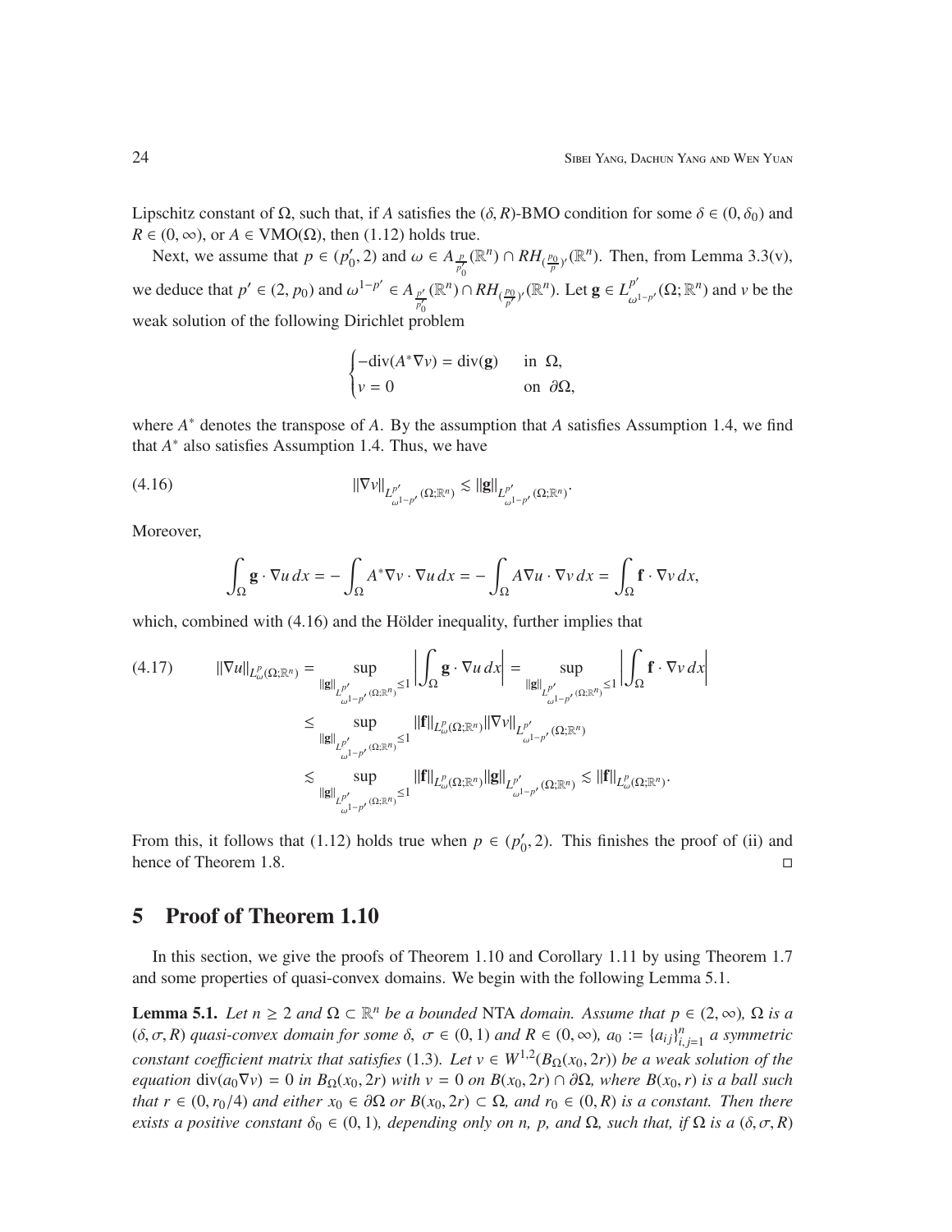Lipschitz constant of $\Omega$, such that, if $A$ satisfies the $(\delta, R)$-BMO condition for some $\delta \in (0, \delta_0)$ and $R \in (0, \infty)$, or $A \in \mathrm{VMO}(\Omega)$, then (1.12) holds true.

Next, we assume that $p \in (p_0', 2)$ and $\omega \in A_{\frac{p}{p_0'}}(\mathbb{R}^n) \cap RH_{(\frac{p_0}{p})'}(\mathbb{R}^n)$. Then, from Lemma 3.3(v), we deduce that $p' \in (2, p_0)$ and $\omega^{1-p'} \in A_{\frac{p'}{p_0'}}(\mathbb{R}^n) \cap RH_{(\frac{p_0}{p'})'}(\mathbb{R}^n)$. Let $\mathbf{g} \in L^{p'}_{\omega^{1-p'}}(\Omega; \mathbb{R}^n)$ and $v$ be the weak solution of the following Dirichlet problem

$$
\begin{cases}
-\mathrm{div}(A^* \nabla v) = \mathrm{div}(\mathbf{g}) & \text{in } \Omega, \\
v = 0 & \text{on } \partial\Omega,
\end{cases}
$$

where $A^*$ denotes the transpose of $A$. By the assumption that $A$ satisfies Assumption 1.4, we find that $A^*$ also satisfies Assumption 1.4. Thus, we have

$$
\|\nabla v\|_{L^{p'}_{\omega^{1-p'}}(\Omega;\mathbb{R}^n)} \lesssim \|\mathbf{g}\|_{L^{p'}_{\omega^{1-p'}}(\Omega;\mathbb{R}^n)}. \tag{4.16}
$$

Moreover,

$$
\int_\Omega \mathbf{g} \cdot \nabla u \, dx = -\int_\Omega A^* \nabla v \cdot \nabla u \, dx = -\int_\Omega A \nabla u \cdot \nabla v \, dx = \int_\Omega \mathbf{f} \cdot \nabla v \, dx,
$$

which, combined with (4.16) and the Hölder inequality, further implies that

$$
\begin{aligned}
\|\nabla u\|_{L^p_\omega(\Omega;\mathbb{R}^n)} &= \sup_{\|\mathbf{g}\|_{L^{p'}_{\omega^{1-p'}}(\Omega;\mathbb{R}^n)} \le 1} \left| \int_\Omega \mathbf{g} \cdot \nabla u \, dx \right| = \sup_{\|\mathbf{g}\|_{L^{p'}_{\omega^{1-p'}}(\Omega;\mathbb{R}^n)} \le 1} \left| \int_\Omega \mathbf{f} \cdot \nabla v \, dx \right| \\
&\le \sup_{\|\mathbf{g}\|_{L^{p'}_{\omega^{1-p'}}(\Omega;\mathbb{R}^n)} \le 1} \|\mathbf{f}\|_{L^p_\omega(\Omega;\mathbb{R}^n)} \|\nabla v\|_{L^{p'}_{\omega^{1-p'}}(\Omega;\mathbb{R}^n)} \\
&\lesssim \sup_{\|\mathbf{g}\|_{L^{p'}_{\omega^{1-p'}}(\Omega;\mathbb{R}^n)} \le 1} \|\mathbf{f}\|_{L^p_\omega(\Omega;\mathbb{R}^n)} \|\mathbf{g}\|_{L^{p'}_{\omega^{1-p'}}(\Omega;\mathbb{R}^n)} \lesssim \|\mathbf{f}\|_{L^p_\omega(\Omega;\mathbb{R}^n)}.
\end{aligned} \tag{4.17}
$$

From this, it follows that (1.12) holds true when $p \in (p_0', 2)$. This finishes the proof of (ii) and hence of Theorem 1.8. $\square$

## 5 Proof of Theorem 1.10

In this section, we give the proofs of Theorem 1.10 and Corollary 1.11 by using Theorem 1.7 and some properties of quasi-convex domains. We begin with the following Lemma 5.1.

**Lemma 5.1.** *Let $n \ge 2$ and $\Omega \subset \mathbb{R}^n$ be a bounded* NTA *domain. Assume that $p \in (2, \infty)$, $\Omega$ is a $(\delta, \sigma, R)$ quasi-convex domain for some $\delta$, $\sigma \in (0, 1)$ and $R \in (0, \infty)$, $a_0 := \{a_{ij}\}_{i,j=1}^n$ a symmetric constant coefficient matrix that satisfies* (1.3). *Let $v \in W^{1,2}(B_\Omega(x_0, 2r))$ be a weak solution of the equation $\mathrm{div}(a_0 \nabla v) = 0$ in $B_\Omega(x_0, 2r)$ with $v = 0$ on $B(x_0, 2r) \cap \partial\Omega$, where $B(x_0, r)$ is a ball such that $r \in (0, r_0/4)$ and either $x_0 \in \partial\Omega$ or $B(x_0, 2r) \subset \Omega$, and $r_0 \in (0, R)$ is a constant. Then there exists a positive constant $\delta_0 \in (0, 1)$, depending only on $n$, $p$, and $\Omega$, such that, if $\Omega$ is a $(\delta, \sigma, R)$*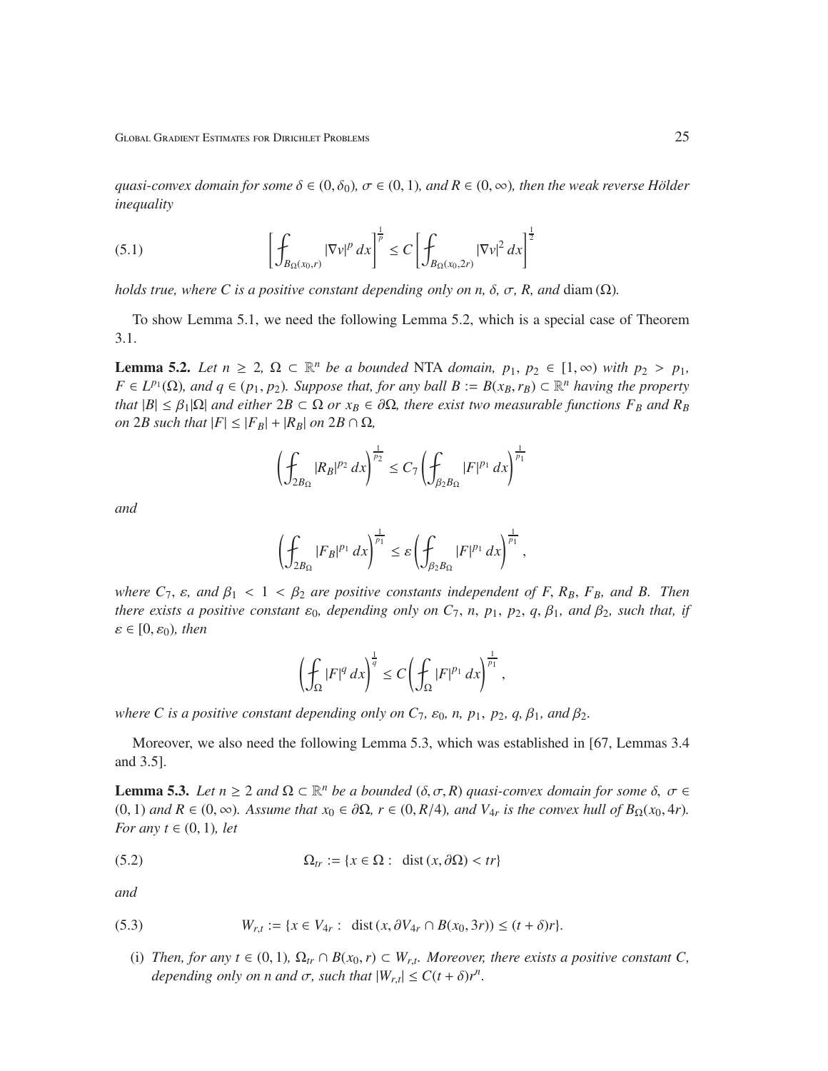*quasi-convex domain for some $\delta \in (0, \delta_0)$, $\sigma \in (0, 1)$, and $R \in (0, \infty)$, then the weak reverse Hölder inequality*

$$\left[ \fint_{B_\Omega(x_0,r)} |\nabla v|^p \, dx \right]^{\frac{1}{p}} \le C \left[ \fint_{B_\Omega(x_0,2r)} |\nabla v|^2 \, dx \right]^{\frac{1}{2}} \tag{5.1}$$

*holds true, where $C$ is a positive constant depending only on $n$, $\delta$, $\sigma$, $R$, and $\operatorname{diam}(\Omega)$.*

To show Lemma 5.1, we need the following Lemma 5.2, which is a special case of Theorem 3.1.

**Lemma 5.2.** *Let $n \ge 2$, $\Omega \subset \mathbb{R}^n$ be a bounded* NTA *domain, $p_1, p_2 \in [1, \infty)$ with $p_2 > p_1$, $F \in L^{p_1}(\Omega)$, and $q \in (p_1, p_2)$. Suppose that, for any ball $B := B(x_B, r_B) \subset \mathbb{R}^n$ having the property that $|B| \le \beta_1 |\Omega|$ and either $2B \subset \Omega$ or $x_B \in \partial\Omega$, there exist two measurable functions $F_B$ and $R_B$ on $2B$ such that $|F| \le |F_B| + |R_B|$ on $2B \cap \Omega$,*

$$\left( \fint_{2B_\Omega} |R_B|^{p_2} \, dx \right)^{\frac{1}{p_2}} \le C_7 \left( \fint_{\beta_2 B_\Omega} |F|^{p_1} \, dx \right)^{\frac{1}{p_1}}$$

*and*

$$\left( \fint_{2B_\Omega} |F_B|^{p_1} \, dx \right)^{\frac{1}{p_1}} \le \varepsilon \left( \fint_{\beta_2 B_\Omega} |F|^{p_1} \, dx \right)^{\frac{1}{p_1}},$$

*where $C_7$, $\varepsilon$, and $\beta_1 < 1 < \beta_2$ are positive constants independent of $F$, $R_B$, $F_B$, and $B$. Then there exists a positive constant $\varepsilon_0$, depending only on $C_7$, $n$, $p_1$, $p_2$, $q$, $\beta_1$, and $\beta_2$, such that, if $\varepsilon \in [0, \varepsilon_0)$, then*

$$\left( \fint_\Omega |F|^q \, dx \right)^{\frac{1}{q}} \le C \left( \fint_\Omega |F|^{p_1} \, dx \right)^{\frac{1}{p_1}},$$

*where $C$ is a positive constant depending only on $C_7$, $\varepsilon_0$, $n$, $p_1$, $p_2$, $q$, $\beta_1$, and $\beta_2$.*

Moreover, we also need the following Lemma 5.3, which was established in [67, Lemmas 3.4 and 3.5].

**Lemma 5.3.** *Let $n \ge 2$ and $\Omega \subset \mathbb{R}^n$ be a bounded $(\delta, \sigma, R)$ quasi-convex domain for some $\delta$, $\sigma \in (0, 1)$ and $R \in (0, \infty)$. Assume that $x_0 \in \partial\Omega$, $r \in (0, R/4)$, and $V_{4r}$ is the convex hull of $B_\Omega(x_0, 4r)$. For any $t \in (0, 1)$, let*

$$\Omega_{tr} := \{x \in \Omega : \ \operatorname{dist}(x, \partial\Omega) < tr\} \tag{5.2}$$

*and*

$$W_{r,t} := \{x \in V_{4r} : \ \operatorname{dist}(x, \partial V_{4r} \cap B(x_0, 3r)) \le (t + \delta) r\}. \tag{5.3}$$

(i) *Then, for any $t \in (0, 1)$, $\Omega_{tr} \cap B(x_0, r) \subset W_{r,t}$. Moreover, there exists a positive constant $C$, depending only on $n$ and $\sigma$, such that $|W_{r,t}| \le C(t + \delta) r^n$.*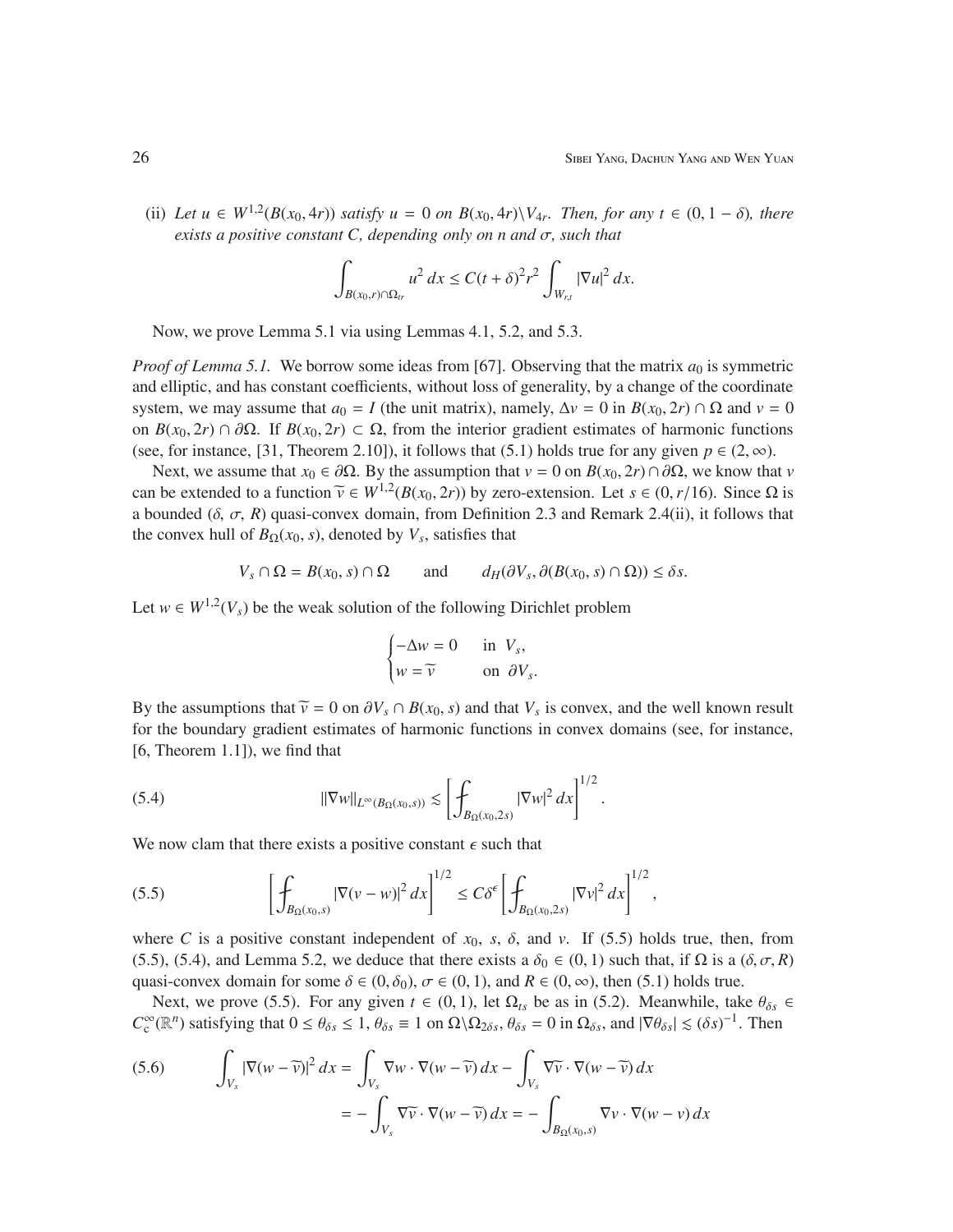(ii) *Let $u \in W^{1,2}(B(x_0, 4r))$ satisfy $u = 0$ on $B(x_0, 4r)\backslash V_{4r}$. Then, for any $t \in (0, 1 - \delta)$, there exists a positive constant $C$, depending only on $n$ and $\sigma$, such that*

$$\int_{B(x_0,r)\cap\Omega_{tr}} u^2\, dx \le C(t + \delta)^2 r^2 \int_{W_{r,t}} |\nabla u|^2\, dx.$$

Now, we prove Lemma 5.1 via using Lemmas 4.1, 5.2, and 5.3.

*Proof of Lemma 5.1.* We borrow some ideas from [67]. Observing that the matrix $a_0$ is symmetric and elliptic, and has constant coefficients, without loss of generality, by a change of the coordinate system, we may assume that $a_0 = I$ (the unit matrix), namely, $\Delta v = 0$ in $B(x_0, 2r) \cap \Omega$ and $v = 0$ on $B(x_0, 2r) \cap \partial\Omega$. If $B(x_0, 2r) \subset \Omega$, from the interior gradient estimates of harmonic functions (see, for instance, [31, Theorem 2.10]), it follows that (5.1) holds true for any given $p \in (2, \infty)$.

Next, we assume that $x_0 \in \partial\Omega$. By the assumption that $v = 0$ on $B(x_0, 2r)\cap\partial\Omega$, we know that $v$ can be extended to a function $\widetilde{v} \in W^{1,2}(B(x_0, 2r))$ by zero-extension. Let $s \in (0, r/16)$. Since $\Omega$ is a bounded $(\delta, \sigma, R)$ quasi-convex domain, from Definition 2.3 and Remark 2.4(ii), it follows that the convex hull of $B_\Omega(x_0, s)$, denoted by $V_s$, satisfies that

$$V_s \cap \Omega = B(x_0, s) \cap \Omega \qquad \text{and} \qquad d_H(\partial V_s, \partial(B(x_0, s) \cap \Omega)) \le \delta s.$$

Let $w \in W^{1,2}(V_s)$ be the weak solution of the following Dirichlet problem

$$\begin{cases} -\Delta w = 0 & \text{in } V_s, \\ w = \widetilde{v} & \text{on } \partial V_s. \end{cases}$$

By the assumptions that $\widetilde{v} = 0$ on $\partial V_s \cap B(x_0, s)$ and that $V_s$ is convex, and the well known result for the boundary gradient estimates of harmonic functions in convex domains (see, for instance, [6, Theorem 1.1]), we find that

$$\|\nabla w\|_{L^\infty(B_\Omega(x_0,s))} \lesssim \left[\fint_{B_\Omega(x_0,2s)} |\nabla w|^2\, dx\right]^{1/2}. \tag{5.4}$$

We now clam that there exists a positive constant $\epsilon$ such that

$$\left[\fint_{B_\Omega(x_0,s)} |\nabla(v - w)|^2\, dx\right]^{1/2} \le C\delta^\epsilon \left[\fint_{B_\Omega(x_0,2s)} |\nabla v|^2\, dx\right]^{1/2}, \tag{5.5}$$

where $C$ is a positive constant independent of $x_0$, $s$, $\delta$, and $v$. If (5.5) holds true, then, from (5.5), (5.4), and Lemma 5.2, we deduce that there exists a $\delta_0 \in (0, 1)$ such that, if $\Omega$ is a $(\delta, \sigma, R)$ quasi-convex domain for some $\delta \in (0, \delta_0)$, $\sigma \in (0, 1)$, and $R \in (0, \infty)$, then (5.1) holds true.

Next, we prove (5.5). For any given $t \in (0, 1)$, let $\Omega_{ts}$ be as in (5.2). Meanwhile, take $\theta_{\delta s} \in C_c^\infty(\mathbb{R}^n)$ satisfying that $0 \le \theta_{\delta s} \le 1$, $\theta_{\delta s} \equiv 1$ on $\Omega\backslash\Omega_{2\delta s}$, $\theta_{\delta s} = 0$ in $\Omega_{\delta s}$, and $|\nabla\theta_{\delta s}| \lesssim (\delta s)^{-1}$. Then

$$\begin{aligned} \int_{V_s} |\nabla(w - \widetilde{v})|^2\, dx &= \int_{V_s} \nabla w \cdot \nabla(w - \widetilde{v})\, dx - \int_{V_s} \nabla\widetilde{v} \cdot \nabla(w - \widetilde{v})\, dx \\ &= -\int_{V_s} \nabla\widetilde{v} \cdot \nabla(w - \widetilde{v})\, dx = -\int_{B_\Omega(x_0,s)} \nabla v \cdot \nabla(w - v)\, dx \end{aligned} \tag{5.6}$$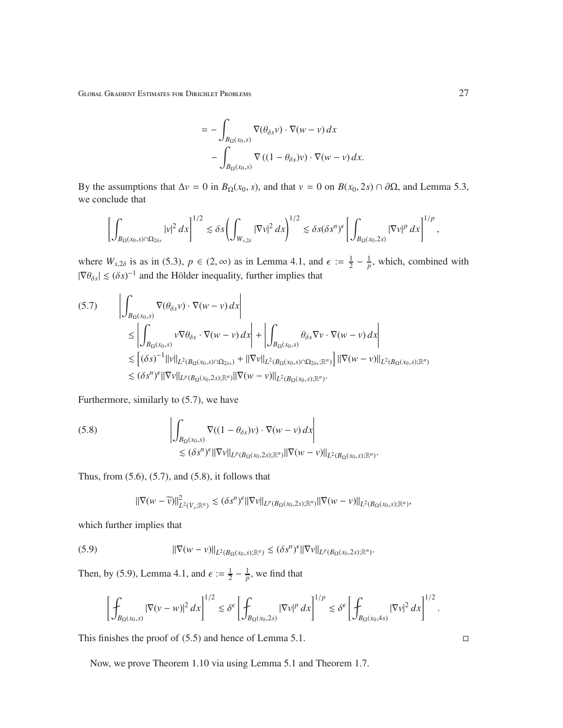$$
\begin{aligned}
&= -\int_{B_\Omega(x_0,s)} \nabla(\theta_{\delta s} v)\cdot\nabla(w-v)\,dx \\
&\quad - \int_{B_\Omega(x_0,s)} \nabla\left((1-\theta_{\delta s})v\right)\cdot\nabla(w-v)\,dx.
\end{aligned}
$$

By the assumptions that $\Delta v = 0$ in $B_\Omega(x_0, s)$, and that $v = 0$ on $B(x_0, 2s)\cap\partial\Omega$, and Lemma 5.3, we conclude that

$$
\left[\int_{B_\Omega(x_0,s)\cap\Omega_{2\delta s}} |v|^2\,dx\right]^{1/2} \lesssim \delta s\left(\int_{W_{s,2\delta}} |\nabla v|^2\,dx\right)^{1/2} \lesssim \delta s(\delta s^n)^\epsilon\left[\int_{B_\Omega(x_0,2s)} |\nabla v|^p\,dx\right]^{1/p},
$$

where $W_{s,2\delta}$ is as in (5.3), $p\in(2,\infty)$ as in Lemma 4.1, and $\epsilon := \frac{1}{2}-\frac{1}{p}$, which, combined with $|\nabla\theta_{\delta s}|\lesssim(\delta s)^{-1}$ and the Hölder inequality, further implies that

$$
\begin{aligned}
(5.7)\qquad &\left|\int_{B_\Omega(x_0,s)} \nabla(\theta_{\delta s}v)\cdot\nabla(w-v)\,dx\right| \\
&\le \left|\int_{B_\Omega(x_0,s)} v\nabla\theta_{\delta s}\cdot\nabla(w-v)\,dx\right| + \left|\int_{B_\Omega(x_0,s)} \theta_{\delta s}\nabla v\cdot\nabla(w-v)\,dx\right| \\
&\lesssim \left[(\delta s)^{-1}\|v\|_{L^2(B_\Omega(x_0,s)\cap\Omega_{2\delta s})} + \|\nabla v\|_{L^2(B_\Omega(x_0,s)\cap\Omega_{2\delta s};\mathbb{R}^n)}\right]\|\nabla(w-v)\|_{L^2(B_\Omega(x_0,s);\mathbb{R}^n)} \\
&\lesssim (\delta s^n)^\epsilon\|\nabla v\|_{L^p(B_\Omega(x_0,2s);\mathbb{R}^n)}\|\nabla(w-v)\|_{L^2(B_\Omega(x_0,s);\mathbb{R}^n)}.
\end{aligned}
$$

Furthermore, similarly to (5.7), we have

$$
\begin{aligned}
(5.8)\qquad &\left|\int_{B_\Omega(x_0,s)} \nabla((1-\theta_{\delta s})v)\cdot\nabla(w-v)\,dx\right| \\
&\quad\lesssim (\delta s^n)^\epsilon\|\nabla v\|_{L^p(B_\Omega(x_0,2s);\mathbb{R}^n)}\|\nabla(w-v)\|_{L^2(B_\Omega(x_0,s);\mathbb{R}^n)}.
\end{aligned}
$$

Thus, from (5.6), (5.7), and (5.8), it follows that

$$
\|\nabla(w-\widetilde{v})\|^2_{L^2(V_s;\mathbb{R}^n)} \lesssim (\delta s^n)^\epsilon\|\nabla v\|_{L^p(B_\Omega(x_0,2s);\mathbb{R}^n)}\|\nabla(w-v)\|_{L^2(B_\Omega(x_0,s);\mathbb{R}^n)},
$$

which further implies that

$$
(5.9)\qquad \|\nabla(w-v)\|_{L^2(B_\Omega(x_0,s);\mathbb{R}^n)} \lesssim (\delta s^n)^\epsilon\|\nabla v\|_{L^p(B_\Omega(x_0,2s);\mathbb{R}^n)}.
$$

Then, by (5.9), Lemma 4.1, and $\epsilon := \frac{1}{2}-\frac{1}{p}$, we find that

$$
\left[\fint_{B_\Omega(x_0,s)} |\nabla(v-w)|^2\,dx\right]^{1/2} \lesssim \delta^\epsilon\left[\fint_{B_\Omega(x_0,2s)} |\nabla v|^p\,dx\right]^{1/p} \lesssim \delta^\epsilon\left[\fint_{B_\Omega(x_0,4s)} |\nabla v|^2\,dx\right]^{1/2}.
$$

This finishes the proof of (5.5) and hence of Lemma 5.1. $\square$

Now, we prove Theorem 1.10 via using Lemma 5.1 and Theorem 1.7.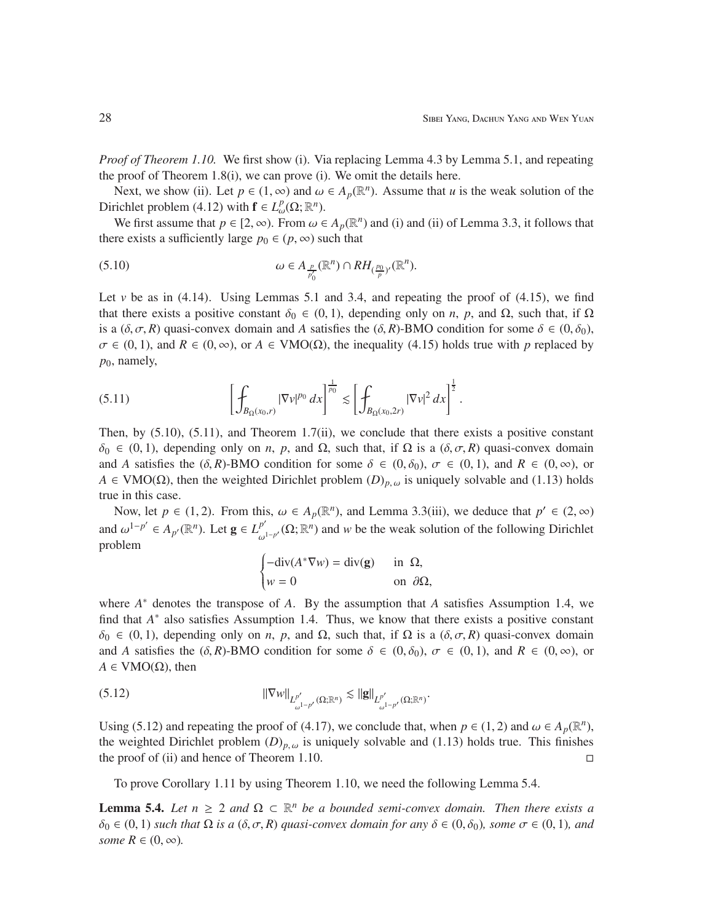*Proof of Theorem 1.10.* We first show (i). Via replacing Lemma 4.3 by Lemma 5.1, and repeating the proof of Theorem 1.8(i), we can prove (i). We omit the details here.

Next, we show (ii). Let $p \in (1,\infty)$ and $\omega \in A_p(\mathbb{R}^n)$. Assume that $u$ is the weak solution of the Dirichlet problem (4.12) with $\mathbf{f} \in L^p_\omega(\Omega;\mathbb{R}^n)$.

We first assume that $p \in [2,\infty)$. From $\omega \in A_p(\mathbb{R}^n)$ and (i) and (ii) of Lemma 3.3, it follows that there exists a sufficiently large $p_0 \in (p,\infty)$ such that

$$\omega \in A_{\frac{p}{p_0'}}(\mathbb{R}^n) \cap RH_{(\frac{p_0}{p})'}(\mathbb{R}^n). \tag{5.10}$$

Let $v$ be as in (4.14). Using Lemmas 5.1 and 3.4, and repeating the proof of (4.15), we find that there exists a positive constant $\delta_0 \in (0,1)$, depending only on $n$, $p$, and $\Omega$, such that, if $\Omega$ is a $(\delta,\sigma,R)$ quasi-convex domain and $A$ satisfies the $(\delta,R)$-BMO condition for some $\delta \in (0,\delta_0)$, $\sigma \in (0,1)$, and $R \in (0,\infty)$, or $A \in \mathrm{VMO}(\Omega)$, the inequality (4.15) holds true with $p$ replaced by $p_0$, namely,

$$\left[\fint_{B_\Omega(x_0,r)} |\nabla v|^{p_0}\,dx\right]^{\frac{1}{p_0}} \lesssim \left[\fint_{B_\Omega(x_0,2r)} |\nabla v|^{2}\,dx\right]^{\frac{1}{2}}. \tag{5.11}$$

Then, by (5.10), (5.11), and Theorem 1.7(ii), we conclude that there exists a positive constant $\delta_0 \in (0,1)$, depending only on $n$, $p$, and $\Omega$, such that, if $\Omega$ is a $(\delta,\sigma,R)$ quasi-convex domain and $A$ satisfies the $(\delta,R)$-BMO condition for some $\delta \in (0,\delta_0)$, $\sigma \in (0,1)$, and $R \in (0,\infty)$, or $A \in \mathrm{VMO}(\Omega)$, then the weighted Dirichlet problem $(D)_{p,\,\omega}$ is uniquely solvable and (1.13) holds true in this case.

Now, let $p \in (1,2)$. From this, $\omega \in A_p(\mathbb{R}^n)$, and Lemma 3.3(iii), we deduce that $p' \in (2,\infty)$ and $\omega^{1-p'} \in A_{p'}(\mathbb{R}^n)$. Let $\mathbf{g} \in L^{p'}_{\omega^{1-p'}}(\Omega;\mathbb{R}^n)$ and $w$ be the weak solution of the following Dirichlet problem

$$\begin{cases} -\mathrm{div}(A^*\nabla w) = \mathrm{div}(\mathbf{g}) & \text{in } \Omega,\\ w = 0 & \text{on } \partial\Omega, \end{cases}$$

where $A^*$ denotes the transpose of $A$. By the assumption that $A$ satisfies Assumption 1.4, we find that $A^*$ also satisfies Assumption 1.4. Thus, we know that there exists a positive constant $\delta_0 \in (0,1)$, depending only on $n$, $p$, and $\Omega$, such that, if $\Omega$ is a $(\delta,\sigma,R)$ quasi-convex domain and $A$ satisfies the $(\delta,R)$-BMO condition for some $\delta \in (0,\delta_0)$, $\sigma \in (0,1)$, and $R \in (0,\infty)$, or $A \in \mathrm{VMO}(\Omega)$, then

$$\|\nabla w\|_{L^{p'}_{\omega^{1-p'}}(\Omega;\mathbb{R}^n)} \lesssim \|\mathbf{g}\|_{L^{p'}_{\omega^{1-p'}}(\Omega;\mathbb{R}^n)}. \tag{5.12}$$

Using (5.12) and repeating the proof of (4.17), we conclude that, when $p \in (1,2)$ and $\omega \in A_p(\mathbb{R}^n)$, the weighted Dirichlet problem $(D)_{p,\,\omega}$ is uniquely solvable and (1.13) holds true. This finishes the proof of (ii) and hence of Theorem 1.10. $\square$

To prove Corollary 1.11 by using Theorem 1.10, we need the following Lemma 5.4.

**Lemma 5.4.** *Let $n \geq 2$ and $\Omega \subset \mathbb{R}^n$ be a bounded semi-convex domain. Then there exists a $\delta_0 \in (0,1)$ such that $\Omega$ is a $(\delta,\sigma,R)$ quasi-convex domain for any $\delta \in (0,\delta_0)$, some $\sigma \in (0,1)$, and some $R \in (0,\infty)$.*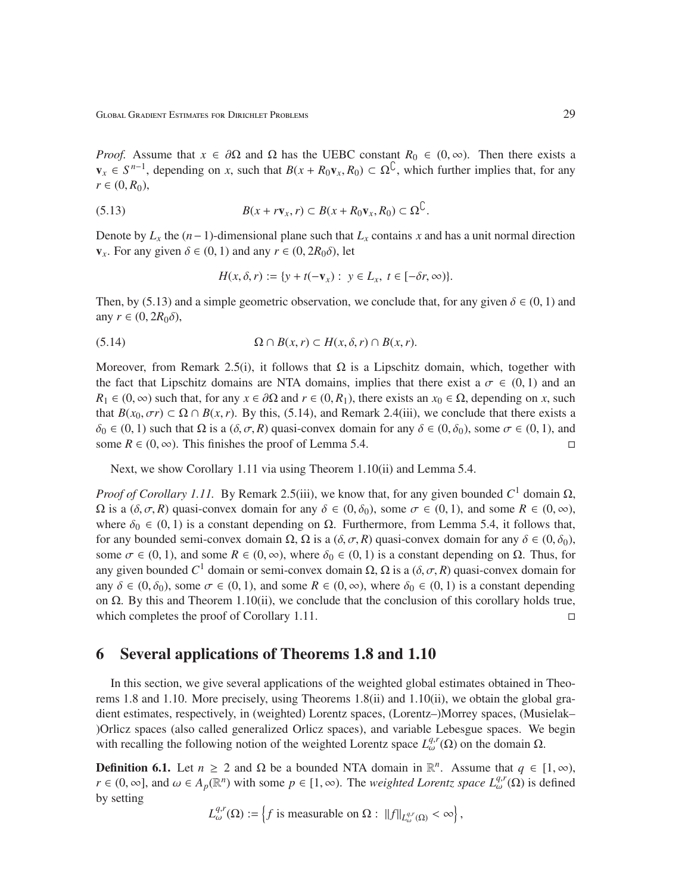*Proof.* Assume that $x \in \partial\Omega$ and $\Omega$ has the UEBC constant $R_0 \in (0,\infty)$. Then there exists a $\mathbf{v}_x \in S^{n-1}$, depending on $x$, such that $B(x+R_0\mathbf{v}_x, R_0) \subset \Omega^{\complement}$, which further implies that, for any $r \in (0, R_0)$,

$$B(x + r\mathbf{v}_x, r) \subset B(x + R_0\mathbf{v}_x, R_0) \subset \Omega^{\complement}. \tag{5.13}$$

Denote by $L_x$ the $(n-1)$-dimensional plane such that $L_x$ contains $x$ and has a unit normal direction $\mathbf{v}_x$. For any given $\delta \in (0,1)$ and any $r \in (0, 2R_0\delta)$, let

$$H(x, \delta, r) := \{y + t(-\mathbf{v}_x) : \ y \in L_x, \ t \in [-\delta r, \infty)\}.$$

Then, by (5.13) and a simple geometric observation, we conclude that, for any given $\delta \in (0,1)$ and any $r \in (0, 2R_0\delta)$,

$$\Omega \cap B(x, r) \subset H(x, \delta, r) \cap B(x, r). \tag{5.14}$$

Moreover, from Remark 2.5(i), it follows that $\Omega$ is a Lipschitz domain, which, together with the fact that Lipschitz domains are NTA domains, implies that there exist a $\sigma \in (0,1)$ and an $R_1 \in (0,\infty)$ such that, for any $x \in \partial\Omega$ and $r \in (0, R_1)$, there exists an $x_0 \in \Omega$, depending on $x$, such that $B(x_0, \sigma r) \subset \Omega \cap B(x, r)$. By this, (5.14), and Remark 2.4(iii), we conclude that there exists a $\delta_0 \in (0,1)$ such that $\Omega$ is a $(\delta, \sigma, R)$ quasi-convex domain for any $\delta \in (0, \delta_0)$, some $\sigma \in (0,1)$, and some $R \in (0,\infty)$. This finishes the proof of Lemma 5.4. $\square$

Next, we show Corollary 1.11 via using Theorem 1.10(ii) and Lemma 5.4.

*Proof of Corollary 1.11.* By Remark 2.5(iii), we know that, for any given bounded $C^1$ domain $\Omega$, $\Omega$ is a $(\delta, \sigma, R)$ quasi-convex domain for any $\delta \in (0, \delta_0)$, some $\sigma \in (0,1)$, and some $R \in (0,\infty)$, where $\delta_0 \in (0,1)$ is a constant depending on $\Omega$. Furthermore, from Lemma 5.4, it follows that, for any bounded semi-convex domain $\Omega$, $\Omega$ is a $(\delta, \sigma, R)$ quasi-convex domain for any $\delta \in (0, \delta_0)$, some $\sigma \in (0,1)$, and some $R \in (0,\infty)$, where $\delta_0 \in (0,1)$ is a constant depending on $\Omega$. Thus, for any given bounded $C^1$ domain or semi-convex domain $\Omega$, $\Omega$ is a $(\delta, \sigma, R)$ quasi-convex domain for any $\delta \in (0, \delta_0)$, some $\sigma \in (0,1)$, and some $R \in (0,\infty)$, where $\delta_0 \in (0,1)$ is a constant depending on $\Omega$. By this and Theorem 1.10(ii), we conclude that the conclusion of this corollary holds true, which completes the proof of Corollary 1.11. $\square$

# 6 Several applications of Theorems 1.8 and 1.10

In this section, we give several applications of the weighted global estimates obtained in Theorems 1.8 and 1.10. More precisely, using Theorems 1.8(ii) and 1.10(ii), we obtain the global gradient estimates, respectively, in (weighted) Lorentz spaces, (Lorentz–)Morrey spaces, (Musielak–)Orlicz spaces (also called generalized Orlicz spaces), and variable Lebesgue spaces. We begin with recalling the following notion of the weighted Lorentz space $L^{q,r}_\omega(\Omega)$ on the domain $\Omega$.

**Definition 6.1.** Let $n \geq 2$ and $\Omega$ be a bounded NTA domain in $\mathbb{R}^n$. Assume that $q \in [1,\infty)$, $r \in (0,\infty]$, and $\omega \in A_p(\mathbb{R}^n)$ with some $p \in [1,\infty)$. The *weighted Lorentz space* $L^{q,r}_\omega(\Omega)$ is defined by setting

$$L^{q,r}_\omega(\Omega) := \left\{ f \text{ is measurable on } \Omega : \ \|f\|_{L^{q,r}_\omega(\Omega)} < \infty \right\},$$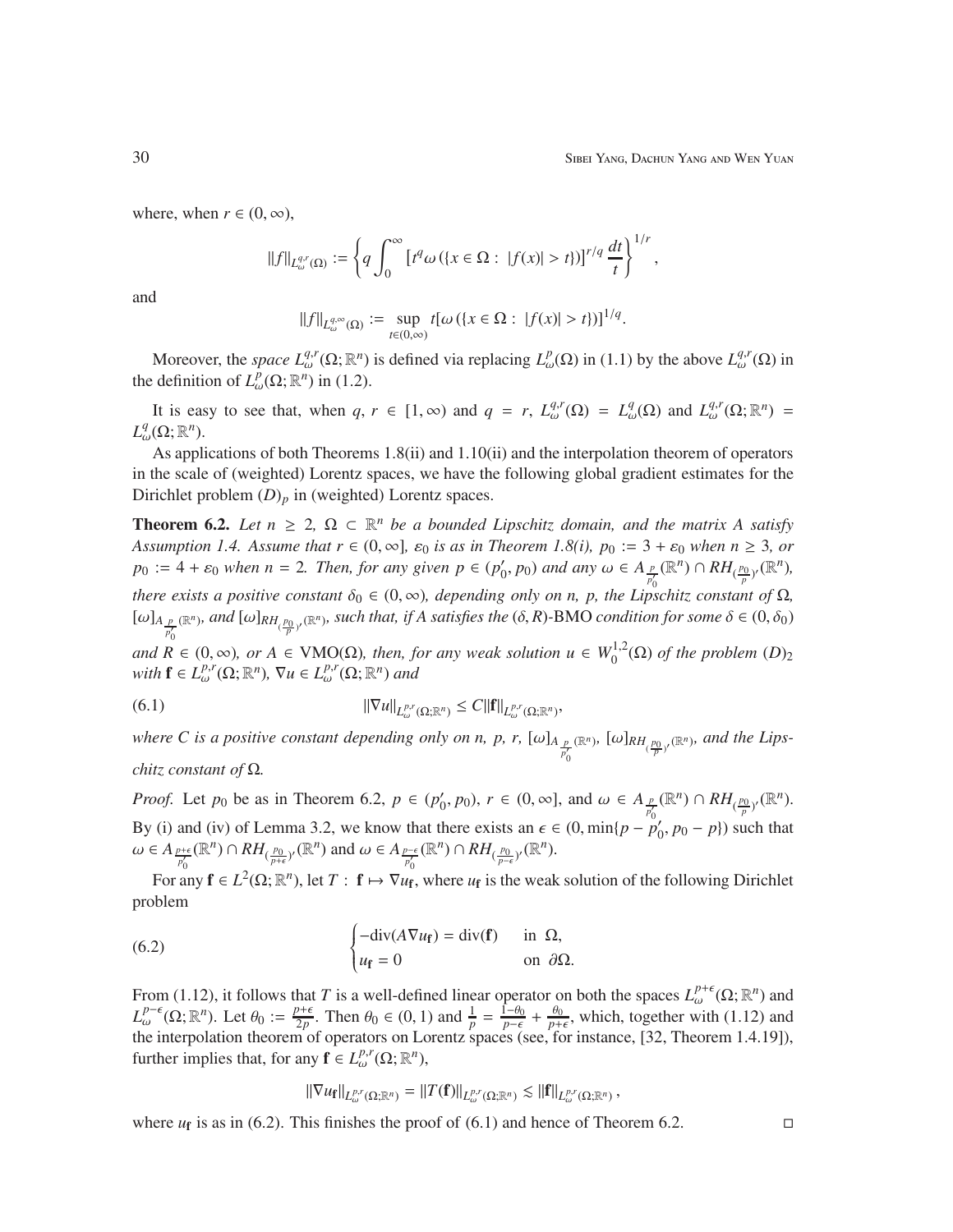where, when $r \in (0, \infty)$,

$$\|f\|_{L^{q,r}_\omega(\Omega)} := \left\{ q \int_0^\infty \left[ t^q \omega\left(\{x \in \Omega : \ |f(x)| > t\}\right) \right]^{r/q} \frac{dt}{t} \right\}^{1/r},$$

and

$$\|f\|_{L^{q,\infty}_\omega(\Omega)} := \sup_{t \in (0,\infty)} t[\omega\left(\{x \in \Omega : \ |f(x)| > t\}\right)]^{1/q}.$$

Moreover, the *space* $L^{q,r}_\omega(\Omega; \mathbb{R}^n)$ is defined via replacing $L^p_\omega(\Omega)$ in (1.1) by the above $L^{q,r}_\omega(\Omega)$ in the definition of $L^p_\omega(\Omega; \mathbb{R}^n)$ in (1.2).

It is easy to see that, when $q, r \in [1, \infty)$ and $q = r$, $L^{q,r}_\omega(\Omega) = L^q_\omega(\Omega)$ and $L^{q,r}_\omega(\Omega; \mathbb{R}^n) = L^q_\omega(\Omega; \mathbb{R}^n)$.

As applications of both Theorems 1.8(ii) and 1.10(ii) and the interpolation theorem of operators in the scale of (weighted) Lorentz spaces, we have the following global gradient estimates for the Dirichlet problem $(D)_p$ in (weighted) Lorentz spaces.

**Theorem 6.2.** *Let $n \geq 2$, $\Omega \subset \mathbb{R}^n$ be a bounded Lipschitz domain, and the matrix $A$ satisfy Assumption 1.4. Assume that $r \in (0, \infty]$, $\varepsilon_0$ is as in Theorem 1.8(i), $p_0 := 3 + \varepsilon_0$ when $n \geq 3$, or $p_0 := 4 + \varepsilon_0$ when $n = 2$. Then, for any given $p \in (p_0', p_0)$ and any $\omega \in A_{\frac{p}{p_0'}}(\mathbb{R}^n) \cap RH_{(\frac{p_0}{p})'}(\mathbb{R}^n)$, there exists a positive constant $\delta_0 \in (0, \infty)$, depending only on $n$, $p$, the Lipschitz constant of $\Omega$, $[\omega]_{A_{\frac{p}{p_0'}}(\mathbb{R}^n)}$, and $[\omega]_{RH_{(\frac{p_0}{p})'}(\mathbb{R}^n)}$, such that, if $A$ satisfies the $(\delta, R)$-BMO condition for some $\delta \in (0, \delta_0)$ and $R \in (0, \infty)$, or $A \in \mathrm{VMO}(\Omega)$, then, for any weak solution $u \in W^{1,2}_0(\Omega)$ of the problem $(D)_2$ with $\mathbf{f} \in L^{p,r}_\omega(\Omega; \mathbb{R}^n)$, $\nabla u \in L^{p,r}_\omega(\Omega; \mathbb{R}^n)$ and*

$$\|\nabla u\|_{L^{p,r}_\omega(\Omega;\mathbb{R}^n)} \leq C\|\mathbf{f}\|_{L^{p,r}_\omega(\Omega;\mathbb{R}^n)}, \tag{6.1}$$

*where $C$ is a positive constant depending only on $n$, $p$, $r$, $[\omega]_{A_{\frac{p}{p_0'}}(\mathbb{R}^n)}$, $[\omega]_{RH_{(\frac{p_0}{p})'}(\mathbb{R}^n)}$, and the Lipschitz constant of $\Omega$.*

*Proof.* Let $p_0$ be as in Theorem 6.2, $p \in (p_0', p_0)$, $r \in (0, \infty]$, and $\omega \in A_{\frac{p}{p_0'}}(\mathbb{R}^n) \cap RH_{(\frac{p_0}{p})'}(\mathbb{R}^n)$. By (i) and (iv) of Lemma 3.2, we know that there exists an $\epsilon \in (0, \min\{p - p_0', p_0 - p\})$ such that $\omega \in A_{\frac{p+\epsilon}{p_0'}}(\mathbb{R}^n) \cap RH_{(\frac{p_0}{p+\epsilon})'}(\mathbb{R}^n)$ and $\omega \in A_{\frac{p-\epsilon}{p_0'}}(\mathbb{R}^n) \cap RH_{(\frac{p_0}{p-\epsilon})'}(\mathbb{R}^n)$.

For any $\mathbf{f} \in L^2(\Omega; \mathbb{R}^n)$, let $T : \ \mathbf{f} \mapsto \nabla u_{\mathbf{f}}$, where $u_{\mathbf{f}}$ is the weak solution of the following Dirichlet problem

$$\begin{cases} -\mathrm{div}(A\nabla u_{\mathbf{f}}) = \mathrm{div}(\mathbf{f}) & \text{in } \ \Omega, \\ u_{\mathbf{f}} = 0 & \text{on } \ \partial\Omega. \end{cases} \tag{6.2}$$

From (1.12), it follows that $T$ is a well-defined linear operator on both the spaces $L^{p+\epsilon}_\omega(\Omega; \mathbb{R}^n)$ and $L^{p-\epsilon}_\omega(\Omega; \mathbb{R}^n)$. Let $\theta_0 := \frac{p+\epsilon}{2p}$. Then $\theta_0 \in (0, 1)$ and $\frac{1}{p} = \frac{1-\theta_0}{p-\epsilon} + \frac{\theta_0}{p+\epsilon}$, which, together with (1.12) and the interpolation theorem of operators on Lorentz spaces (see, for instance, [32, Theorem 1.4.19]), further implies that, for any $\mathbf{f} \in L^{p,r}_\omega(\Omega; \mathbb{R}^n)$,

$$\|\nabla u_{\mathbf{f}}\|_{L^{p,r}_\omega(\Omega;\mathbb{R}^n)} = \|T(\mathbf{f})\|_{L^{p,r}_\omega(\Omega;\mathbb{R}^n)} \lesssim \|\mathbf{f}\|_{L^{p,r}_\omega(\Omega;\mathbb{R}^n)},$$

where $u_{\mathbf{f}}$ is as in (6.2). This finishes the proof of (6.1) and hence of Theorem 6.2. $\square$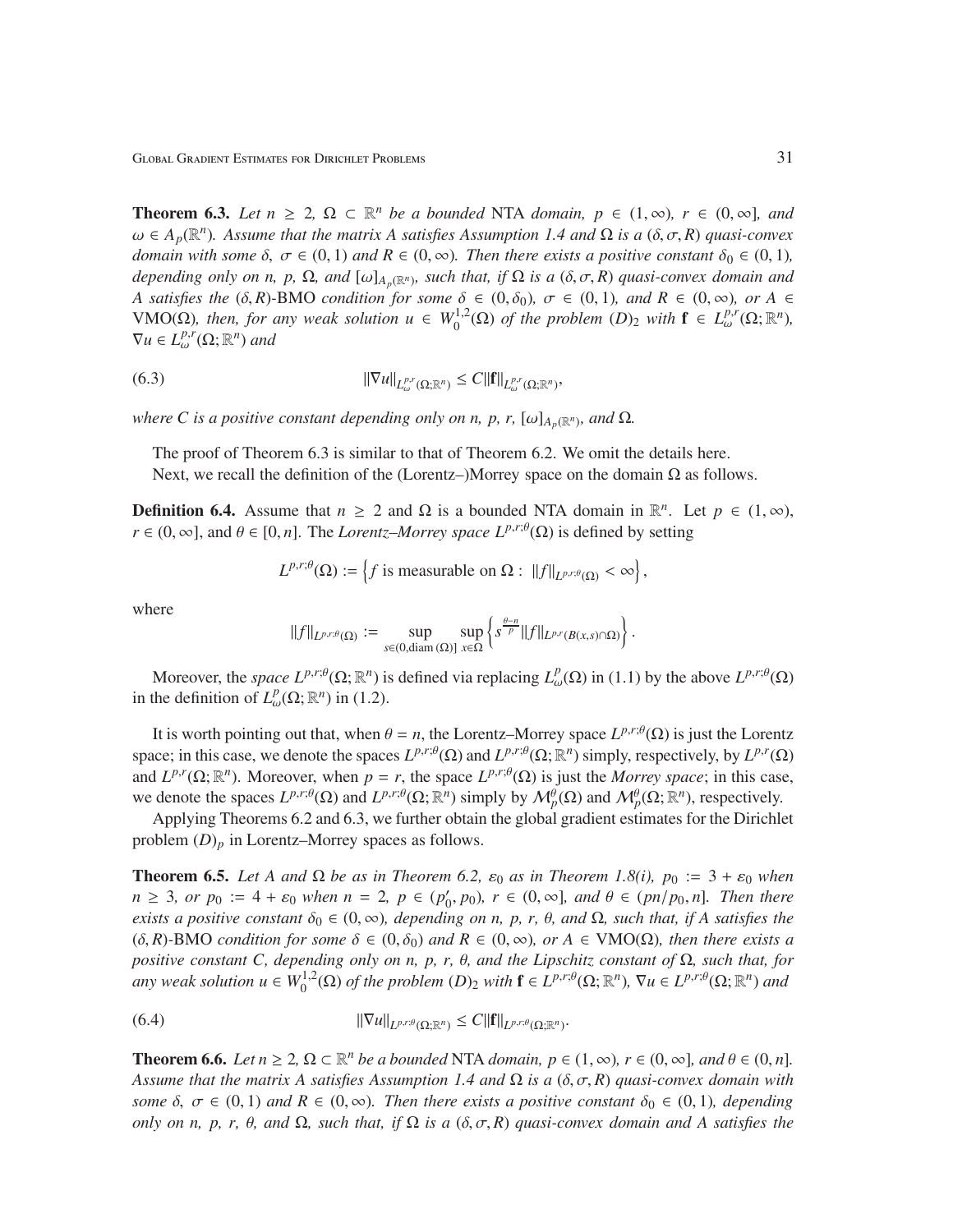**Theorem 6.3.** *Let $n \geq 2$, $\Omega \subset \mathbb{R}^n$ be a bounded* NTA *domain, $p \in (1,\infty)$, $r \in (0,\infty]$, and $\omega \in A_p(\mathbb{R}^n)$. Assume that the matrix $A$ satisfies Assumption 1.4 and $\Omega$ is a $(\delta,\sigma,R)$ quasi-convex domain with some $\delta$, $\sigma \in (0,1)$ and $R \in (0,\infty)$. Then there exists a positive constant $\delta_0 \in (0,1)$, depending only on $n$, $p$, $\Omega$, and $[\omega]_{A_p(\mathbb{R}^n)}$, such that, if $\Omega$ is a $(\delta,\sigma,R)$ quasi-convex domain and $A$ satisfies the $(\delta,R)$-*BMO *condition for some $\delta \in (0,\delta_0)$, $\sigma \in (0,1)$, and $R \in (0,\infty)$, or $A \in$* VMO$(\Omega)$*, then, for any weak solution $u \in W_0^{1,2}(\Omega)$ of the problem $(D)_2$ with $\mathbf{f} \in L_\omega^{p,r}(\Omega;\mathbb{R}^n)$, $\nabla u \in L_\omega^{p,r}(\Omega;\mathbb{R}^n)$ and*

$$\|\nabla u\|_{L_\omega^{p,r}(\Omega;\mathbb{R}^n)} \leq C\|\mathbf{f}\|_{L_\omega^{p,r}(\Omega;\mathbb{R}^n)}, \tag{6.3}$$

*where $C$ is a positive constant depending only on $n$, $p$, $r$, $[\omega]_{A_p(\mathbb{R}^n)}$, and $\Omega$.*

The proof of Theorem 6.3 is similar to that of Theorem 6.2. We omit the details here.

Next, we recall the definition of the (Lorentz–)Morrey space on the domain $\Omega$ as follows.

**Definition 6.4.** Assume that $n \geq 2$ and $\Omega$ is a bounded NTA domain in $\mathbb{R}^n$. Let $p \in (1,\infty)$, $r \in (0,\infty]$, and $\theta \in [0,n]$. The *Lorentz–Morrey space* $L^{p,r;\theta}(\Omega)$ is defined by setting

$$L^{p,r;\theta}(\Omega) := \left\{ f \text{ is measurable on } \Omega : \ \|f\|_{L^{p,r;\theta}(\Omega)} < \infty \right\},$$

where

$$\|f\|_{L^{p,r;\theta}(\Omega)} := \sup_{s\in(0,\operatorname{diam}(\Omega)]} \sup_{x\in\Omega} \left\{ s^{\frac{\theta-n}{p}} \|f\|_{L^{p,r}(B(x,s)\cap\Omega)} \right\}.$$

Moreover, the *space* $L^{p,r;\theta}(\Omega;\mathbb{R}^n)$ is defined via replacing $L_\omega^p(\Omega)$ in (1.1) by the above $L^{p,r;\theta}(\Omega)$ in the definition of $L_\omega^p(\Omega;\mathbb{R}^n)$ in (1.2).

It is worth pointing out that, when $\theta = n$, the Lorentz–Morrey space $L^{p,r;\theta}(\Omega)$ is just the Lorentz space; in this case, we denote the spaces $L^{p,r;\theta}(\Omega)$ and $L^{p,r;\theta}(\Omega;\mathbb{R}^n)$ simply, respectively, by $L^{p,r}(\Omega)$ and $L^{p,r}(\Omega;\mathbb{R}^n)$. Moreover, when $p = r$, the space $L^{p,r;\theta}(\Omega)$ is just the *Morrey space*; in this case, we denote the spaces $L^{p,r;\theta}(\Omega)$ and $L^{p,r;\theta}(\Omega;\mathbb{R}^n)$ simply by $\mathcal{M}_p^\theta(\Omega)$ and $\mathcal{M}_p^\theta(\Omega;\mathbb{R}^n)$, respectively.

Applying Theorems 6.2 and 6.3, we further obtain the global gradient estimates for the Dirichlet problem $(D)_p$ in Lorentz–Morrey spaces as follows.

**Theorem 6.5.** *Let $A$ and $\Omega$ be as in Theorem 6.2, $\varepsilon_0$ as in Theorem 1.8(i), $p_0 := 3 + \varepsilon_0$ when $n \geq 3$, or $p_0 := 4 + \varepsilon_0$ when $n = 2$, $p \in (p_0', p_0)$, $r \in (0,\infty]$, and $\theta \in (pn/p_0, n]$. Then there exists a positive constant $\delta_0 \in (0,\infty)$, depending only on $n$, $p$, $r$, $\theta$, and $\Omega$, such that, if $A$ satisfies the $(\delta,R)$-*BMO *condition for some $\delta \in (0,\delta_0)$ and $R \in (0,\infty)$, or $A \in$* VMO$(\Omega)$*, then there exists a positive constant $C$, depending only on $n$, $p$, $r$, $\theta$, and the Lipschitz constant of $\Omega$, such that, for any weak solution $u \in W_0^{1,2}(\Omega)$ of the problem $(D)_2$ with $\mathbf{f} \in L^{p,r;\theta}(\Omega;\mathbb{R}^n)$, $\nabla u \in L^{p,r;\theta}(\Omega;\mathbb{R}^n)$ and*

$$\|\nabla u\|_{L^{p,r;\theta}(\Omega;\mathbb{R}^n)} \leq C\|\mathbf{f}\|_{L^{p,r;\theta}(\Omega;\mathbb{R}^n)}. \tag{6.4}$$

**Theorem 6.6.** *Let $n \geq 2$, $\Omega \subset \mathbb{R}^n$ be a bounded* NTA *domain, $p \in (1,\infty)$, $r \in (0,\infty]$, and $\theta \in (0,n]$. Assume that the matrix $A$ satisfies Assumption 1.4 and $\Omega$ is a $(\delta,\sigma,R)$ quasi-convex domain with some $\delta$, $\sigma \in (0,1)$ and $R \in (0,\infty)$. Then there exists a positive constant $\delta_0 \in (0,1)$, depending only on $n$, $p$, $r$, $\theta$, and $\Omega$, such that, if $\Omega$ is a $(\delta,\sigma,R)$ quasi-convex domain and $A$ satisfies the*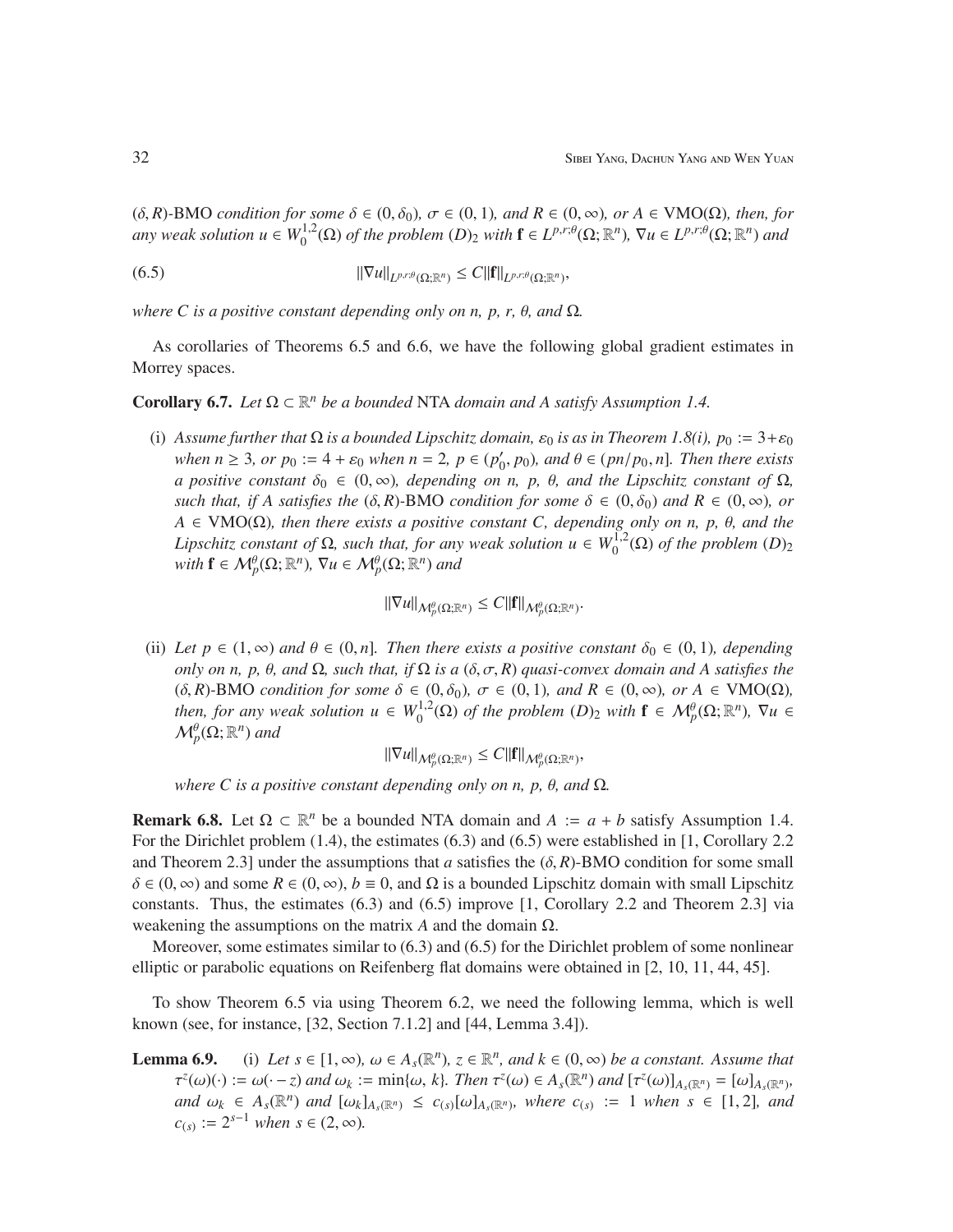*$(\delta, R)$-BMO condition for some $\delta \in (0, \delta_0)$, $\sigma \in (0, 1)$, and $R \in (0, \infty)$, or $A \in \mathrm{VMO}(\Omega)$, then, for any weak solution $u \in W_0^{1,2}(\Omega)$ of the problem $(D)_2$ with $\mathbf{f} \in L^{p,r;\theta}(\Omega; \mathbb{R}^n)$, $\nabla u \in L^{p,r;\theta}(\Omega; \mathbb{R}^n)$ and*

$$\|\nabla u\|_{L^{p,r;\theta}(\Omega;\mathbb{R}^n)} \leq C\|\mathbf{f}\|_{L^{p,r;\theta}(\Omega;\mathbb{R}^n)}, \tag{6.5}$$

*where $C$ is a positive constant depending only on $n$, $p$, $r$, $\theta$, and $\Omega$.*

As corollaries of Theorems 6.5 and 6.6, we have the following global gradient estimates in Morrey spaces.

**Corollary 6.7.** *Let $\Omega \subset \mathbb{R}^n$ be a bounded NTA domain and $A$ satisfy Assumption 1.4.*

(i) *Assume further that $\Omega$ is a bounded Lipschitz domain, $\varepsilon_0$ is as in Theorem 1.8(i), $p_0 := 3+\varepsilon_0$ when $n \geq 3$, or $p_0 := 4 + \varepsilon_0$ when $n = 2$, $p \in (p_0', p_0)$, and $\theta \in (pn/p_0, n]$. Then there exists a positive constant $\delta_0 \in (0, \infty)$, depending on $n$, $p$, $\theta$, and the Lipschitz constant of $\Omega$, such that, if $A$ satisfies the $(\delta, R)$-BMO condition for some $\delta \in (0, \delta_0)$ and $R \in (0, \infty)$, or $A \in \mathrm{VMO}(\Omega)$, then there exists a positive constant $C$, depending only on $n$, $p$, $\theta$, and the Lipschitz constant of $\Omega$, such that, for any weak solution $u \in W_0^{1,2}(\Omega)$ of the problem $(D)_2$ with $\mathbf{f} \in \mathcal{M}_p^\theta(\Omega; \mathbb{R}^n)$, $\nabla u \in \mathcal{M}_p^\theta(\Omega; \mathbb{R}^n)$ and*

$$\|\nabla u\|_{\mathcal{M}_p^\theta(\Omega;\mathbb{R}^n)} \leq C\|\mathbf{f}\|_{\mathcal{M}_p^\theta(\Omega;\mathbb{R}^n)}.$$

(ii) *Let $p \in (1, \infty)$ and $\theta \in (0, n]$. Then there exists a positive constant $\delta_0 \in (0, 1)$, depending only on $n$, $p$, $\theta$, and $\Omega$, such that, if $\Omega$ is a $(\delta, \sigma, R)$ quasi-convex domain and $A$ satisfies the $(\delta, R)$-BMO condition for some $\delta \in (0, \delta_0)$, $\sigma \in (0, 1)$, and $R \in (0, \infty)$, or $A \in \mathrm{VMO}(\Omega)$, then, for any weak solution $u \in W_0^{1,2}(\Omega)$ of the problem $(D)_2$ with $\mathbf{f} \in \mathcal{M}_p^\theta(\Omega; \mathbb{R}^n)$, $\nabla u \in \mathcal{M}_p^\theta(\Omega; \mathbb{R}^n)$ and*

$$\|\nabla u\|_{\mathcal{M}_p^\theta(\Omega;\mathbb{R}^n)} \leq C\|\mathbf{f}\|_{\mathcal{M}_p^\theta(\Omega;\mathbb{R}^n)},$$

*where $C$ is a positive constant depending only on $n$, $p$, $\theta$, and $\Omega$.*

**Remark 6.8.** Let $\Omega \subset \mathbb{R}^n$ be a bounded NTA domain and $A := a + b$ satisfy Assumption 1.4. For the Dirichlet problem (1.4), the estimates (6.3) and (6.5) were established in [1, Corollary 2.2 and Theorem 2.3] under the assumptions that $a$ satisfies the $(\delta, R)$-BMO condition for some small $\delta \in (0, \infty)$ and some $R \in (0, \infty)$, $b \equiv 0$, and $\Omega$ is a bounded Lipschitz domain with small Lipschitz constants. Thus, the estimates (6.3) and (6.5) improve [1, Corollary 2.2 and Theorem 2.3] via weakening the assumptions on the matrix $A$ and the domain $\Omega$.

Moreover, some estimates similar to (6.3) and (6.5) for the Dirichlet problem of some nonlinear elliptic or parabolic equations on Reifenberg flat domains were obtained in [2, 10, 11, 44, 45].

To show Theorem 6.5 via using Theorem 6.2, we need the following lemma, which is well known (see, for instance, [32, Section 7.1.2] and [44, Lemma 3.4]).

**Lemma 6.9.** (i) *Let $s \in [1, \infty)$, $\omega \in A_s(\mathbb{R}^n)$, $z \in \mathbb{R}^n$, and $k \in (0, \infty)$ be a constant. Assume that $\tau^z(\omega)(\cdot) := \omega(\cdot - z)$ and $\omega_k := \min\{\omega, k\}$. Then $\tau^z(\omega) \in A_s(\mathbb{R}^n)$ and $[\tau^z(\omega)]_{A_s(\mathbb{R}^n)} = [\omega]_{A_s(\mathbb{R}^n)}$, and $\omega_k \in A_s(\mathbb{R}^n)$ and $[\omega_k]_{A_s(\mathbb{R}^n)} \leq c_{(s)}[\omega]_{A_s(\mathbb{R}^n)}$, where $c_{(s)} := 1$ when $s \in [1, 2]$, and $c_{(s)} := 2^{s-1}$ when $s \in (2, \infty)$.*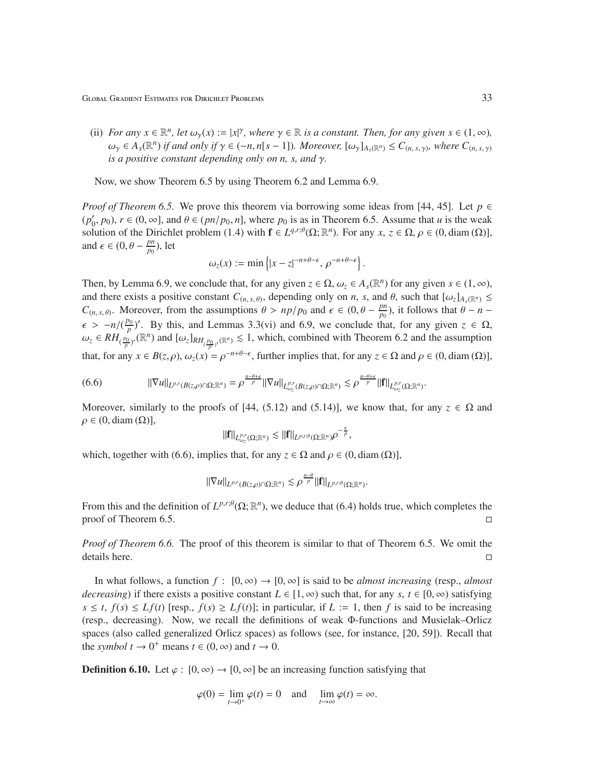(ii) *For any $x \in \mathbb{R}^n$, let $\omega_\gamma(x) := |x|^\gamma$, where $\gamma \in \mathbb{R}$ is a constant. Then, for any given $s \in (1, \infty)$, $\omega_\gamma \in A_s(\mathbb{R}^n)$ if and only if $\gamma \in (-n, n[s-1])$. Moreover, $[\omega_\gamma]_{A_s(\mathbb{R}^n)} \le C_{(n,s,\gamma)}$, where $C_{(n,s,\gamma)}$ is a positive constant depending only on n, s, and $\gamma$.*

Now, we show Theorem 6.5 by using Theorem 6.2 and Lemma 6.9.

*Proof of Theorem 6.5.* We prove this theorem via borrowing some ideas from [44, 45]. Let $p \in (p_0', p_0)$, $r \in (0, \infty]$, and $\theta \in (pn/p_0, n]$, where $p_0$ is as in Theorem 6.5. Assume that $u$ is the weak solution of the Dirichlet problem (1.4) with $\mathbf{f} \in L^{q,r;\theta}(\Omega; \mathbb{R}^n)$. For any $x, z \in \Omega$, $\rho \in (0, \operatorname{diam}(\Omega)]$, and $\epsilon \in (0, \theta - \frac{pn}{p_0})$, let

$$\omega_z(x) := \min\left\{|x-z|^{-n+\theta-\epsilon}, \rho^{-n+\theta-\epsilon}\right\}.$$

Then, by Lemma 6.9, we conclude that, for any given $z \in \Omega$, $\omega_z \in A_s(\mathbb{R}^n)$ for any given $s \in (1, \infty)$, and there exists a positive constant $C_{(n,s,\theta)}$, depending only on $n$, $s$, and $\theta$, such that $[\omega_z]_{A_s(\mathbb{R}^n)} \le C_{(n,s,\theta)}$. Moreover, from the assumptions $\theta > np/p_0$ and $\epsilon \in (0, \theta - \frac{pn}{p_0})$, it follows that $\theta - n - \epsilon > -n/(\frac{p_0}{p})'$. By this, and Lemmas 3.3(vi) and 6.9, we conclude that, for any given $z \in \Omega$, $\omega_z \in RH_{(\frac{p_0}{p})'}(\mathbb{R}^n)$ and $[\omega_z]_{RH_{(\frac{p_0}{p})'}(\mathbb{R}^n)} \lesssim 1$, which, combined with Theorem 6.2 and the assumption that, for any $x \in B(z, \rho)$, $\omega_z(x) = \rho^{-n+\theta-\epsilon}$, further implies that, for any $z \in \Omega$ and $\rho \in (0, \operatorname{diam}(\Omega)]$,

$$\|\nabla u\|_{L^{p,r}(B(z,\rho)\cap\Omega;\mathbb{R}^n)} = \rho^{\frac{n-\theta+\epsilon}{p}}\|\nabla u\|_{L^{p,r}_{\omega_z}(B(z,\rho)\cap\Omega;\mathbb{R}^n)} \lesssim \rho^{\frac{n-\theta+\epsilon}{p}}\|\mathbf{f}\|_{L^{p,r}_{\omega_z}(\Omega;\mathbb{R}^n)}. \tag{6.6}$$

Moreover, similarly to the proofs of [44, (5.12) and (5.14)], we know that, for any $z \in \Omega$ and $\rho \in (0, \operatorname{diam}(\Omega)]$,

$$\|\mathbf{f}\|_{L^{p,r}_{\omega_z}(\Omega;\mathbb{R}^n)} \lesssim \|\mathbf{f}\|_{L^{p,r;\theta}(\Omega;\mathbb{R}^n)}\rho^{-\frac{\epsilon}{p}},$$

which, together with (6.6), implies that, for any $z \in \Omega$ and $\rho \in (0, \operatorname{diam}(\Omega)]$,

$$\|\nabla u\|_{L^{p,r}(B(z,\rho)\cap\Omega;\mathbb{R}^n)} \lesssim \rho^{\frac{n-\theta}{p}}\|\mathbf{f}\|_{L^{p,r;\theta}(\Omega;\mathbb{R}^n)}.$$

From this and the definition of $L^{p,r;\theta}(\Omega; \mathbb{R}^n)$, we deduce that (6.4) holds true, which completes the proof of Theorem 6.5. □

*Proof of Theorem 6.6.* The proof of this theorem is similar to that of Theorem 6.5. We omit the details here. □

In what follows, a function $f : [0, \infty) \to [0, \infty]$ is said to be *almost increasing* (resp., *almost decreasing*) if there exists a positive constant $L \in [1, \infty)$ such that, for any $s, t \in [0, \infty)$ satisfying $s \le t$, $f(s) \le Lf(t)$ [resp., $f(s) \ge Lf(t)$]; in particular, if $L := 1$, then $f$ is said to be increasing (resp., decreasing). Now, we recall the definitions of weak $\Phi$-functions and Musielak–Orlicz spaces (also called generalized Orlicz spaces) as follows (see, for instance, [20, 59]). Recall that the *symbol* $t \to 0^+$ means $t \in (0, \infty)$ and $t \to 0$.

**Definition 6.10.** Let $\varphi : [0, \infty) \to [0, \infty]$ be an increasing function satisfying that

$$\varphi(0) = \lim_{t\to 0^+}\varphi(t) = 0 \quad \text{and} \quad \lim_{t\to\infty}\varphi(t) = \infty.$$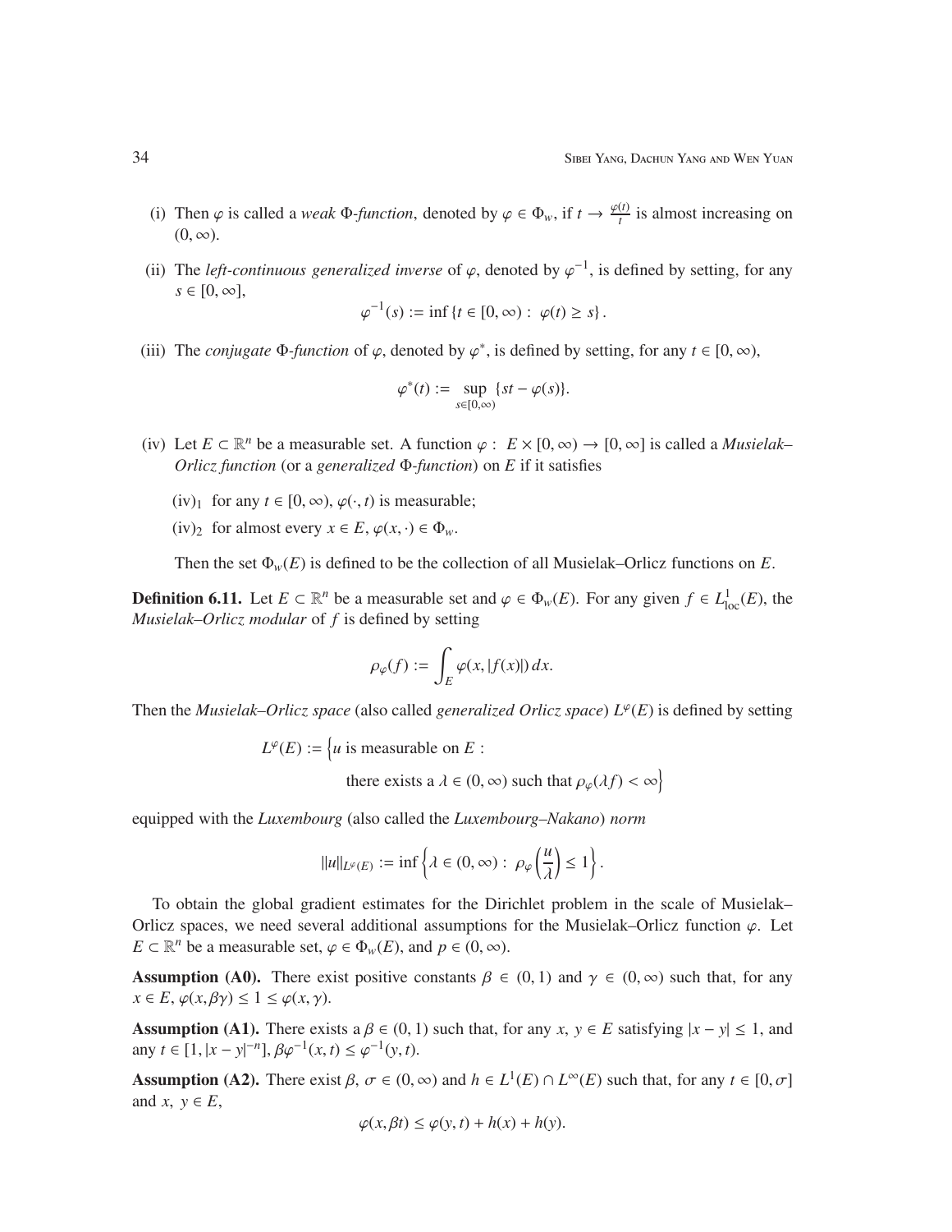(i) Then $\varphi$ is called a *weak* $\Phi$*-function*, denoted by $\varphi \in \Phi_w$, if $t \to \frac{\varphi(t)}{t}$ is almost increasing on $(0, \infty)$.

(ii) The *left-continuous generalized inverse* of $\varphi$, denoted by $\varphi^{-1}$, is defined by setting, for any $s \in [0, \infty]$,

$$\varphi^{-1}(s) := \inf \{t \in [0, \infty) : \varphi(t) \geq s\}.$$

(iii) The *conjugate* $\Phi$*-function* of $\varphi$, denoted by $\varphi^*$, is defined by setting, for any $t \in [0, \infty)$,

$$\varphi^*(t) := \sup_{s \in [0,\infty)} \{st - \varphi(s)\}.$$

(iv) Let $E \subset \mathbb{R}^n$ be a measurable set. A function $\varphi : E \times [0, \infty) \to [0, \infty]$ is called a *Musielak–Orlicz function* (or a *generalized* $\Phi$*-function*) on $E$ if it satisfies

$(\mathrm{iv})_1$ for any $t \in [0, \infty)$, $\varphi(\cdot, t)$ is measurable;

$(\mathrm{iv})_2$ for almost every $x \in E$, $\varphi(x, \cdot) \in \Phi_w$.

Then the set $\Phi_w(E)$ is defined to be the collection of all Musielak–Orlicz functions on $E$.

**Definition 6.11.** Let $E \subset \mathbb{R}^n$ be a measurable set and $\varphi \in \Phi_w(E)$. For any given $f \in L^1_{\mathrm{loc}}(E)$, the *Musielak–Orlicz modular* of $f$ is defined by setting

$$\rho_\varphi(f) := \int_E \varphi(x, |f(x)|)\, dx.$$

Then the *Musielak–Orlicz space* (also called *generalized Orlicz space*) $L^\varphi(E)$ is defined by setting

$$L^\varphi(E) := \Big\{u \text{ is measurable on } E : \text{ there exists a } \lambda \in (0, \infty) \text{ such that } \rho_\varphi(\lambda f) < \infty\Big\}$$

equipped with the *Luxembourg* (also called the *Luxembourg–Nakano*) *norm*

$$\|u\|_{L^\varphi(E)} := \inf \left\{\lambda \in (0, \infty) : \rho_\varphi\left(\frac{u}{\lambda}\right) \leq 1\right\}.$$

To obtain the global gradient estimates for the Dirichlet problem in the scale of Musielak–Orlicz spaces, we need several additional assumptions for the Musielak–Orlicz function $\varphi$. Let $E \subset \mathbb{R}^n$ be a measurable set, $\varphi \in \Phi_w(E)$, and $p \in (0, \infty)$.

**Assumption (A0).** There exist positive constants $\beta \in (0, 1)$ and $\gamma \in (0, \infty)$ such that, for any $x \in E$, $\varphi(x, \beta\gamma) \leq 1 \leq \varphi(x, \gamma)$.

**Assumption (A1).** There exists a $\beta \in (0, 1)$ such that, for any $x, y \in E$ satisfying $|x - y| \leq 1$, and any $t \in [1, |x - y|^{-n}]$, $\beta\varphi^{-1}(x, t) \leq \varphi^{-1}(y, t)$.

**Assumption (A2).** There exist $\beta, \sigma \in (0, \infty)$ and $h \in L^1(E) \cap L^\infty(E)$ such that, for any $t \in [0, \sigma]$ and $x, y \in E$,

$$\varphi(x, \beta t) \leq \varphi(y, t) + h(x) + h(y).$$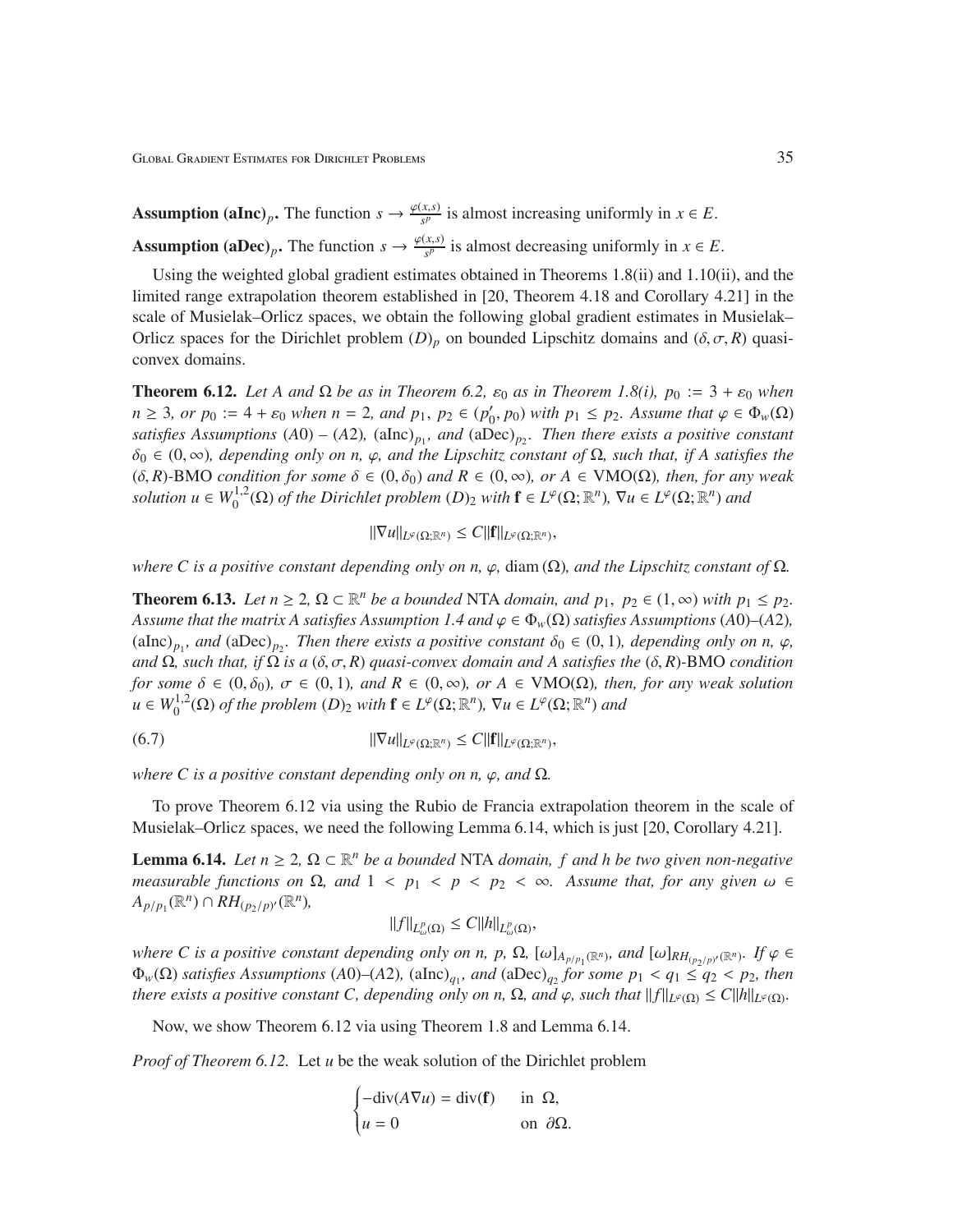**Assumption $(\mathrm{aInc})_p$.** The function $s \to \frac{\varphi(x,s)}{s^p}$ is almost increasing uniformly in $x \in E$.

**Assumption $(\mathrm{aDec})_p$.** The function $s \to \frac{\varphi(x,s)}{s^p}$ is almost decreasing uniformly in $x \in E$.

Using the weighted global gradient estimates obtained in Theorems 1.8(ii) and 1.10(ii), and the limited range extrapolation theorem established in [20, Theorem 4.18 and Corollary 4.21] in the scale of Musielak–Orlicz spaces, we obtain the following global gradient estimates in Musielak–Orlicz spaces for the Dirichlet problem $(D)_p$ on bounded Lipschitz domains and $(\delta, \sigma, R)$ quasi-convex domains.

**Theorem 6.12.** *Let $A$ and $\Omega$ be as in Theorem 6.2, $\varepsilon_0$ as in Theorem 1.8(i), $p_0 := 3 + \varepsilon_0$ when $n \geq 3$, or $p_0 := 4 + \varepsilon_0$ when $n = 2$, and $p_1,\ p_2 \in (p_0', p_0)$ with $p_1 \leq p_2$. Assume that $\varphi \in \Phi_w(\Omega)$ satisfies Assumptions $(A0)$ – $(A2)$, $(\mathrm{aInc})_{p_1}$, and $(\mathrm{aDec})_{p_2}$. Then there exists a positive constant $\delta_0 \in (0, \infty)$, depending only on $n$, $\varphi$, and the Lipschitz constant of $\Omega$, such that, if $A$ satisfies the $(\delta, R)$-BMO condition for some $\delta \in (0, \delta_0)$ and $R \in (0, \infty)$, or $A \in \mathrm{VMO}(\Omega)$, then, for any weak solution $u \in W_0^{1,2}(\Omega)$ of the Dirichlet problem $(D)_2$ with $\mathbf{f} \in L^\varphi(\Omega; \mathbb{R}^n)$, $\nabla u \in L^\varphi(\Omega; \mathbb{R}^n)$ and*

$$\|\nabla u\|_{L^\varphi(\Omega;\mathbb{R}^n)} \leq C\|\mathbf{f}\|_{L^\varphi(\Omega;\mathbb{R}^n)},$$

*where $C$ is a positive constant depending only on $n$, $\varphi$, $\mathrm{diam}\,(\Omega)$, and the Lipschitz constant of $\Omega$.*

**Theorem 6.13.** *Let $n \geq 2$, $\Omega \subset \mathbb{R}^n$ be a bounded NTA domain, and $p_1,\ p_2 \in (1, \infty)$ with $p_1 \leq p_2$. Assume that the matrix $A$ satisfies Assumption 1.4 and $\varphi \in \Phi_w(\Omega)$ satisfies Assumptions $(A0)$–$(A2)$, $(\mathrm{aInc})_{p_1}$, and $(\mathrm{aDec})_{p_2}$. Then there exists a positive constant $\delta_0 \in (0, 1)$, depending only on $n$, $\varphi$, and $\Omega$, such that, if $\Omega$ is a $(\delta, \sigma, R)$ quasi-convex domain and $A$ satisfies the $(\delta, R)$-BMO condition for some $\delta \in (0, \delta_0)$, $\sigma \in (0, 1)$, and $R \in (0, \infty)$, or $A \in \mathrm{VMO}(\Omega)$, then, for any weak solution $u \in W_0^{1,2}(\Omega)$ of the problem $(D)_2$ with $\mathbf{f} \in L^\varphi(\Omega; \mathbb{R}^n)$, $\nabla u \in L^\varphi(\Omega; \mathbb{R}^n)$ and*

$$\|\nabla u\|_{L^\varphi(\Omega;\mathbb{R}^n)} \leq C\|\mathbf{f}\|_{L^\varphi(\Omega;\mathbb{R}^n)}, \tag{6.7}$$

*where $C$ is a positive constant depending only on $n$, $\varphi$, and $\Omega$.*

To prove Theorem 6.12 via using the Rubio de Francia extrapolation theorem in the scale of Musielak–Orlicz spaces, we need the following Lemma 6.14, which is just [20, Corollary 4.21].

**Lemma 6.14.** *Let $n \geq 2$, $\Omega \subset \mathbb{R}^n$ be a bounded NTA domain, $f$ and $h$ be two given non-negative measurable functions on $\Omega$, and $1 < p_1 < p < p_2 < \infty$. Assume that, for any given $\omega \in A_{p/p_1}(\mathbb{R}^n) \cap RH_{(p_2/p)'}(\mathbb{R}^n)$,*

$$\|f\|_{L^p_\omega(\Omega)} \leq C\|h\|_{L^p_\omega(\Omega)},$$

*where $C$ is a positive constant depending only on $n$, $p$, $\Omega$, $[\omega]_{A_{p/p_1}(\mathbb{R}^n)}$, and $[\omega]_{RH_{(p_2/p)'}(\mathbb{R}^n)}$. If $\varphi \in \Phi_w(\Omega)$ satisfies Assumptions $(A0)$–$(A2)$, $(\mathrm{aInc})_{q_1}$, and $(\mathrm{aDec})_{q_2}$ for some $p_1 < q_1 \leq q_2 < p_2$, then there exists a positive constant $C$, depending only on $n$, $\Omega$, and $\varphi$, such that $\|f\|_{L^\varphi(\Omega)} \leq C\|h\|_{L^\varphi(\Omega)}$.*

Now, we show Theorem 6.12 via using Theorem 1.8 and Lemma 6.14.

*Proof of Theorem 6.12.* Let $u$ be the weak solution of the Dirichlet problem

$$\begin{cases} -\mathrm{div}(A\nabla u) = \mathrm{div}(\mathbf{f}) & \text{in } \Omega, \\ u = 0 & \text{on } \partial\Omega. \end{cases}$$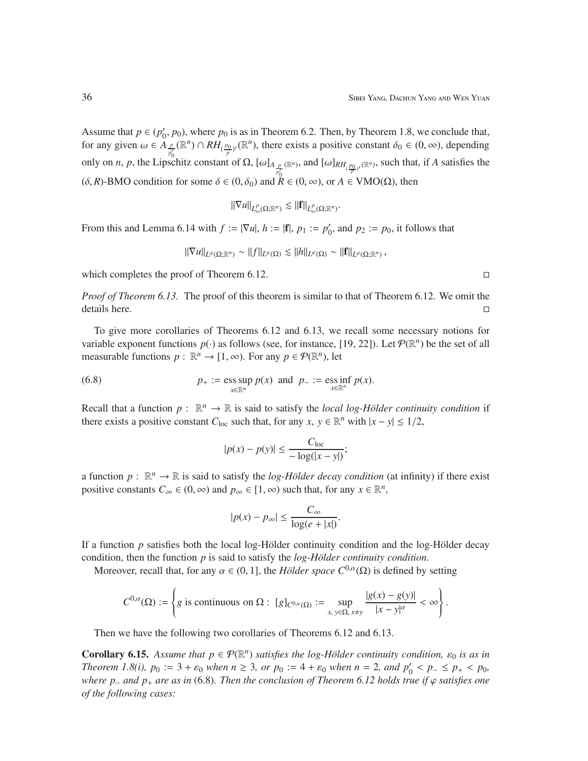Assume that $p \in (p_0', p_0)$, where $p_0$ is as in Theorem 6.2. Then, by Theorem 1.8, we conclude that, for any given $\omega \in A_{\frac{p}{p_0'}}(\mathbb{R}^n) \cap RH_{(\frac{p_0}{p})'}(\mathbb{R}^n)$, there exists a positive constant $\delta_0 \in (0, \infty)$, depending only on $n$, $p$, the Lipschitz constant of $\Omega$, $[\omega]_{A_{\frac{p}{p_0'}}(\mathbb{R}^n)}$, and $[\omega]_{RH_{(\frac{p_0}{p})'}(\mathbb{R}^n)}$, such that, if $A$ satisfies the $(\delta, R)$-BMO condition for some $\delta \in (0, \delta_0)$ and $R \in (0, \infty)$, or $A \in \mathrm{VMO}(\Omega)$, then

$$\|\nabla u\|_{L^p_\omega(\Omega;\mathbb{R}^n)} \lesssim \|\mathbf{f}\|_{L^p_\omega(\Omega;\mathbb{R}^n)}.$$

From this and Lemma 6.14 with $f := |\nabla u|$, $h := |\mathbf{f}|$, $p_1 := p_0'$, and $p_2 := p_0$, it follows that

$$\|\nabla u\|_{L^\varphi(\Omega;\mathbb{R}^n)} \sim \|f\|_{L^\varphi(\Omega)} \lesssim \|h\|_{L^\varphi(\Omega)} \sim \|\mathbf{f}\|_{L^\varphi(\Omega;\mathbb{R}^n)},$$

which completes the proof of Theorem 6.12. $\square$

*Proof of Theorem 6.13.* The proof of this theorem is similar to that of Theorem 6.12. We omit the details here. $\square$

To give more corollaries of Theorems 6.12 and 6.13, we recall some necessary notions for variable exponent functions $p(\cdot)$ as follows (see, for instance, [19, 22]). Let $\mathcal{P}(\mathbb{R}^n)$ be the set of all measurable functions $p: \mathbb{R}^n \to [1, \infty)$. For any $p \in \mathcal{P}(\mathbb{R}^n)$, let

$$p_+ := \operatorname*{ess\,sup}_{x \in \mathbb{R}^n} p(x) \ \text{ and } \ p_- := \operatorname*{ess\,inf}_{x \in \mathbb{R}^n} p(x). \tag{6.8}$$

Recall that a function $p: \mathbb{R}^n \to \mathbb{R}$ is said to satisfy the *local log-Hölder continuity condition* if there exists a positive constant $C_{\mathrm{loc}}$ such that, for any $x, y \in \mathbb{R}^n$ with $|x - y| \leq 1/2$,

$$|p(x) - p(y)| \leq \frac{C_{\mathrm{loc}}}{-\log(|x - y|)};$$

a function $p: \mathbb{R}^n \to \mathbb{R}$ is said to satisfy the *log-Hölder decay condition* (at infinity) if there exist positive constants $C_\infty \in (0, \infty)$ and $p_\infty \in [1, \infty)$ such that, for any $x \in \mathbb{R}^n$,

$$|p(x) - p_\infty| \leq \frac{C_\infty}{\log(e + |x|)}.$$

If a function $p$ satisfies both the local log-Hölder continuity condition and the log-Hölder decay condition, then the function $p$ is said to satisfy the *log-Hölder continuity condition*.

Moreover, recall that, for any $\alpha \in (0, 1]$, the *Hölder space* $C^{0,\alpha}(\Omega)$ is defined by setting

$$C^{0,\alpha}(\Omega) := \left\{ g \text{ is continuous on } \Omega : \ [g]_{C^{0,\alpha}(\Omega)} := \sup_{x, y \in \Omega, x \neq y} \frac{|g(x) - g(y)|}{|x - y|^\alpha} < \infty \right\}.$$

Then we have the following two corollaries of Theorems 6.12 and 6.13.

**Corollary 6.15.** *Assume that $p \in \mathcal{P}(\mathbb{R}^n)$ satisfies the log-Hölder continuity condition, $\varepsilon_0$ is as in Theorem 1.8(i), $p_0 := 3 + \varepsilon_0$ when $n \geq 3$, or $p_0 := 4 + \varepsilon_0$ when $n = 2$, and $p_0' < p_- \leq p_+ < p_0$, where $p_-$ and $p_+$ are as in* (6.8)*. Then the conclusion of Theorem 6.12 holds true if $\varphi$ satisfies one of the following cases:*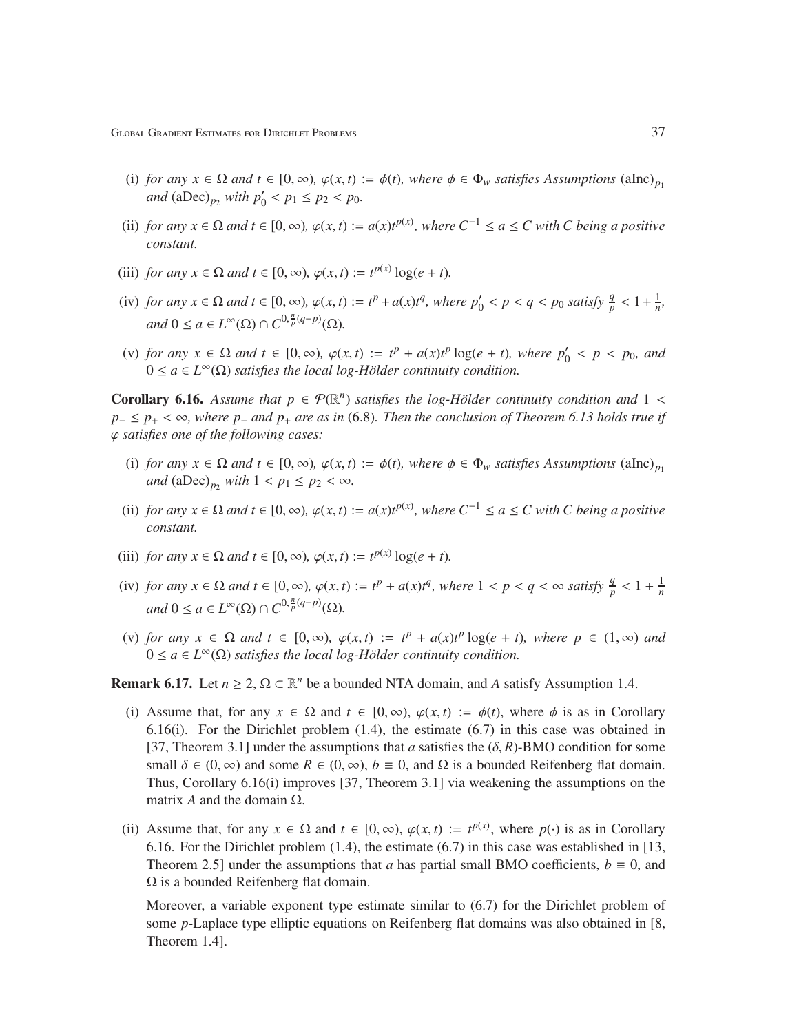(i) *for any* $x \in \Omega$ *and* $t \in [0, \infty)$*,* $\varphi(x,t) := \phi(t)$*, where* $\phi \in \Phi_w$ *satisfies Assumptions* $(\mathrm{aInc})_{p_1}$ *and* $(\mathrm{aDec})_{p_2}$ *with* $p_0' < p_1 \le p_2 < p_0$*.*

(ii) *for any* $x \in \Omega$ *and* $t \in [0, \infty)$*,* $\varphi(x,t) := a(x)t^{p(x)}$*, where* $C^{-1} \le a \le C$ *with* $C$ *being a positive constant.*

(iii) *for any* $x \in \Omega$ *and* $t \in [0, \infty)$*,* $\varphi(x,t) := t^{p(x)} \log(e + t)$*.*

(iv) *for any* $x \in \Omega$ *and* $t \in [0, \infty)$*,* $\varphi(x,t) := t^p + a(x)t^q$*, where* $p_0' < p < q < p_0$ *satisfy* $\frac{q}{p} < 1 + \frac{1}{n}$*, and* $0 \le a \in L^\infty(\Omega) \cap C^{0,\frac{n}{p}(q-p)}(\Omega)$*.*

(v) *for any* $x \in \Omega$ *and* $t \in [0, \infty)$*,* $\varphi(x,t) := t^p + a(x)t^p \log(e + t)$*, where* $p_0' < p < p_0$*, and* $0 \le a \in L^\infty(\Omega)$ *satisfies the local log-Hölder continuity condition.*

**Corollary 6.16.** *Assume that* $p \in \mathcal{P}(\mathbb{R}^n)$ *satisfies the log-Hölder continuity condition and* $1 < p_- \le p_+ < \infty$*, where* $p_-$ *and* $p_+$ *are as in* (6.8)*. Then the conclusion of Theorem 6.13 holds true if* $\varphi$ *satisfies one of the following cases:*

(i) *for any* $x \in \Omega$ *and* $t \in [0, \infty)$*,* $\varphi(x,t) := \phi(t)$*, where* $\phi \in \Phi_w$ *satisfies Assumptions* $(\mathrm{aInc})_{p_1}$ *and* $(\mathrm{aDec})_{p_2}$ *with* $1 < p_1 \le p_2 < \infty$*.*

(ii) *for any* $x \in \Omega$ *and* $t \in [0, \infty)$*,* $\varphi(x,t) := a(x)t^{p(x)}$*, where* $C^{-1} \le a \le C$ *with* $C$ *being a positive constant.*

(iii) *for any* $x \in \Omega$ *and* $t \in [0, \infty)$*,* $\varphi(x,t) := t^{p(x)} \log(e + t)$*.*

(iv) *for any* $x \in \Omega$ *and* $t \in [0, \infty)$*,* $\varphi(x,t) := t^p + a(x)t^q$*, where* $1 < p < q < \infty$ *satisfy* $\frac{q}{p} < 1 + \frac{1}{n}$ *and* $0 \le a \in L^\infty(\Omega) \cap C^{0,\frac{n}{p}(q-p)}(\Omega)$*.*

(v) *for any* $x \in \Omega$ *and* $t \in [0, \infty)$*,* $\varphi(x,t) := t^p + a(x)t^p \log(e + t)$*, where* $p \in (1, \infty)$ *and* $0 \le a \in L^\infty(\Omega)$ *satisfies the local log-Hölder continuity condition.*

**Remark 6.17.** Let $n \ge 2$, $\Omega \subset \mathbb{R}^n$ be a bounded NTA domain, and $A$ satisfy Assumption 1.4.

(i) Assume that, for any $x \in \Omega$ and $t \in [0, \infty)$, $\varphi(x,t) := \phi(t)$, where $\phi$ is as in Corollary 6.16(i). For the Dirichlet problem (1.4), the estimate (6.7) in this case was obtained in [37, Theorem 3.1] under the assumptions that $a$ satisfies the $(\delta, R)$-BMO condition for some small $\delta \in (0, \infty)$ and some $R \in (0, \infty)$, $b \equiv 0$, and $\Omega$ is a bounded Reifenberg flat domain. Thus, Corollary 6.16(i) improves [37, Theorem 3.1] via weakening the assumptions on the matrix $A$ and the domain $\Omega$.

(ii) Assume that, for any $x \in \Omega$ and $t \in [0, \infty)$, $\varphi(x,t) := t^{p(x)}$, where $p(\cdot)$ is as in Corollary 6.16. For the Dirichlet problem (1.4), the estimate (6.7) in this case was established in [13, Theorem 2.5] under the assumptions that $a$ has partial small BMO coefficients, $b \equiv 0$, and $\Omega$ is a bounded Reifenberg flat domain.

   Moreover, a variable exponent type estimate similar to (6.7) for the Dirichlet problem of some $p$-Laplace type elliptic equations on Reifenberg flat domains was also obtained in [8, Theorem 1.4].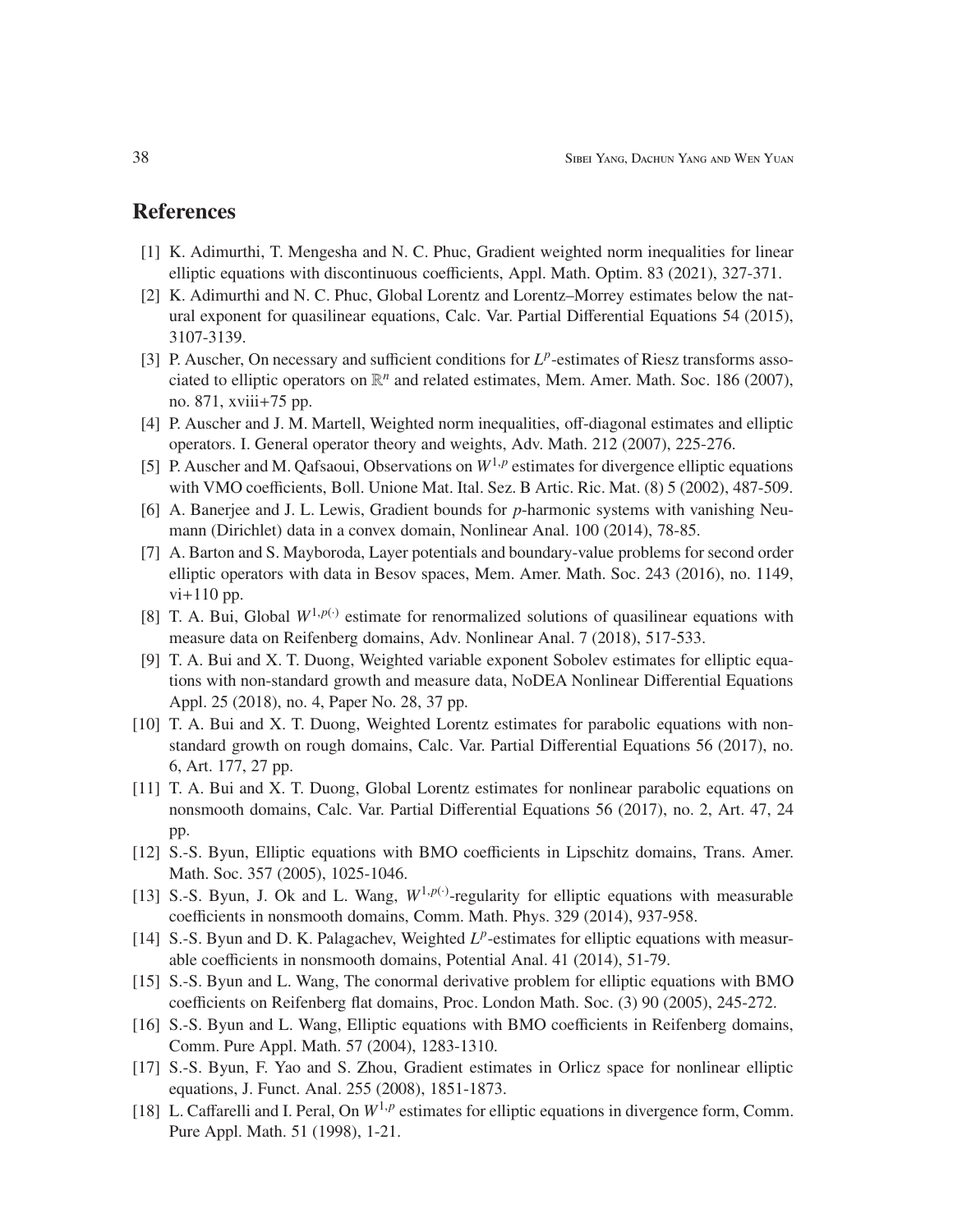## References

[1] K. Adimurthi, T. Mengesha and N. C. Phuc, Gradient weighted norm inequalities for linear elliptic equations with discontinuous coefficients, Appl. Math. Optim. 83 (2021), 327-371.

[2] K. Adimurthi and N. C. Phuc, Global Lorentz and Lorentz–Morrey estimates below the natural exponent for quasilinear equations, Calc. Var. Partial Differential Equations 54 (2015), 3107-3139.

[3] P. Auscher, On necessary and sufficient conditions for $L^p$-estimates of Riesz transforms associated to elliptic operators on $\mathbb{R}^n$ and related estimates, Mem. Amer. Math. Soc. 186 (2007), no. 871, xviii+75 pp.

[4] P. Auscher and J. M. Martell, Weighted norm inequalities, off-diagonal estimates and elliptic operators. I. General operator theory and weights, Adv. Math. 212 (2007), 225-276.

[5] P. Auscher and M. Qafsaoui, Observations on $W^{1,p}$ estimates for divergence elliptic equations with VMO coefficients, Boll. Unione Mat. Ital. Sez. B Artic. Ric. Mat. (8) 5 (2002), 487-509.

[6] A. Banerjee and J. L. Lewis, Gradient bounds for $p$-harmonic systems with vanishing Neumann (Dirichlet) data in a convex domain, Nonlinear Anal. 100 (2014), 78-85.

[7] A. Barton and S. Mayboroda, Layer potentials and boundary-value problems for second order elliptic operators with data in Besov spaces, Mem. Amer. Math. Soc. 243 (2016), no. 1149, vi+110 pp.

[8] T. A. Bui, Global $W^{1,p(\cdot)}$ estimate for renormalized solutions of quasilinear equations with measure data on Reifenberg domains, Adv. Nonlinear Anal. 7 (2018), 517-533.

[9] T. A. Bui and X. T. Duong, Weighted variable exponent Sobolev estimates for elliptic equations with non-standard growth and measure data, NoDEA Nonlinear Differential Equations Appl. 25 (2018), no. 4, Paper No. 28, 37 pp.

[10] T. A. Bui and X. T. Duong, Weighted Lorentz estimates for parabolic equations with non-standard growth on rough domains, Calc. Var. Partial Differential Equations 56 (2017), no. 6, Art. 177, 27 pp.

[11] T. A. Bui and X. T. Duong, Global Lorentz estimates for nonlinear parabolic equations on nonsmooth domains, Calc. Var. Partial Differential Equations 56 (2017), no. 2, Art. 47, 24 pp.

[12] S.-S. Byun, Elliptic equations with BMO coefficients in Lipschitz domains, Trans. Amer. Math. Soc. 357 (2005), 1025-1046.

[13] S.-S. Byun, J. Ok and L. Wang, $W^{1,p(\cdot)}$-regularity for elliptic equations with measurable coefficients in nonsmooth domains, Comm. Math. Phys. 329 (2014), 937-958.

[14] S.-S. Byun and D. K. Palagachev, Weighted $L^p$-estimates for elliptic equations with measurable coefficients in nonsmooth domains, Potential Anal. 41 (2014), 51-79.

[15] S.-S. Byun and L. Wang, The conormal derivative problem for elliptic equations with BMO coefficients on Reifenberg flat domains, Proc. London Math. Soc. (3) 90 (2005), 245-272.

[16] S.-S. Byun and L. Wang, Elliptic equations with BMO coefficients in Reifenberg domains, Comm. Pure Appl. Math. 57 (2004), 1283-1310.

[17] S.-S. Byun, F. Yao and S. Zhou, Gradient estimates in Orlicz space for nonlinear elliptic equations, J. Funct. Anal. 255 (2008), 1851-1873.

[18] L. Caffarelli and I. Peral, On $W^{1,p}$ estimates for elliptic equations in divergence form, Comm. Pure Appl. Math. 51 (1998), 1-21.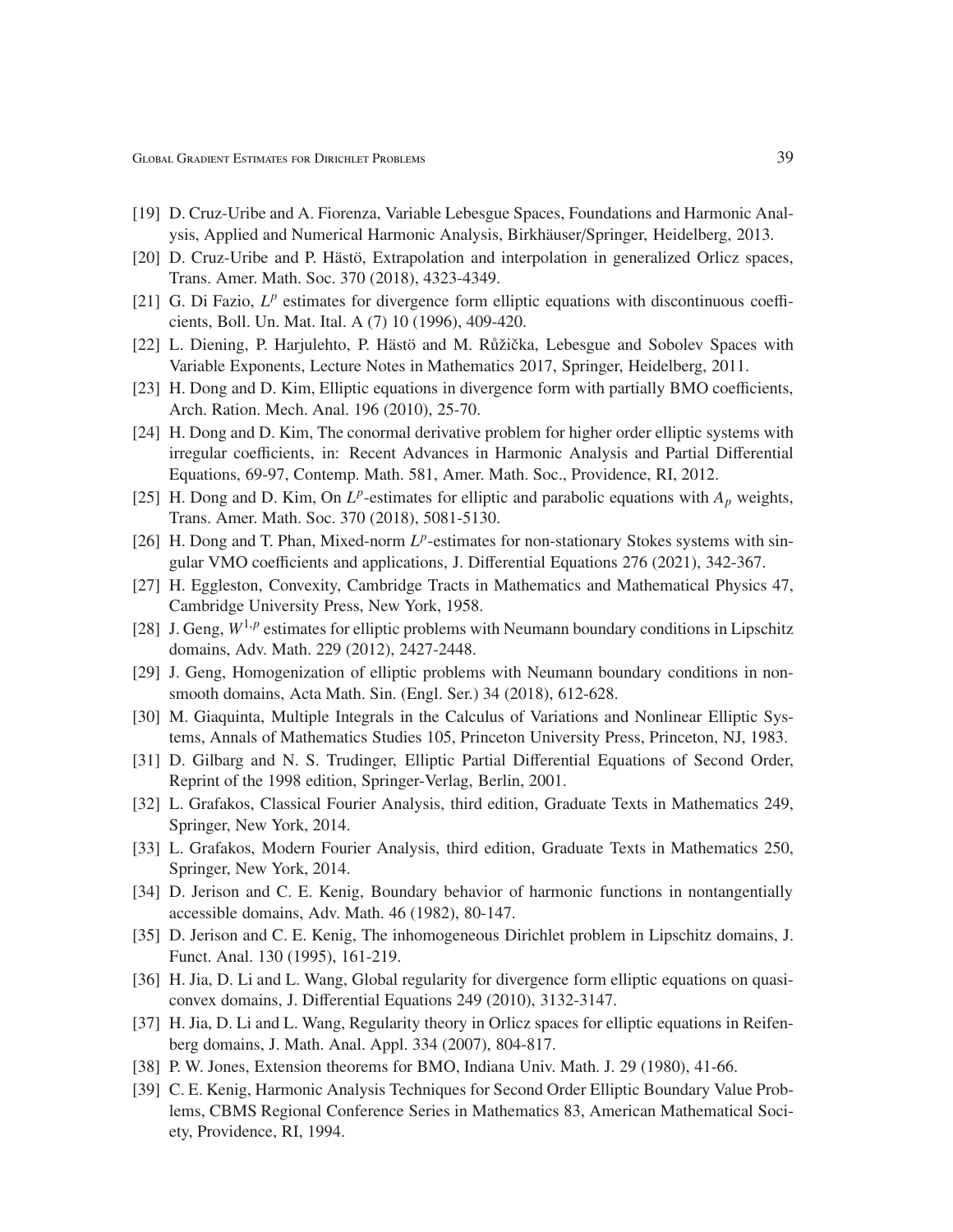[19] D. Cruz-Uribe and A. Fiorenza, Variable Lebesgue Spaces, Foundations and Harmonic Analysis, Applied and Numerical Harmonic Analysis, Birkhäuser/Springer, Heidelberg, 2013.

[20] D. Cruz-Uribe and P. Hästö, Extrapolation and interpolation in generalized Orlicz spaces, Trans. Amer. Math. Soc. 370 (2018), 4323-4349.

[21] G. Di Fazio, $L^p$ estimates for divergence form elliptic equations with discontinuous coefficients, Boll. Un. Mat. Ital. A (7) 10 (1996), 409-420.

[22] L. Diening, P. Harjulehto, P. Hästö and M. Růžička, Lebesgue and Sobolev Spaces with Variable Exponents, Lecture Notes in Mathematics 2017, Springer, Heidelberg, 2011.

[23] H. Dong and D. Kim, Elliptic equations in divergence form with partially BMO coefficients, Arch. Ration. Mech. Anal. 196 (2010), 25-70.

[24] H. Dong and D. Kim, The conormal derivative problem for higher order elliptic systems with irregular coefficients, in: Recent Advances in Harmonic Analysis and Partial Differential Equations, 69-97, Contemp. Math. 581, Amer. Math. Soc., Providence, RI, 2012.

[25] H. Dong and D. Kim, On $L^p$-estimates for elliptic and parabolic equations with $A_p$ weights, Trans. Amer. Math. Soc. 370 (2018), 5081-5130.

[26] H. Dong and T. Phan, Mixed-norm $L^p$-estimates for non-stationary Stokes systems with singular VMO coefficients and applications, J. Differential Equations 276 (2021), 342-367.

[27] H. Eggleston, Convexity, Cambridge Tracts in Mathematics and Mathematical Physics 47, Cambridge University Press, New York, 1958.

[28] J. Geng, $W^{1,p}$ estimates for elliptic problems with Neumann boundary conditions in Lipschitz domains, Adv. Math. 229 (2012), 2427-2448.

[29] J. Geng, Homogenization of elliptic problems with Neumann boundary conditions in nonsmooth domains, Acta Math. Sin. (Engl. Ser.) 34 (2018), 612-628.

[30] M. Giaquinta, Multiple Integrals in the Calculus of Variations and Nonlinear Elliptic Systems, Annals of Mathematics Studies 105, Princeton University Press, Princeton, NJ, 1983.

[31] D. Gilbarg and N. S. Trudinger, Elliptic Partial Differential Equations of Second Order, Reprint of the 1998 edition, Springer-Verlag, Berlin, 2001.

[32] L. Grafakos, Classical Fourier Analysis, third edition, Graduate Texts in Mathematics 249, Springer, New York, 2014.

[33] L. Grafakos, Modern Fourier Analysis, third edition, Graduate Texts in Mathematics 250, Springer, New York, 2014.

[34] D. Jerison and C. E. Kenig, Boundary behavior of harmonic functions in nontangentially accessible domains, Adv. Math. 46 (1982), 80-147.

[35] D. Jerison and C. E. Kenig, The inhomogeneous Dirichlet problem in Lipschitz domains, J. Funct. Anal. 130 (1995), 161-219.

[36] H. Jia, D. Li and L. Wang, Global regularity for divergence form elliptic equations on quasiconvex domains, J. Differential Equations 249 (2010), 3132-3147.

[37] H. Jia, D. Li and L. Wang, Regularity theory in Orlicz spaces for elliptic equations in Reifenberg domains, J. Math. Anal. Appl. 334 (2007), 804-817.

[38] P. W. Jones, Extension theorems for BMO, Indiana Univ. Math. J. 29 (1980), 41-66.

[39] C. E. Kenig, Harmonic Analysis Techniques for Second Order Elliptic Boundary Value Problems, CBMS Regional Conference Series in Mathematics 83, American Mathematical Society, Providence, RI, 1994.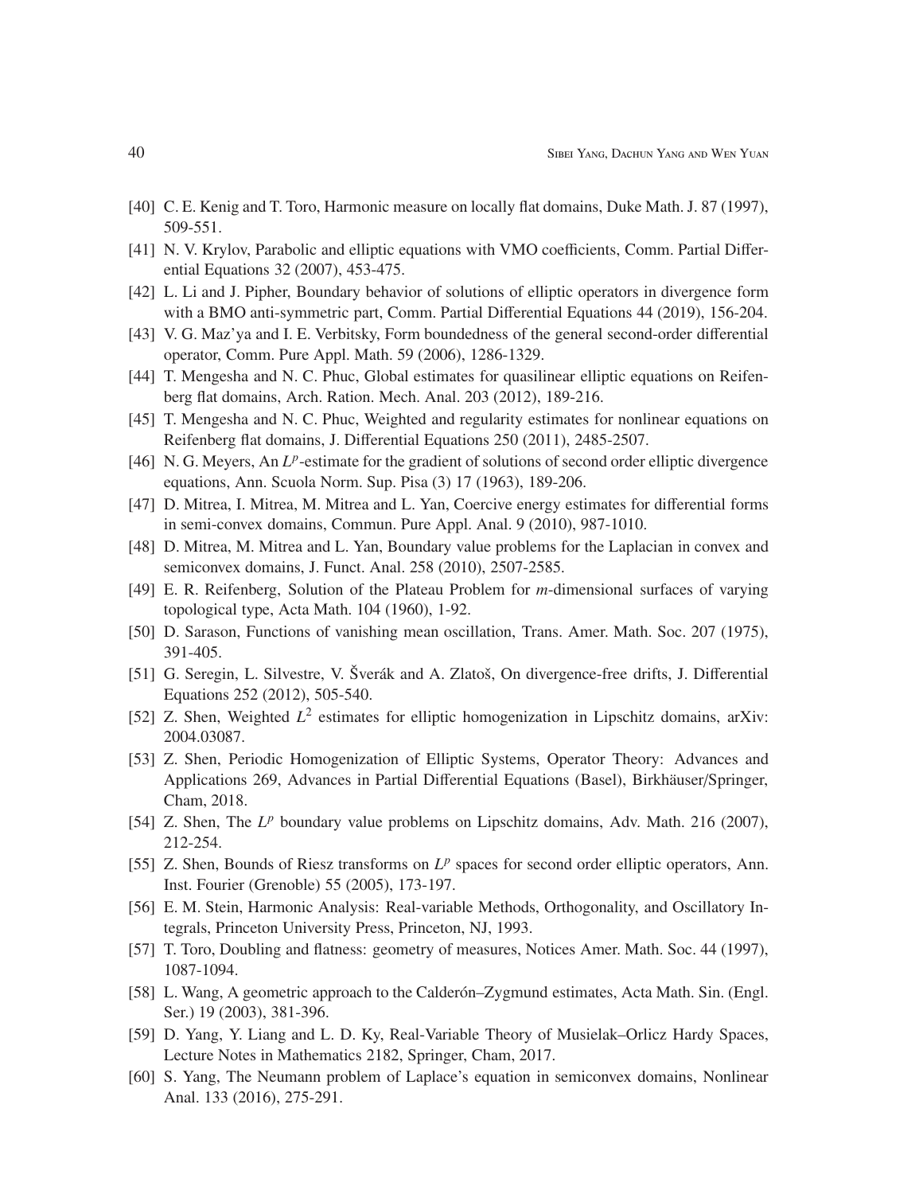- [40] C. E. Kenig and T. Toro, Harmonic measure on locally flat domains, Duke Math. J. 87 (1997), 509-551.
- [41] N. V. Krylov, Parabolic and elliptic equations with VMO coefficients, Comm. Partial Differential Equations 32 (2007), 453-475.
- [42] L. Li and J. Pipher, Boundary behavior of solutions of elliptic operators in divergence form with a BMO anti-symmetric part, Comm. Partial Differential Equations 44 (2019), 156-204.
- [43] V. G. Maz'ya and I. E. Verbitsky, Form boundedness of the general second-order differential operator, Comm. Pure Appl. Math. 59 (2006), 1286-1329.
- [44] T. Mengesha and N. C. Phuc, Global estimates for quasilinear elliptic equations on Reifenberg flat domains, Arch. Ration. Mech. Anal. 203 (2012), 189-216.
- [45] T. Mengesha and N. C. Phuc, Weighted and regularity estimates for nonlinear equations on Reifenberg flat domains, J. Differential Equations 250 (2011), 2485-2507.
- [46] N. G. Meyers, An $L^p$-estimate for the gradient of solutions of second order elliptic divergence equations, Ann. Scuola Norm. Sup. Pisa (3) 17 (1963), 189-206.
- [47] D. Mitrea, I. Mitrea, M. Mitrea and L. Yan, Coercive energy estimates for differential forms in semi-convex domains, Commun. Pure Appl. Anal. 9 (2010), 987-1010.
- [48] D. Mitrea, M. Mitrea and L. Yan, Boundary value problems for the Laplacian in convex and semiconvex domains, J. Funct. Anal. 258 (2010), 2507-2585.
- [49] E. R. Reifenberg, Solution of the Plateau Problem for $m$-dimensional surfaces of varying topological type, Acta Math. 104 (1960), 1-92.
- [50] D. Sarason, Functions of vanishing mean oscillation, Trans. Amer. Math. Soc. 207 (1975), 391-405.
- [51] G. Seregin, L. Silvestre, V. Šverák and A. Zlatoš, On divergence-free drifts, J. Differential Equations 252 (2012), 505-540.
- [52] Z. Shen, Weighted $L^2$ estimates for elliptic homogenization in Lipschitz domains, arXiv: 2004.03087.
- [53] Z. Shen, Periodic Homogenization of Elliptic Systems, Operator Theory: Advances and Applications 269, Advances in Partial Differential Equations (Basel), Birkhäuser/Springer, Cham, 2018.
- [54] Z. Shen, The $L^p$ boundary value problems on Lipschitz domains, Adv. Math. 216 (2007), 212-254.
- [55] Z. Shen, Bounds of Riesz transforms on $L^p$ spaces for second order elliptic operators, Ann. Inst. Fourier (Grenoble) 55 (2005), 173-197.
- [56] E. M. Stein, Harmonic Analysis: Real-variable Methods, Orthogonality, and Oscillatory Integrals, Princeton University Press, Princeton, NJ, 1993.
- [57] T. Toro, Doubling and flatness: geometry of measures, Notices Amer. Math. Soc. 44 (1997), 1087-1094.
- [58] L. Wang, A geometric approach to the Calderón–Zygmund estimates, Acta Math. Sin. (Engl. Ser.) 19 (2003), 381-396.
- [59] D. Yang, Y. Liang and L. D. Ky, Real-Variable Theory of Musielak–Orlicz Hardy Spaces, Lecture Notes in Mathematics 2182, Springer, Cham, 2017.
- [60] S. Yang, The Neumann problem of Laplace's equation in semiconvex domains, Nonlinear Anal. 133 (2016), 275-291.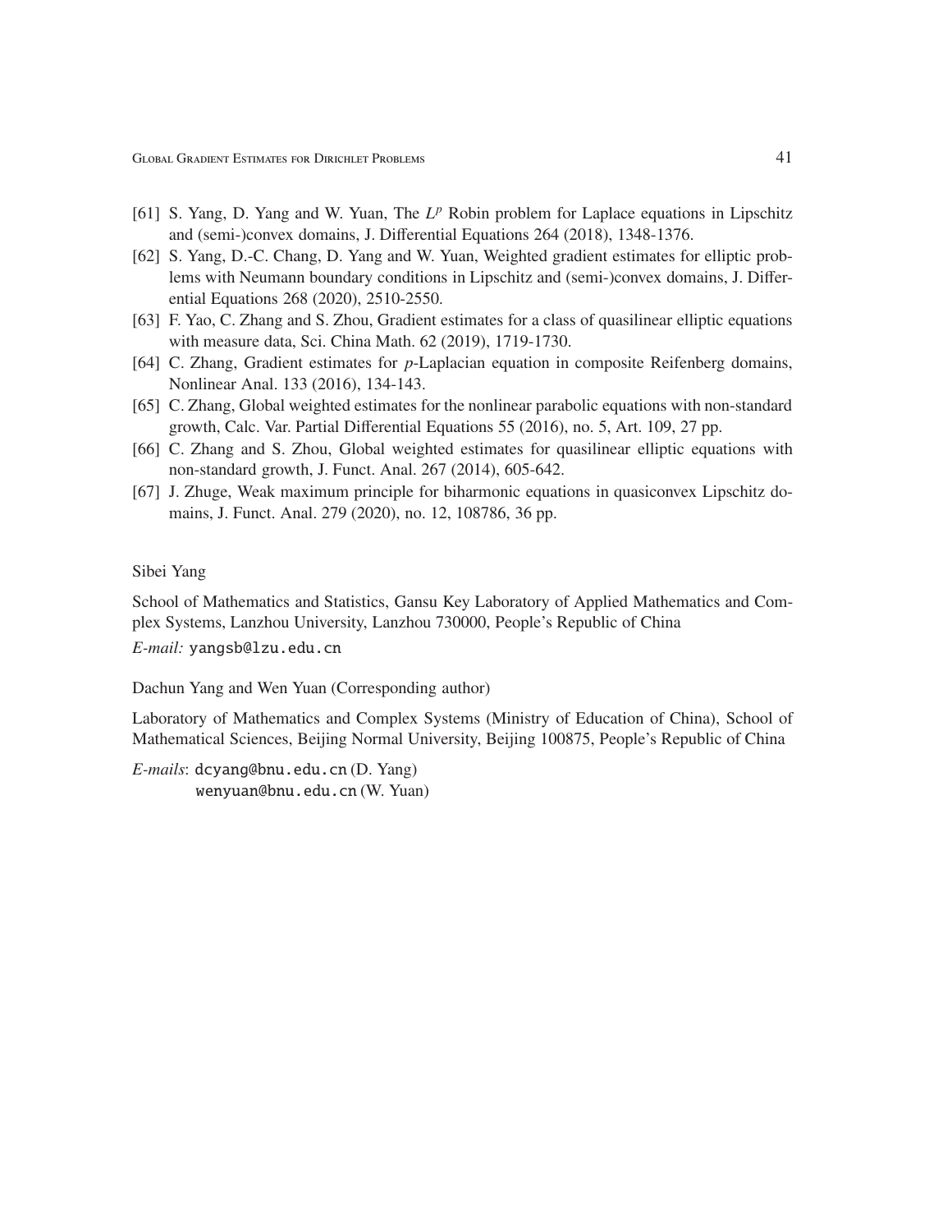[61] S. Yang, D. Yang and W. Yuan, The $L^p$ Robin problem for Laplace equations in Lipschitz and (semi-)convex domains, J. Differential Equations 264 (2018), 1348-1376.

[62] S. Yang, D.-C. Chang, D. Yang and W. Yuan, Weighted gradient estimates for elliptic problems with Neumann boundary conditions in Lipschitz and (semi-)convex domains, J. Differential Equations 268 (2020), 2510-2550.

[63] F. Yao, C. Zhang and S. Zhou, Gradient estimates for a class of quasilinear elliptic equations with measure data, Sci. China Math. 62 (2019), 1719-1730.

[64] C. Zhang, Gradient estimates for $p$-Laplacian equation in composite Reifenberg domains, Nonlinear Anal. 133 (2016), 134-143.

[65] C. Zhang, Global weighted estimates for the nonlinear parabolic equations with non-standard growth, Calc. Var. Partial Differential Equations 55 (2016), no. 5, Art. 109, 27 pp.

[66] C. Zhang and S. Zhou, Global weighted estimates for quasilinear elliptic equations with non-standard growth, J. Funct. Anal. 267 (2014), 605-642.

[67] J. Zhuge, Weak maximum principle for biharmonic equations in quasiconvex Lipschitz domains, J. Funct. Anal. 279 (2020), no. 12, 108786, 36 pp.

Sibei Yang

School of Mathematics and Statistics, Gansu Key Laboratory of Applied Mathematics and Complex Systems, Lanzhou University, Lanzhou 730000, People's Republic of China

*E-mail:* yangsb@lzu.edu.cn

Dachun Yang and Wen Yuan (Corresponding author)

Laboratory of Mathematics and Complex Systems (Ministry of Education of China), School of Mathematical Sciences, Beijing Normal University, Beijing 100875, People's Republic of China

*E-mails*: dcyang@bnu.edu.cn (D. Yang)
wenyuan@bnu.edu.cn (W. Yuan)